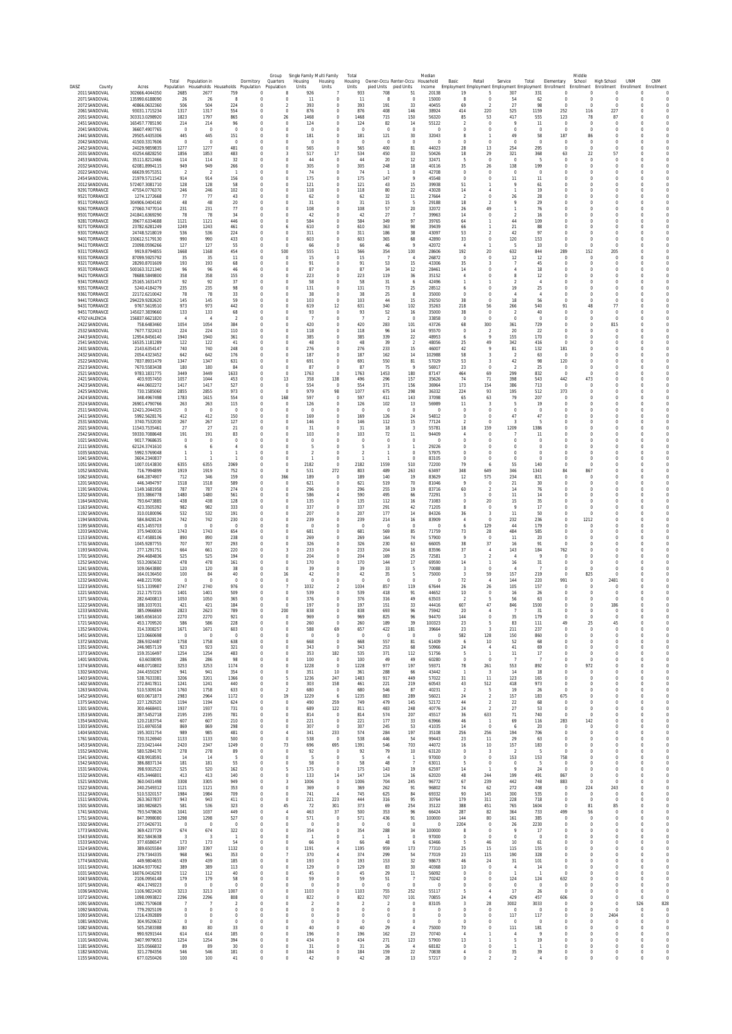| DASZ | County | Acres | Total Population | Population in Households | Households | Dormitory Population | Group Quarters Population | Single Family Housing Units | Multi Family Housing Units | Total Housing Units | Owner-Occupied Units | Renter-Occupied Units | Median Household Income | Basic Employment | Retail Employment | Service Employment | Total Employment | Elementary Enrollment | Middle School Enrollment | High School Enrollment | UNM Enrollment | CNM Enrollment |
|---|---|---|---|---|---|---|---|---|---|---|---|---|---|---|---|---|---|---|---|---|---|---|
| 2011 | SANDOVAL | 302666.4044350 | 2685 | 2677 | 759 | 0 | 8 | 926 | 7 | 933 | 708 | 51 | 20138 | 19 | 5 | 307 | 331 | 0 | 0 | 0 | 0 | 0 |
| 2071 | SANDOVAL | 135990.6188090 | 26 | 26 | 8 | 0 | 0 | 11 | 0 | 11 | 8 | 0 | 15000 | 8 | 0 | 54 | 62 | 0 | 0 | 0 | 0 | 0 |
| 2072 | SANDOVAL | 40866.0632360 | 506 | 504 | 224 | 0 | 2 | 393 | 0 | 393 | 191 | 33 | 40455 | 69 | 2 | 27 | 98 | 0 | 0 | 0 | 0 | 0 |
| 2061 | SANDOVAL | 93031.1715234 | 1317 | 1317 | 554 | 0 | 0 | 876 | 0 | 876 | 408 | 146 | 38924 | 414 | 220 | 525 | 1159 | 252 | 116 | 227 | 0 | 0 |
| 2051 | SANDOVAL | 303313.0298920 | 1823 | 1797 | 865 | 0 | 26 | 1468 | 0 | 1468 | 715 | 150 | 56320 | 85 | 53 | 417 | 555 | 123 | 78 | 87 | 0 | 0 |
| 2451 | SANDOVAL | 165457.7785190 | 214 | 214 | 96 | 0 | 0 | 124 | 0 | 124 | 82 | 14 | 55122 | 2 | 0 | 9 | 11 | 0 | 0 | 0 | 0 | 0 |
| 2041 | SANDOVAL | 36607.4907765 | 0 | 0 | 0 | 0 | 0 | 0 | 0 | 0 | 0 | 0 | 0 | 0 | 0 | 0 | 0 | 0 | 0 | 0 | 0 | 0 |
| 2441 | SANDOVAL | 29505.4435306 | 445 | 445 | 151 | 0 | 0 | 181 | 0 | 181 | 121 | 30 | 32043 | 8 | 1 | 49 | 58 | 187 | 86 | 0 | 0 | 0 |
| 2042 | SANDOVAL | 41500.3317606 | 0 | 0 | 0 | 0 | 0 | 0 | 0 | 0 | 0 | 0 | 0 | 0 | 0 | 0 | 0 | 0 | 0 | 0 | 0 | 0 |
| 2452 | SANDOVAL | 24029.9859835 | 1277 | 1277 | 481 | 0 | 0 | 565 | 0 | 565 | 400 | 81 | 44023 | 28 | 13 | 254 | 295 | 0 | 0 | 0 | 0 | 0 |
| 2031 | SANDOVAL | 43254.6828250 | 1856 | 1853 | 483 | 0 | 3 | 517 | 17 | 534 | 450 | 33 | 50426 | 18 | 29 | 321 | 368 | 63 | 22 | 57 | 0 | 0 |
| 2453 | SANDOVAL | 35111.8212466 | 114 | 114 | 32 | 0 | 0 | 44 | 0 | 44 | 20 | 12 | 32471 | 5 | 0 | 0 | 5 | 0 | 0 | 0 | 0 | 0 |
| 2032 | SANDOVAL | 62081.8994115 | 949 | 949 | 266 | 0 | 0 | 305 | 0 | 305 | 248 | 18 | 40116 | 35 | 26 | 138 | 199 | 0 | 0 | 0 | 0 | 0 |
| 2033 | SANDOVAL | 66639.9575351 | 2 | 2 | 1 | 0 | 0 | 74 | 0 | 74 | 1 | 0 | 42708 | 0 | 0 | 0 | 0 | 0 | 0 | 0 | 0 | 0 |
| 2454 | SANDOVAL | 21979.5711542 | 914 | 914 | 156 | 0 | 0 | 175 | 0 | 175 | 147 | 9 | 45548 | 0 | 0 | 11 | 11 | 0 | 0 | 0 | 0 | 0 |
| 2012 | SANDOVAL | 572407.3081710 | 128 | 128 | 58 | 0 | 0 | 121 | 0 | 121 | 43 | 15 | 39938 | 51 | 1 | 9 | 61 | 0 | 0 | 0 | 0 | 0 |
| 9291 | TORRANCE | 47554.0776370 | 246 | 246 | 102 | 0 | 0 | 118 | 0 | 118 | 80 | 22 | 43028 | 14 | 4 | 1 | 19 | 0 | 0 | 0 | 0 | 0 |
| 9521 | TORRANCE | 1274.1272668 | 77 | 77 | 43 | 0 | 0 | 62 | 0 | 62 | 32 | 11 | 27664 | 2 | 0 | 26 | 28 | 0 | 0 | 0 | 0 | 0 |
| 9511 | TORRANCE | 304906.0404160 | 48 | 48 | 20 | 0 | 0 | 31 | 0 | 31 | 15 | 5 | 29188 | 18 | 2 | 9 | 29 | 0 | 0 | 0 | 0 | 0 |
| 9261 | TORRANCE | 27060.7477014 | 231 | 231 | 77 | 0 | 0 | 108 | 0 | 108 | 57 | 20 | 32072 | 26 | 49 | 1 | 76 | 0 | 0 | 0 | 0 | 0 |
| 9501 | TORRANCE | 241841.6369290 | 78 | 78 | 34 | 0 | 0 | 42 | 0 | 42 | 27 | 7 | 39963 | 14 | 0 | 2 | 16 | 0 | 0 | 0 | 0 | 0 |
| 9281 | TORRANCE | 39677.6334688 | 1121 | 1121 | 446 | 0 | 0 | 584 | 0 | 584 | 349 | 97 | 39765 | 64 | 1 | 44 | 109 | 0 | 0 | 0 | 0 | 0 |
| 9271 | TORRANCE | 23782.6281249 | 1249 | 1243 | 461 | 0 | 6 | 610 | 0 | 610 | 363 | 98 | 39439 | 66 | 1 | 21 | 88 | 0 | 0 | 0 | 0 | 0 |
| 9301 | TORRANCE | 24748.5218019 | 536 | 536 | 224 | 0 | 0 | 311 | 0 | 311 | 186 | 38 | 43097 | 53 | 2 | 42 | 97 | 0 | 0 | 0 | 0 | 0 |
| 9401 | TORRANCE | 150612.5179130 | 990 | 990 | 433 | 0 | 0 | 603 | 0 | 603 | 365 | 68 | 42890 | 33 | 0 | 120 | 153 | 0 | 0 | 0 | 0 | 0 |
| 9411 | TORRANCE | 23098.0596266 | 127 | 127 | 55 | 0 | 0 | 66 | 0 | 66 | 46 | 9 | 42072 | 4 | 1 | 5 | 10 | 0 | 0 | 0 | 0 | 0 |
| 9311 | TORRANCE | 9919.8794855 | 1668 | 1168 | 454 | 0 | 500 | 555 | 11 | 566 | 354 | 100 | 28606 | 192 | 20 | 632 | 844 | 289 | 152 | 205 | 0 | 0 |
| 9331 | TORRANCE | 87099.5925792 | 35 | 35 | 11 | 0 | 0 | 15 | 0 | 15 | 7 | 4 | 26872 | 0 | 0 | 12 | 12 | 0 | 0 | 0 | 0 | 0 |
| 9321 | TORRANCE | 28290.8701609 | 193 | 193 | 68 | 0 | 0 | 91 | 0 | 91 | 53 | 15 | 43306 | 35 | 3 | 7 | 45 | 0 | 0 | 0 | 0 | 0 |
| 9531 | TORRANCE | 500163.3121340 | 96 | 96 | 46 | 0 | 0 | 87 | 0 | 87 | 34 | 12 | 28461 | 14 | 0 | 4 | 18 | 0 | 0 | 0 | 0 | 0 |
| 9421 | TORRANCE | 78688.5849800 | 358 | 358 | 155 | 0 | 0 | 223 | 0 | 223 | 119 | 36 | 35152 | 4 | 0 | 8 | 12 | 0 | 0 | 0 | 0 | 0 |
| 9341 | TORRANCE | 25165.1631473 | 92 | 92 | 37 | 0 | 0 | 58 | 0 | 58 | 31 | 6 | 42496 | 1 | 1 | 2 | 4 | 0 | 0 | 0 | 0 | 0 |
| 9351 | TORRANCE | 5240.4184279 | 235 | 235 | 98 | 0 | 0 | 131 | 0 | 131 | 73 | 25 | 28512 | 6 | 0 | 19 | 25 | 0 | 0 | 0 | 0 | 0 |
| 9361 | TORRANCE | 22172.6210042 | 78 | 78 | 33 | 0 | 0 | 38 | 0 | 38 | 25 | 8 | 35000 | 0 | 0 | 4 | 4 | 0 | 0 | 0 | 0 | 0 |
| 9441 | TORRANCE | 294229.9282620 | 145 | 145 | 59 | 0 | 0 | 103 | 0 | 103 | 44 | 15 | 29250 | 38 | 0 | 18 | 56 | 0 | 0 | 0 | 0 | 0 |
| 9431 | TORRANCE | 9767.5619510 | 973 | 973 | 442 | 0 | 0 | 619 | 12 | 631 | 340 | 102 | 35263 | 218 | 56 | 266 | 540 | 91 | 48 | 77 | 0 | 0 |
| 9451 | TORRANCE | 145027.3839660 | 133 | 133 | 68 | 0 | 0 | 93 | 0 | 93 | 52 | 16 | 35000 | 38 | 0 | 2 | 40 | 0 | 0 | 0 | 0 | 0 |
| 4702 | VALENCIA | 156837.6621820 | 4 | 4 | 2 | 0 | 0 | 7 | 0 | 7 | 2 | 0 | 33858 | 0 | 0 | 0 | 0 | 0 | 0 | 0 | 0 | 0 |
| 2422 | SANDOVAL | 758.6483460 | 1054 | 1054 | 384 | 0 | 0 | 420 | 0 | 420 | 283 | 101 | 43726 | 68 | 300 | 361 | 729 | 0 | 0 | 815 | 0 | 0 |
| 2532 | SANDOVAL | 7677.7322413 | 224 | 224 | 110 | 0 | 0 | 118 | 0 | 118 | 96 | 14 | 95570 | 0 | 2 | 20 | 22 | 0 | 0 | 0 | 0 | 0 |
| 2443 | SANDOVAL | 12954.8456140 | 1940 | 1940 | 361 | 0 | 0 | 385 | 0 | 385 | 339 | 22 | 48953 | 6 | 9 | 155 | 170 | 0 | 0 | 0 | 0 | 0 |
| 2541 | SANDOVAL | 16535.1181289 | 122 | 122 | 41 | 0 | 0 | 48 | 0 | 48 | 39 | 2 | 48056 | 25 | 49 | 342 | 416 | 0 | 0 | 0 | 0 | 0 |
| 2431 | SANDOVAL | 2143.6354147 | 740 | 740 | 248 | 0 | 0 | 276 | 0 | 276 | 233 | 15 | 46007 | 42 | 9 | 81 | 132 | 181 | 0 | 0 | 0 | 0 |
| 2432 | SANDOVAL | 2054.4323452 | 642 | 642 | 176 | 0 | 0 | 187 | 0 | 187 | 162 | 14 | 102988 | 58 | 3 | 2 | 63 | 0 | 0 | 0 | 0 | 0 |
| 2522 | SANDOVAL | 7837.8931479 | 1347 | 1347 | 631 | 0 | 0 | 691 | 0 | 691 | 550 | 81 | 57029 | 53 | 3 | 42 | 98 | 120 | 0 | 0 | 0 | 0 |
| 2523 | SANDOVAL | 7670.5583438 | 180 | 180 | 84 | 0 | 0 | 87 | 0 | 87 | 75 | 9 | 56917 | 23 | 0 | 2 | 25 | 0 | 0 | 0 | 0 | 0 |
| 2521 | SANDOVAL | 9783.1831775 | 3449 | 3449 | 1633 | 0 | 0 | 1763 | 0 | 1763 | 1453 | 180 | 87147 | 464 | 69 | 299 | 832 | 0 | 0 | 0 | 0 | 0 |
| 2421 | SANDOVAL | 403.9357450 | 1057 | 1044 | 453 | 0 | 13 | 358 | 138 | 496 | 296 | 157 | 35626 | 74 | 71 | 398 | 543 | 442 | 473 | 0 | 0 | 0 |
| 2423 | SANDOVAL | 444.0602272 | 1417 | 1417 | 527 | 0 | 0 | 554 | 0 | 554 | 371 | 156 | 36964 | 173 | 154 | 386 | 713 | 0 | 0 | 0 | 0 | 0 |
| 2425 | SANDOVAL | 730.1585060 | 2855 | 2855 | 973 | 0 | 0 | 979 | 98 | 1077 | 675 | 298 | 36332 | 224 | 93 | 195 | 512 | 373 | 0 | 0 | 0 | 0 |
| 2424 | SANDOVAL | 348.4967498 | 1783 | 1615 | 554 | 0 | 168 | 597 | 0 | 597 | 411 | 143 | 37098 | 65 | 63 | 79 | 207 | 0 | 0 | 0 | 0 | 0 |
| 2524 | SANDOVAL | 26901.4790766 | 263 | 263 | 115 | 0 | 0 | 126 | 0 | 126 | 102 | 13 | 56989 | 11 | 3 | 5 | 19 | 0 | 0 | 0 | 0 | 0 |
| 2511 | SANDOVAL | 12421.2044325 | 0 | 0 | 0 | 0 | 0 | 0 | 0 | 0 | 0 | 0 | 0 | 0 | 0 | 0 | 0 | 0 | 0 | 0 | 0 | 0 |
| 2411 | SANDOVAL | 5992.5628176 | 412 | 412 | 150 | 0 | 0 | 169 | 0 | 169 | 126 | 24 | 54812 | 0 | 0 | 47 | 47 | 0 | 0 | 0 | 0 | 0 |
| 2531 | SANDOVAL | 3740.7532030 | 267 | 267 | 127 | 0 | 0 | 146 | 0 | 146 | 112 | 15 | 77124 | 2 | 0 | 3 | 5 | 0 | 0 | 0 | 0 | 0 |
| 2021 | SANDOVAL | 11543.7535461 | 27 | 27 | 21 | 0 | 0 | 31 | 0 | 31 | 18 | 3 | 55781 | 18 | 159 | 1209 | 1386 | 0 | 0 | 0 | 0 | 0 |
| 2542 | SANDOVAL | 59330.7088648 | 191 | 191 | 83 | 0 | 0 | 103 | 0 | 103 | 72 | 11 | 94409 | 4 | 0 | 7 | 11 | 0 | 0 | 0 | 0 | 0 |
| 1021 | SANDOVAL | 9017.7968635 | 0 | 0 | 0 | 0 | 0 | 0 | 0 | 0 | 0 | 0 | 0 | 0 | 0 | 0 | 0 | 0 | 0 | 0 | 0 | 0 |
| 2111 | SANDOVAL | 62124.3741610 | 6 | 6 | 4 | 0 | 0 | 5 | 0 | 5 | 3 | 1 | 29226 | 0 | 0 | 0 | 0 | 0 | 0 | 0 | 0 | 0 |
| 1035 | SANDOVAL | 5992.5769048 | 1 | 1 | 1 | 0 | 0 | 2 | 0 | 2 | 1 | 0 | 57975 | 0 | 0 | 0 | 0 | 0 | 0 | 0 | 0 | 0 |
| 1041 | SANDOVAL | 3604.2340837 | 1 | 1 | 1 | 0 | 0 | 1 | 0 | 1 | 1 | 0 | 83105 | 0 | 0 | 0 | 0 | 0 | 0 | 0 | 0 | 0 |
| 1051 | SANDOVAL | 1007.0143830 | 6355 | 6355 | 2069 | 0 | 0 | 2182 | 0 | 2182 | 1559 | 510 | 72200 | 79 | 6 | 55 | 140 | 0 | 0 | 0 | 0 | 0 |
| 1052 | SANDOVAL | 716.7994899 | 1919 | 1919 | 752 | 0 | 0 | 531 | 272 | 803 | 489 | 263 | 63497 | 348 | 649 | 346 | 1343 | 84 | 867 | 0 | 0 | 0 |
| 1062 | SANDOVAL | 646.2874907 | 712 | 346 | 159 | 0 | 366 | 189 | 0 | 189 | 140 | 19 | 83629 | 12 | 575 | 234 | 821 | 0 | 0 | 0 | 0 | 0 |
| 1201 | SANDOVAL | 446.3494797 | 1518 | 1518 | 589 | 0 | 0 | 621 | 0 | 621 | 519 | 70 | 81046 | 9 | 0 | 21 | 30 | 0 | 0 | 0 | 0 | 0 |
| 1221 | SANDOVAL | 1149.1681958 | 787 | 787 | 274 | 0 | 0 | 296 | 0 | 296 | 255 | 19 | 83716 | 60 | 2 | 14 | 76 | 0 | 0 | 0 | 0 | 0 |
| 1202 | SANDOVAL | 333.3866778 | 1480 | 1480 | 561 | 0 | 0 | 586 | 4 | 590 | 495 | 66 | 72291 | 3 | 0 | 11 | 14 | 0 | 0 | 0 | 0 | 0 |
| 1161 | SANDOVAL | 793.6473885 | 438 | 438 | 128 | 0 | 0 | 135 | 0 | 135 | 112 | 16 | 71083 | 0 | 20 | 15 | 35 | 0 | 0 | 0 | 0 | 0 |
| 1163 | SANDOVAL | 423.3505392 | 982 | 982 | 333 | 0 | 0 | 337 | 0 | 337 | 291 | 42 | 71205 | 8 | 0 | 9 | 17 | 0 | 0 | 0 | 0 | 0 |
| 1192 | SANDOVAL | 310.0180096 | 532 | 532 | 191 | 0 | 0 | 207 | 0 | 207 | 177 | 14 | 84326 | 36 | 3 | 11 | 50 | 0 | 0 | 0 | 0 | 0 |
| 1194 | SANDOVAL | 584.8428124 | 742 | 742 | 230 | 0 | 0 | 239 | 0 | 239 | 214 | 16 | 83909 | 4 | 0 | 232 | 236 | 0 | 1212 | 0 | 0 | 0 |
| 1195 | SANDOVAL | 415.1455703 | 0 | 0 | 0 | 0 | 0 | 0 | 0 | 0 | 0 | 0 | 0 | 6 | 129 | 44 | 179 | 0 | 0 | 0 | 0 | 0 |
| 1203 | SANDOVAL | 375.9400016 | 1743 | 1743 | 654 | 0 | 0 | 681 | 0 | 681 | 569 | 85 | 71759 | 73 | 28 | 484 | 585 | 0 | 0 | 0 | 0 | 0 |
| 1153 | SANDOVAL | 417.4588106 | 890 | 890 | 238 | 0 | 0 | 269 | 0 | 269 | 164 | 74 | 57900 | 9 | 0 | 11 | 20 | 0 | 0 | 0 | 0 | 0 |
| 1731 | SANDOVAL | 1045.9287755 | 707 | 707 | 293 | 0 | 0 | 326 | 0 | 326 | 230 | 63 | 66005 | 38 | 37 | 16 | 91 | 0 | 0 | 0 | 0 | 0 |
| 1222 | SANDOVAL | 277.1291751 | 664 | 661 | 220 | 0 | 3 | 233 | 0 | 233 | 204 | 16 | 83596 | 37 | 4 | 143 | 184 | 762 | 0 | 0 | 0 | 0 |
| 1701 | SANDOVAL | 294.4684836 | 525 | 525 | 194 | 0 | 0 | 204 | 0 | 204 | 169 | 25 | 72581 | 3 | 2 | 4 | 9 | 0 | 0 | 0 | 0 | 0 |
| 1252 | SANDOVAL | 553.2065632 | 478 | 478 | 161 | 0 | 0 | 170 | 0 | 170 | 144 | 17 | 69590 | 14 | 1 | 16 | 31 | 0 | 0 | 0 | 0 | 0 |
| 1241 | SANDOVAL | 109.0643880 | 120 | 120 | 38 | 0 | 0 | 39 | 0 | 39 | 33 | 5 | 70088 | 3 | 0 | 4 | 7 | 0 | 0 | 0 | 0 | 0 |
| 1231 | SANDOVAL | 164.0136450 | 100 | 84 | 40 | 0 | 16 | 42 | 0 | 42 | 35 | 5 | 75000 | 3 | 59 | 157 | 219 | 0 | 825 | 0 | 0 | 0 |
| 1232 | SANDOVAL | 448.2217090 | 0 | 0 | 0 | 0 | 0 | 0 | 0 | 0 | 0 | 0 | 0 | 72 | 4 | 144 | 220 | 991 | 0 | 2481 | 0 | 0 |
| 1223 | SANDOVAL | 515.1339987 | 2747 | 2740 | 976 | 0 | 7 | 1032 | 2 | 1034 | 857 | 119 | 67644 | 26 | 26 | 105 | 157 | 0 | 0 | 0 | 0 | 0 |
| 1221 | SANDOVAL | 212.1757215 | 1401 | 1401 | 509 | 0 | 0 | 539 | 0 | 539 | 418 | 91 | 44652 | 10 | 0 | 16 | 26 | 0 | 0 | 0 | 0 | 0 |
| 1371 | SANDOVAL | 282.6400813 | 1050 | 1050 | 365 | 0 | 0 | 376 | 0 | 376 | 316 | 49 | 63503 | 2 | 5 | 56 | 63 | 0 | 0 | 0 | 0 | 0 |
| 1222 | SANDOVAL | 188.1037031 | 421 | 421 | 184 | 0 | 0 | 197 | 0 | 197 | 151 | 33 | 44416 | 607 | 47 | 846 | 1500 | 0 | 186 | 0 | 0 | 0 |
| 1233 | SANDOVAL | 385.0966869 | 2823 | 2623 | 789 | 0 | 200 | 838 | 0 | 838 | 693 | 96 | 75942 | 20 | 4 | 7 | 31 | 0 | 0 | 0 | 0 | 0 |
| 1711 | SANDOVAL | 1665.6561610 | 2270 | 2270 | 921 | 0 | 0 | 969 | 0 | 969 | 825 | 96 | 94470 | 144 | 0 | 35 | 179 | 0 | 0 | 0 | 0 | 0 |
| 1721 | SANDOVAL | 453.1709520 | 586 | 586 | 228 | 0 | 0 | 260 | 0 | 260 | 189 | 39 | 100323 | 23 | 5 | 83 | 111 | 49 | 25 | 45 | 0 | 0 |
| 1352 | SANDOVAL | 314.3308257 | 1671 | 1671 | 603 | 0 | 0 | 588 | 69 | 657 | 422 | 181 | 39664 | 23 | 3 | 211 | 237 | 0 | 0 | 0 | 0 | 0 |
| 1451 | SANDOVAL | 123.0660698 | 0 | 0 | 0 | 0 | 0 | 0 | 0 | 0 | 0 | 0 | 0 | 582 | 128 | 150 | 860 | 0 | 0 | 0 | 0 | 0 |
| 1372 | SANDOVAL | 286.9324487 | 1758 | 1758 | 638 | 0 | 0 | 668 | 0 | 668 | 557 | 81 | 61409 | 6 | 10 | 52 | 68 | 0 | 0 | 0 | 0 | 0 |
| 1351 | SANDOVAL | 246.9857119 | 923 | 923 | 321 | 0 | 0 | 343 | 0 | 343 | 253 | 68 | 50966 | 24 | 4 | 41 | 69 | 0 | 0 | 0 | 0 | 0 |
| 1373 | SANDOVAL | 159.3516497 | 1254 | 1254 | 483 | 0 | 0 | 353 | 182 | 535 | 371 | 112 | 51756 | 5 | 1 | 11 | 17 | 0 | 0 | 0 | 0 | 0 |
| 1401 | SANDOVAL | 63.6038095 | 286 | 286 | 98 | 0 | 0 | 100 | 0 | 100 | 49 | 49 | 60280 | 0 | 0 | 7 | 7 | 0 | 0 | 0 | 0 | 0 |
| 1374 | SANDOVAL | 448.0710802 | 3253 | 3253 | 1174 | 0 | 0 | 1228 | 0 | 1228 | 977 | 197 | 59371 | 78 | 261 | 553 | 892 | 0 | 972 | 0 | 0 | 0 |
| 1302 | SANDOVAL | 244.4550267 | 941 | 941 | 354 | 0 | 0 | 351 | 10 | 361 | 288 | 66 | 43442 | 1 | 3 | 14 | 18 | 0 | 0 | 0 | 0 | 0 |
| 1403 | SANDOVAL | 538.7633381 | 3206 | 3201 | 1366 | 0 | 5 | 1236 | 247 | 1483 | 917 | 449 | 57022 | 31 | 11 | 123 | 165 | 0 | 0 | 0 | 0 | 0 |
| 1402 | SANDOVAL | 272.8417811 | 1241 | 1241 | 440 | 0 | 0 | 303 | 158 | 461 | 221 | 219 | 60543 | 43 | 512 | 418 | 973 | 0 | 0 | 0 | 0 | 0 |
| 1263 | SANDOVAL | 510.5309104 | 1760 | 1758 | 633 | 0 | 2 | 680 | 0 | 680 | 546 | 87 | 40231 | 2 | 5 | 19 | 26 | 0 | 0 | 0 | 0 | 0 |
| 1452 | SANDOVAL | 600.0671873 | 2983 | 2964 | 1172 | 0 | 19 | 1229 | 6 | 1235 | 883 | 289 | 56021 | 24 | 2 | 157 | 183 | 675 | 0 | 0 | 0 | 0 |
| 1262 | SANDOVAL | 227.1292520 | 1194 | 1194 | 624 | 0 | 0 | 490 | 259 | 749 | 479 | 145 | 52172 | 44 | 2 | 22 | 68 | 0 | 0 | 0 | 0 | 0 |
| 1301 | SANDOVAL | 300.4668401 | 1937 | 1937 | 731 | 0 | 0 | 689 | 122 | 811 | 483 | 248 | 40776 | 24 | 2 | 27 | 53 | 0 | 0 | 0 | 0 | 0 |
| 1353 | SANDOVAL | 287.5452718 | 2195 | 2195 | 781 | 0 | 0 | 814 | 0 | 814 | 574 | 207 | 45517 | 36 | 633 | 71 | 740 | 0 | 0 | 0 | 0 | 0 |
| 1354 | SANDOVAL | 120.2183754 | 607 | 607 | 210 | 0 | 0 | 221 | 0 | 221 | 177 | 33 | 63966 | 46 | 1 | 69 | 116 | 283 | 142 | 0 | 0 | 0 |
| 1303 | SANDOVAL | 151.6976558 | 869 | 869 | 298 | 0 | 0 | 307 | 0 | 307 | 245 | 53 | 41035 | 14 | 0 | 6 | 20 | 0 | 0 | 0 | 0 | 0 |
| 1404 | SANDOVAL | 195.3031754 | 989 | 985 | 481 | 0 | 4 | 341 | 233 | 574 | 284 | 197 | 35108 | 256 | 256 | 194 | 706 | 0 | 0 | 0 | 0 | 0 |
| 1761 | SANDOVAL | 730.3126940 | 1133 | 1133 | 500 | 0 | 0 | 538 | 0 | 538 | 446 | 54 | 99443 | 23 | 11 | 29 | 63 | 0 | 0 | 0 | 0 | 0 |
| 1453 | SANDOVAL | 223.0421444 | 2420 | 2347 | 1249 | 0 | 73 | 696 | 695 | 1391 | 546 | 703 | 44072 | 16 | 10 | 157 | 183 | 0 | 0 | 0 | 0 | 0 |
| 1552 | SANDOVAL | 580.5284170 | 278 | 278 | 89 | 0 | 0 | 92 | 0 | 92 | 92 | 10 | 63120 | 0 | 3 | 2 | 5 | 0 | 0 | 0 | 0 | 0 |
| 1541 | SANDOVAL | 428.9918591 | 14 | 14 | 5 | 0 | 0 | 5 | 0 | 5 | 4 | 1 | 97000 | 0 | 0 | 153 | 153 | 758 | 0 | 0 | 0 | 0 |
| 1542 | SANDOVAL | 386.8837134 | 181 | 181 | 55 | 0 | 0 | 58 | 0 | 58 | 48 | 7 | 63011 | 5 | 0 | 0 | 5 | 0 | 0 | 0 | 0 | 0 |
| 1531 | SANDOVAL | 398.9302522 | 525 | 520 | 162 | 0 | 5 | 175 | 0 | 175 | 143 | 19 | 62597 | 14 | 1 | 9 | 24 | 0 | 0 | 0 | 0 | 0 |
| 1532 | SANDOVAL | 435.3446801 | 413 | 413 | 140 | 0 | 0 | 133 | 14 | 147 | 124 | 16 | 62020 | 48 | 244 | 199 | 491 | 867 | 0 | 0 | 0 | 0 |
| 1521 | SANDOVAL | 360.0431498 | 3308 | 3305 | 949 | 0 | 3 | 1006 | 0 | 1006 | 704 | 245 | 96772 | 67 | 239 | 442 | 748 | 883 | 0 | 0 | 0 | 0 |
| 1522 | SANDOVAL | 240.2549312 | 1121 | 1121 | 353 | 0 | 0 | 369 | 0 | 369 | 262 | 91 | 96802 | 74 | 62 | 272 | 408 | 0 | 224 | 243 | 0 | 0 |
| 1512 | SANDOVAL | 510.5320157 | 1984 | 1984 | 709 | 0 | 0 | 741 | 4 | 745 | 625 | 84 | 69332 | 90 | 145 | 300 | 535 | 0 | 0 | 0 | 0 | 0 |
| 1511 | SANDOVAL | 263.3637837 | 943 | 943 | 411 | 0 | 0 | 221 | 223 | 444 | 316 | 95 | 30764 | 179 | 311 | 228 | 718 | 0 | 0 | 0 | 0 | 0 |
| 1501 | SANDOVAL | 180.9826825 | 581 | 536 | 323 | 0 | 45 | 72 | 301 | 373 | 69 | 254 | 35122 | 388 | 451 | 765 | 1604 | 0 | 81 | 85 | 0 | 0 |
| 1741 | SANDOVAL | 793.5478626 | 1041 | 1037 | 449 | 0 | 4 | 463 | 37 | 500 | 353 | 96 | 66424 | 287 | 82 | 364 | 733 | 499 | 56 | 0 | 0 | 0 |
| 1751 | SANDOVAL | 847.3998080 | 1298 | 1298 | 527 | 0 | 0 | 571 | 0 | 571 | 436 | 91 | 100000 | 144 | 80 | 161 | 385 | 0 | 0 | 0 | 0 | 0 |
| 1502 | SANDOVAL | 277.0426731 | 0 | 0 | 0 | 0 | 0 | 0 | 0 | 0 | 0 | 0 | 0 | 2204 | 0 | 26 | 2230 | 0 | 0 | 0 | 0 | 0 |
| 1773 | SANDOVAL | 369.4237729 | 674 | 674 | 322 | 0 | 0 | 354 | 0 | 354 | 288 | 34 | 100000 | 8 | 0 | 9 | 17 | 0 | 0 | 0 | 0 | 0 |
| 1543 | SANDOVAL | 302.5843638 | 3 | 3 | 1 | 0 | 0 | 1 | 0 | 1 | 1 | 0 | 97000 | 0 | 0 | 0 | 0 | 0 | 0 | 0 | 0 | 0 |
| 1533 | SANDOVAL | 377.6586547 | 173 | 173 | 54 | 0 | 0 | 66 | 0 | 66 | 48 | 6 | 63466 | 5 | 46 | 10 | 61 | 0 | 0 | 0 | 0 | 0 |
| 1524 | SANDOVAL | 389.6505584 | 3397 | 3397 | 1132 | 0 | 0 | 1191 | 4 | 1195 | 959 | 173 | 77310 | 25 | 15 | 115 | 155 | 0 | 0 | 0 | 0 | 0 |
| 1513 | SANDOVAL | 279.7344335 | 968 | 961 | 353 | 0 | 7 | 370 | 4 | 374 | 299 | 54 | 77019 | 23 | 115 | 190 | 328 | 0 | 0 | 0 | 0 | 0 |
| 1774 | SANDOVAL | 449.9804655 | 439 | 439 | 185 | 0 | 0 | 193 | 0 | 193 | 153 | 32 | 98673 | 46 | 24 | 31 | 101 | 0 | 0 | 0 | 0 | 0 |
| 1011 | SANDOVAL | 16264.9377062 | 389 | 389 | 113 | 0 | 0 | 129 | 0 | 129 | 83 | 30 | 40368 | 10 | 0 | 4 | 14 | 0 | 0 | 0 | 0 | 0 |
| 1031 | SANDOVAL | 16076.0416293 | 112 | 112 | 40 | 0 | 0 | 45 | 0 | 45 | 29 | 11 | 56092 | 0 | 0 | 1 | 1 | 0 | 0 | 0 | 0 | 0 |
| 1043 | SANDOVAL | 2106.0956148 | 179 | 179 | 58 | 0 | 0 | 59 | 0 | 59 | 51 | 7 | 70242 | 0 | 0 | 124 | 124 | 632 | 0 | 0 | 0 | 0 |
| 1071 | SANDOVAL | 404.1749223 | 0 | 0 | 0 | 0 | 0 | 0 | 0 | 0 | 0 | 0 | 0 | 0 | 0 | 0 | 0 | 0 | 0 | 0 | 0 | 0 |
| 1036 | SANDOVAL | 1106.9822430 | 3213 | 3213 | 1007 | 0 | 0 | 1103 | 0 | 1103 | 755 | 252 | 55117 | 5 | 4 | 17 | 26 | 0 | 0 | 0 | 0 | 0 |
| 1072 | SANDOVAL | 1098.0993822 | 2296 | 2296 | 808 | 0 | 0 | 822 | 0 | 822 | 707 | 101 | 70855 | 24 | 4 | 429 | 457 | 606 | 0 | 0 | 0 | 0 |
| 1091 | SANDOVAL | 1092.7570608 | 7 | 7 | 2 | 0 | 0 | 2 | 0 | 2 | 2 | 0 | 83105 | 3 | 28 | 3002 | 3033 | 0 | 0 | 0 | 526 | 828 |
| 1092 | SANDOVAL | 779.2925109 | 0 | 0 | 0 | 0 | 0 | 0 | 0 | 0 | 0 | 0 | 0 | 0 | 0 | 0 | 0 | 0 | 0 | 0 | 0 | 0 |
| 1093 | SANDOVAL | 1216.4392889 | 0 | 0 | 0 | 0 | 0 | 0 | 0 | 0 | 0 | 0 | 0 | 0 | 0 | 117 | 117 | 0 | 0 | 0 | 2404 | 0 |
| 1081 | SANDOVAL | 304.9520632 | 0 | 0 | 0 | 0 | 0 | 0 | 0 | 0 | 0 | 0 | 0 | 0 | 0 | 0 | 0 | 0 | 0 | 0 | 0 | 0 |
| 1082 | SANDOVAL | 505.2583388 | 80 | 80 | 33 | 0 | 0 | 40 | 0 | 40 | 29 | 4 | 75000 | 70 | 0 | 111 | 181 | 0 | 0 | 0 | 0 | 0 |
| 1171 | SANDOVAL | 990.9291544 | 614 | 614 | 185 | 0 | 0 | 196 | 0 | 196 | 162 | 23 | 70740 | 4 | 1 | 4 | 9 | 0 | 0 | 0 | 0 | 0 |
| 1101 | SANDOVAL | 3407.9979053 | 1254 | 1254 | 394 | 0 | 0 | 434 | 0 | 434 | 271 | 123 | 57900 | 13 | 1 | 5 | 19 | 0 | 0 | 0 | 0 | 0 |
| 1181 | SANDOVAL | 325.0566832 | 89 | 89 | 30 | 0 | 0 | 31 | 0 | 31 | 26 | 4 | 68162 | 0 | 0 | 1 | 1 | 0 | 0 | 0 | 0 | 0 |
| 1182 | SANDOVAL | 321.2784356 | 546 | 546 | 181 | 0 | 0 | 184 | 0 | 184 | 159 | 22 | 70838 | 4 | 0 | 35 | 39 | 0 | 0 | 0 | 0 | 0 |
| 1155 | SANDOVAL | 677.0250426 | 100 | 100 | 41 | 0 | 0 | 42 | 0 | 42 | 28 | 13 | 57217 | 0 | 2 | 2 | 4 | 0 | 0 | 0 | 0 | 0 |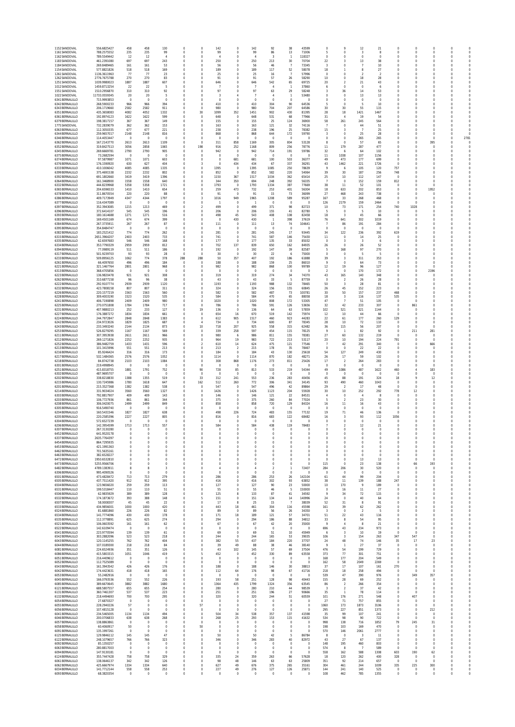| | | | | | | | | | | | | | | | | | | | | | |
|---|---|---|---|---|---|---|---|---|---|---|---|---|---|---|---|---|---|---|---|---|---|
| 1152 | SANDOVAL | 556.6825427 | 458 | 458 | 130 | 0 | 0 | 142 | 0 | 142 | 92 | 38 | 43599 | 0 | 9 | 12 | 21 | 0 | 0 | 0 | 0 | 0 |
| 1161 | SANDOVAL | 788.2575552 | 235 | 235 | 99 | 0 | 0 | 99 | 0 | 99 | 86 | 13 | 71006 | 5 | 0 | 3 | 8 | 0 | 0 | 0 | 0 | 0 |
| 1162 | SANDOVAL | 789.5549442 | 12 | 12 | 4 | 0 | 0 | 4 | 0 | 4 | 3 | 1 | 118327 | 0 | 0 | 0 | 0 | 0 | 0 | 0 | 0 | 0 |
| 1183 | SANDOVAL | 461.2391080 | 697 | 697 | 243 | 0 | 0 | 250 | 0 | 250 | 213 | 30 | 70704 | 22 | 3 | 13 | 38 | 0 | 0 | 0 | 0 | 0 |
| 1184 | SANDOVAL | 269.8489465 | 161 | 161 | 53 | 0 | 0 | 56 | 0 | 56 | 46 | 7 | 73345 | 3 | 0 | 7 | 10 | 0 | 0 | 0 | 0 | 0 |
| 1154 | SANDOVAL | 577.8821826 | 518 | 518 | 169 | 0 | 0 | 189 | 0 | 189 | 117 | 52 | 58078 | 18 | 1 | 8 | 27 | 0 | 0 | 0 | 0 | 0 |
| 1261 | SANDOVAL | 1136.3611963 | 77 | 77 | 23 | 0 | 0 | 25 | 0 | 25 | 16 | 7 | 57996 | 0 | 0 | 2 | 2 | 0 | 0 | 0 | 0 | 0 |
| 1262 | SANDOVAL | 2776.7675788 | 270 | 270 | 83 | 0 | 0 | 91 | 0 | 91 | 57 | 26 | 58290 | 10 | 0 | 18 | 28 | 0 | 0 | 0 | 0 | 0 |
| 1251 | SANDOVAL | 1039.9980023 | 1887 | 1887 | 607 | 0 | 0 | 646 | 0 | 646 | 542 | 65 | 69725 | 20 | 2 | 21 | 43 | 0 | 0 | 0 | 0 | 0 |
| 1012 | SANDOVAL | 1459.8713254 | 22 | 22 | 5 | 0 | 0 | 7 | 0 | 7 | 4 | 1 | 37860 | 6 | 0 | 0 | 6 | 0 | 0 | 0 | 0 | 0 |
| 1551 | SANDOVAL | 1510.2956870 | 310 | 310 | 92 | 0 | 0 | 97 | 0 | 97 | 63 | 29 | 58248 | 3 | 36 | 14 | 53 | 0 | 0 | 0 | 0 | 0 |
| 1022 | SANDOVAL | 11733.0559345 | 20 | 20 | 5 | 0 | 0 | 3 | 4 | 7 | 4 | 1 | 53480 | 0 | 0 | 13 | 13 | 0 | 0 | 0 | 0 | 0 |
| 6341 | BERNALILLO | 715.9993853 | 0 | 0 | 0 | 0 | 0 | 0 | 0 | 0 | 0 | 0 | 0 | 0 | 0 | 0 | 0 | 0 | 0 | 0 | 0 | 0 |
| 6342 | BERNALILLO | 268.5900233 | 966 | 966 | 394 | 0 | 0 | 410 | 0 | 410 | 304 | 90 | 64536 | 5 | 0 | 5 | 10 | 0 | 0 | 0 | 0 | 0 |
| 6343 | BERNALILLO | 206.1719660 | 2582 | 2582 | 911 | 0 | 0 | 980 | 0 | 980 | 704 | 207 | 64586 | 30 | 30 | 55 | 115 | 0 | 0 | 0 | 0 | 0 |
| 6351 | BERNALILLO | 435.3658083 | 4082 | 4052 | 1332 | 0 | 30 | 1099 | 352 | 1451 | 902 | 430 | 81395 | 28 | 18 | 1421 | 1467 | 0 | 0 | 0 | 0 | 0 |
| 6361 | BERNALILLO | 192.8974123 | 1622 | 1622 | 599 | 0 | 0 | 648 | 0 | 648 | 531 | 68 | 77966 | 31 | 4 | 19 | 54 | 0 | 0 | 0 | 0 | 0 |
| 6379 | BERNALILLO | 198.3817157 | 367 | 367 | 149 | 0 | 0 | 155 | 0 | 155 | 25 | 124 | 36900 | 58 | 261 | 245 | 564 | 0 | 0 | 0 | 0 | 0 |
| 1775 | SANDOVAL | 732.2839079 | 362 | 362 | 153 | 0 | 0 | 163 | 0 | 163 | 121 | 32 | 74116 | 7 | 0 | 44 | 51 | 0 | 0 | 0 | 0 | 0 |
| 6363 | BERNALILLO | 112.3050335 | 677 | 677 | 221 | 0 | 0 | 238 | 0 | 238 | 196 | 25 | 78382 | 15 | 3 | 7 | 25 | 0 | 0 | 0 | 0 | 0 |
| 6344 | BERNALILLO | 259.9657017 | 2148 | 2148 | 816 | 0 | 0 | 868 | 0 | 868 | 644 | 172 | 59790 | 3 | 0 | 25 | 28 | 0 | 0 | 0 | 0 | 0 |
| 6346 | BERNALILLO | 114.4053447 | 0 | 0 | 0 | 0 | 0 | 0 | 0 | 0 | 0 | 0 | 0 | 0 | 0 | 265 | 265 | 0 | 0 | 0 | 0 | 2781 |
| 6362 | BERNALILLO | 167.2143770 | 2613 | 2613 | 1109 | 0 | 0 | 311 | 858 | 1169 | 305 | 804 | 53128 | 8 | 0 | 57 | 65 | 0 | 0 | 395 | 0 | 0 |
| 6352 | BERNALILLO | 319.8427513 | 3056 | 2858 | 1065 | 0 | 198 | 916 | 252 | 1168 | 809 | 256 | 78776 | 11 | 179 | 287 | 477 | 0 | 0 | 0 | 0 | 0 |
| 6345 | BERNALILLO | 269.6669781 | 2790 | 2790 | 905 | 0 | 0 | 942 | 0 | 942 | 714 | 191 | 59786 | 32 | 6 | 64 | 102 | 0 | 0 | 0 | 0 | 0 |
| 6375 | BERNALILLO | 73.2682594 | 0 | 0 | 0 | 0 | 0 | 0 | 0 | 0 | 0 | 0 | 0 | 11 | 1038 | 107 | 1156 | 0 | 0 | 0 | 0 | 0 |
| 6374 | BERNALILLO | 97.5879987 | 1071 | 1071 | 603 | 0 | 0 | 0 | 681 | 681 | 100 | 503 | 36377 | 49 | 473 | 177 | 699 | 0 | 0 | 0 | 0 | 0 |
| 6376 | BERNALILLO | 176.1590920 | 630 | 627 | 404 | 0 | 3 | 0 | 434 | 434 | 67 | 337 | 36291 | 43 | 1462 | 221 | 1726 | 0 | 0 | 0 | 0 | 0 |
| 6333 | BERNALILLO | 410.1006042 | 4085 | 4085 | 1335 | 0 | 0 | 1395 | 0 | 1395 | 1085 | 250 | 78639 | 9 | 6 | 105 | 120 | 757 | 0 | 0 | 0 | 0 |
| 6399 | BERNALILLO | 375.4691538 | 2232 | 2232 | 802 | 0 | 0 | 852 | 0 | 852 | 582 | 220 | 54064 | 39 | 30 | 187 | 256 | 748 | 0 | 0 | 0 | 0 |
| 6392 | BERNALILLO | 691.1802660 | 3419 | 3419 | 1396 | 0 | 0 | 1150 | 367 | 1517 | 1034 | 362 | 65414 | 25 | 10 | 112 | 147 | 0 | 0 | 0 | 0 | 0 |
| 6364 | BERNALILLO | 161.3468900 | 1558 | 1558 | 640 | 0 | 0 | 344 | 350 | 694 | 248 | 392 | 56335 | 7 | 0 | 152 | 159 | 812 | 0 | 0 | 0 | 0 |
| 6332 | BERNALILLO | 444.8239968 | 5358 | 5358 | 1721 | 0 | 0 | 1793 | 0 | 1793 | 1334 | 387 | 77669 | 38 | 11 | 52 | 101 | 0 | 0 | 0 | 0 | 0 |
| 6365 | BERNALILLO | 204.6596533 | 1410 | 1410 | 654 | 0 | 0 | 259 | 473 | 732 | 253 | 401 | 56304 | 18 | 633 | 202 | 853 | 0 | 1952 | 0 | 0 | 0 |
| 6372 | BERNALILLO | 311.8670554 | 220 | 220 | 88 | 0 | 0 | 91 | 0 | 91 | 15 | 73 | 36099 | 27 | 468 | 243 | 738 | 0 | 0 | 0 | 0 | 0 |
| 6386 | BERNALILLO | 409.7173949 | 4347 | 4344 | 1797 | 0 | 3 | 1016 | 949 | 1965 | 1208 | 589 | 95287 | 167 | 33 | 268 | 468 | 0 | 0 | 0 | 0 | 0 |
| 6377 | BERNALILLO | 116.4347089 | 0 | 0 | 0 | 0 | 0 | 1 | 0 | 1 | 0 | 0 | 0 | 126 | 2179 | 159 | 2464 | 0 | 0 | 0 | 0 | 0 |
| 6397 | BERNALILLO | 352.3943085 | 1215 | 1213 | 469 | 0 | 2 | 499 | 0 | 499 | 371 | 98 | 82723 | 10 | 73 | 171 | 254 | 740 | 1028 | 0 | 0 | 0 |
| 6396 | BERNALILLO | 372.6414107 | 545 | 545 | 196 | 0 | 0 | 206 | 0 | 206 | 155 | 41 | 82780 | 5 | 0 | 5 | 10 | 0 | 0 | 0 | 0 | 0 |
| 6393 | BERNALILLO | 180.1614688 | 1271 | 1271 | 516 | 0 | 0 | 498 | 45 | 543 | 408 | 108 | 82458 | 18 | 3 | 45 | 66 | 0 | 0 | 0 | 0 | 0 |
| 6383 | BERNALILLO | 169.4501169 | 674 | 674 | 399 | 0 | 0 | 0 | 430 | 430 | 1 | 398 | 37619 | 76 | 641 | 302 | 1019 | 0 | 0 | 0 | 0 | 0 |
| 6384 | BERNALILLO | 267.3735911 | 267 | 267 | 87 | 0 | 0 | 111 | 0 | 111 | 13 | 74 | 104641 | 7 | 86 | 191 | 284 | 0 | 0 | 0 | 0 | 0 |
| 6395 | BERNALILLO | 354.8484747 | 0 | 0 | 0 | 0 | 0 | 0 | 0 | 0 | 0 | 0 | 0 | 0 | 0 | 0 | 0 | 0 | 0 | 0 | 0 | 0 |
| 6382 | BERNALILLO | 183.2521412 | 774 | 774 | 262 | 0 | 0 | 281 | 0 | 281 | 245 | 17 | 93445 | 34 | 122 | 236 | 392 | 619 | 0 | 0 | 0 | 0 |
| 6315 | BERNALILLO | 2611.3964207 | 2403 | 2403 | 733 | 0 | 0 | 741 | 0 | 741 | 587 | 146 | 75430 | 11 | 0 | 14 | 25 | 0 | 0 | 0 | 0 | 0 |
| 6335 | BERNALILLO | 62.6597683 | 546 | 546 | 168 | 0 | 0 | 177 | 0 | 177 | 135 | 33 | 85032 | 0 | 3 | 3 | 6 | 0 | 0 | 0 | 0 | 0 |
| 6334 | BERNALILLO | 353.7790329 | 2959 | 2959 | 812 | 0 | 0 | 702 | 137 | 839 | 650 | 162 | 84935 | 26 | 0 | 26 | 52 | 0 | 0 | 0 | 0 | 0 |
| 6394 | BERNALILLO | 77.0989119 | 511 | 511 | 186 | 0 | 0 | 192 | 0 | 192 | 147 | 39 | 82587 | 5 | 168 | 97 | 270 | 0 | 0 | 0 | 0 | 0 |
| 6317 | BERNALILLO | 501.9239703 | 93 | 93 | 28 | 0 | 0 | 30 | 0 | 30 | 22 | 6 | 75000 | 0 | 0 | 5 | 5 | 0 | 0 | 0 | 0 | 0 |
| 6233 | BERNALILLO | 509.8956125 | 1062 | 774 | 378 | 288 | 288 | 50 | 357 | 407 | 192 | 186 | 61888 | 39 | 3 | 311 | 353 | 0 | 0 | 0 | 0 | 0 |
| 6261 | BERNALILLO | 66.4097650 | 496 | 496 | 184 | 0 | 0 | 188 | 0 | 188 | 159 | 25 | 86010 | 9 | 0 | 64 | 73 | 0 | 0 | 0 | 0 | 0 |
| 6221 | BERNALILLO | 321.1467764 | 2801 | 2801 | 968 | 0 | 0 | 982 | 0 | 982 | 868 | 100 | 99789 | 12 | 19 | 96 | 127 | 0 | 0 | 0 | 0 | 0 |
| 6313 | BERNALILLO | 368.4705856 | 0 | 0 | 0 | 0 | 0 | 0 | 0 | 0 | 0 | 0 | 0 | 2 | 0 | 170 | 172 | 0 | 0 | 2196 | 0 | 0 |
| 6223 | BERNALILLO | 136.9820478 | 921 | 921 | 308 | 0 | 0 | 319 | 0 | 319 | 274 | 34 | 74370 | 43 | 165 | 140 | 348 | 0 | 0 | 0 | 0 | 0 |
| 6262 | BERNALILLO | 310.6877158 | 96 | 96 | 38 | 0 | 0 | 43 | 0 | 43 | 33 | 5 | 87759 | 0 | 2 | 26 | 28 | 0 | 0 | 0 | 0 | 0 |
| 6222 | BERNALILLO | 292.9107774 | 2939 | 2939 | 1120 | 0 | 0 | 1193 | 0 | 1193 | 988 | 132 | 78465 | 50 | 3 | 28 | 81 | 0 | 0 | 0 | 0 | 0 |
| 6232 | BERNALILLO | 423.7808158 | 807 | 807 | 311 | 0 | 0 | 324 | 0 | 324 | 156 | 155 | 60845 | 26 | 45 | 152 | 223 | 0 | 0 | 0 | 0 | 0 |
| 6226 | BERNALILLO | 220.1577219 | 1563 | 1563 | 560 | 0 | 0 | 582 | 0 | 582 | 487 | 73 | 100781 | 30 | 50 | 157 | 237 | 468 | 0 | 0 | 0 | 0 |
| 6228 | BERNALILLO | 309.4003190 | 1523 | 1520 | 535 | 0 | 3 | 584 | 0 | 584 | 470 | 65 | 88058 | 18 | 3 | 116 | 137 | 535 | 0 | 0 | 0 | 0 |
| 6241 | BERNALILLO | 406.7190898 | 2409 | 2409 | 980 | 0 | 0 | 1020 | 0 | 1020 | 808 | 172 | 53305 | 47 | 7 | 51 | 105 | 0 | 0 | 0 | 0 | 0 |
| 6225 | BERNALILLO | 270.0751808 | 1784 | 1784 | 717 | 0 | 0 | 786 | 0 | 786 | 591 | 126 | 53656 | 32 | 42 | 233 | 307 | 0 | 861 | 0 | 0 | 0 |
| 6231 | BERNALILLO | 407.9880213 | 252 | 233 | 127 | 0 | 19 | 136 | 0 | 136 | 64 | 63 | 57859 | 102 | 521 | 521 | 1144 | 0 | 0 | 0 | 0 | 0 |
| 6227 | BERNALILLO | 176.3887272 | 1834 | 1834 | 661 | 0 | 0 | 654 | 16 | 670 | 519 | 142 | 75974 | 12 | 10 | 44 | 66 | 0 | 0 | 0 | 0 | 0 |
| 6224 | BERNALILLO | 244.7972847 | 2848 | 2848 | 1383 | 0 | 0 | 612 | 905 | 1517 | 460 | 923 | 44283 | 22 | 61 | 177 | 260 | 129 | 0 | 0 | 0 | 0 |
| 6242 | BERNALILLO | 234.9723026 | 1829 | 1825 | 687 | 0 | 4 | 734 | 0 | 734 | 600 | 87 | 78345 | 28 | 10 | 72 | 110 | 0 | 0 | 0 | 0 | 0 |
| 6243 | BERNALILLO | 233.3493240 | 2144 | 2134 | 873 | 0 | 10 | 718 | 207 | 925 | 558 | 315 | 62482 | 36 | 115 | 56 | 207 | 0 | 0 | 0 | 0 | 0 |
| 6253 | BERNALILLO | 526.8279295 | 1167 | 1167 | 569 | 0 | 0 | 339 | 258 | 597 | 454 | 115 | 78125 | 9 | 1 | 82 | 92 | 0 | 211 | 281 | 0 | 0 |
| 6211 | BERNALILLO | 307.3953938 | 2611 | 2611 | 966 | 0 | 0 | 980 | 6 | 986 | 811 | 155 | 78381 | 27 | 60 | 132 | 219 | 0 | 0 | 0 | 0 | 0 |
| 6212 | BERNALILLO | 269.1271826 | 2252 | 2252 | 935 | 0 | 0 | 964 | 19 | 983 | 722 | 213 | 53117 | 20 | 10 | 194 | 224 | 791 | 0 | 0 | 0 | 0 |
| 6252 | BERNALILLO | 386.9482759 | 1433 | 1431 | 596 | 0 | 2 | 610 | 14 | 624 | 475 | 121 | 77546 | 7 | 42 | 291 | 340 | 0 | 0 | 666 | 0 | 0 |
| 6213 | BERNALILLO | 101.3415996 | 551 | 551 | 213 | 0 | 0 | 213 | 2 | 215 | 178 | 35 | 78467 | 0 | 0 | 22 | 22 | 0 | 0 | 0 | 0 | 0 |
| 6216 | BERNALILLO | 85.9246424 | 316 | 316 | 173 | 0 | 0 | 184 | 0 | 184 | 43 | 130 | 25618 | 54 | 127 | 249 | 430 | 0 | 0 | 0 | 0 | 0 |
| 6217 | BERNALILLO | 532.1484365 | 2576 | 2576 | 1052 | 0 | 0 | 1114 | 0 | 1114 | 870 | 182 | 48271 | 26 | 17 | 59 | 102 | 0 | 0 | 0 | 0 | 0 |
| 6218 | BERNALILLO | 84.8742738 | 2103 | 2103 | 1084 | 0 | 0 | 308 | 868 | 1176 | 273 | 811 | 25426 | 17 | 2 | 264 | 283 | 0 | 0 | 0 | 0 | 0 |
| 6301 | BERNALILLO | 219.4998945 | 0 | 0 | 0 | 0 | 0 | 0 | 0 | 0 | 0 | 0 | 0 | 0 | 0 | 0 | 0 | 0 | 0 | 0 | 0 | 0 |
| 6251 | BERNALILLO | 415.8318755 | 1881 | 1791 | 752 | 0 | 90 | 728 | 85 | 813 | 533 | 219 | 54344 | 49 | 1086 | 487 | 1622 | 460 | 4 | 183 | 0 | 0 |
| 6302 | BERNALILLO | 487.9695707 | 0 | 0 | 0 | 0 | 0 | 0 | 0 | 0 | 0 | 0 | 0 | 0 | 0 | 0 | 0 | 0 | 0 | 0 | 0 | 0 |
| 6214 | BERNALILLO | 338.8218830 | 1388 | 1355 | 519 | 0 | 33 | 312 | 241 | 553 | 236 | 283 | 40456 | 45 | 88 | 191 | 324 | 18 | 9 | 12 | 0 | 0 |
| 6215 | BERNALILLO | 130.7245986 | 1780 | 1618 | 647 | 0 | 162 | 512 | 260 | 772 | 306 | 341 | 34145 | 93 | 490 | 460 | 1043 | 0 | 0 | 0 | 0 | 0 |
| 6201 | BERNALILLO | 215.3527368 | 1382 | 1382 | 538 | 0 | 0 | 547 | 0 | 547 | 494 | 42 | 89864 | 29 | 2 | 17 | 48 | 0 | 0 | 0 | 0 | 0 |
| 6214 | BERNALILLO | 331.9034024 | 3560 | 3560 | 1327 | 0 | 0 | 1426 | 0 | 1426 | 1123 | 204 | 55928 | 30 | 10 | 252 | 292 | 778 | 12 | 0 | 0 | 0 |
| 6303 | BERNALILLO | 792.8817907 | 409 | 409 | 143 | 0 | 0 | 146 | 0 | 146 | 121 | 22 | 84531 | 4 | 0 | 4 | 8 | 0 | 0 | 0 | 0 | 0 |
| 6203 | BERNALILLO | 106.7727936 | 861 | 861 | 344 | 0 | 0 | 375 | 0 | 375 | 260 | 84 | 77024 | 5 | 2 | 23 | 30 | 0 | 0 | 0 | 0 | 0 |
| 6208 | BERNALILLO | 306.0420075 | 2499 | 2499 | 849 | 0 | 0 | 858 | 0 | 858 | 720 | 129 | 84324 | 16 | 11 | 16 | 43 | 0 | 0 | 0 | 0 | 0 |
| 6305 | BERNALILLO | 916.5490740 | 0 | 0 | 0 | 0 | 0 | 0 | 0 | 0 | 0 | 0 | 0 | 0 | 0 | 0 | 0 | 0 | 0 | 0 | 0 | 0 |
| 6204 | BERNALILLO | 220.5431546 | 1827 | 1827 | 638 | 0 | 0 | 498 | 226 | 724 | 483 | 155 | 77132 | 19 | 71 | 46 | 136 | 0 | 0 | 0 | 0 | 0 |
| 6205 | BERNALILLO | 220.2585396 | 2227 | 2227 | 805 | 0 | 0 | 816 | 0 | 816 | 683 | 122 | 68482 | 16 | 3 | 93 | 112 | 1056 | 0 | 0 | 0 | 0 |
| 6304 | BERNALILLO | 572.6527239 | 0 | 0 | 0 | 0 | 0 | 0 | 0 | 0 | 0 | 0 | 0 | 0 | 0 | 0 | 0 | 0 | 0 | 0 | 0 | 0 |
| 6206 | BERNALILLO | 142.3954599 | 1713 | 1713 | 557 | 0 | 0 | 584 | 0 | 584 | 438 | 119 | 78483 | 7 | 2 | 12 | 21 | 0 | 0 | 0 | 0 | 0 |
| 6307 | BERNALILLO | 267.3130280 | 0 | 0 | 0 | 0 | 0 | 0 | 0 | 0 | 0 | 0 | 0 | 0 | 0 | 0 | 0 | 0 | 0 | 0 | 0 | 0 |
| 6452 | BERNALILLO | 641.9520178 | 0 | 0 | 0 | 0 | 0 | 0 | 0 | 0 | 0 | 0 | 0 | 0 | 0 | 0 | 0 | 0 | 0 | 0 | 0 | 0 |
| 6337 | BERNALILLO | 2635.7764397 | 0 | 0 | 0 | 0 | 0 | 0 | 0 | 0 | 0 | 0 | 0 | 0 | 0 | 0 | 0 | 0 | 0 | 0 | 0 | 0 |
| 6454 | BERNALILLO | 864.7295935 | 0 | 0 | 0 | 0 | 0 | 0 | 0 | 0 | 0 | 0 | 0 | 0 | 0 | 0 | 0 | 0 | 0 | 0 | 0 | 0 |
| 6453 | BERNALILLO | 421.1991363 | 0 | 0 | 0 | 0 | 0 | 0 | 0 | 0 | 0 | 0 | 0 | 0 | 0 | 0 | 0 | 0 | 0 | 0 | 0 | 0 |
| 6462 | BERNALILLO | 701.5635161 | 0 | 0 | 0 | 0 | 0 | 0 | 0 | 0 | 0 | 0 | 0 | 0 | 0 | 0 | 0 | 0 | 0 | 0 | 0 | 0 |
| 6463 | BERNALILLO | 382.6528227 | 0 | 0 | 0 | 0 | 0 | 0 | 0 | 0 | 0 | 0 | 0 | 0 | 0 | 0 | 0 | 0 | 0 | 0 | 0 | 0 |
| 6472 | BERNALILLO | 1950.6532810 | 0 | 0 | 0 | 0 | 0 | 0 | 0 | 0 | 0 | 0 | 0 | 0 | 0 | 13 | 13 | 0 | 0 | 0 | 0 | 0 |
| 6473 | BERNALILLO | 5255.9566706 | 0 | 0 | 0 | 0 | 0 | 0 | 0 | 0 | 0 | 0 | 0 | 115 | 0 | 23 | 138 | 0 | 66 | 193 | 0 | 0 |
| 6482 | BERNALILLO | 4789.1383911 | 8 | 8 | 3 | 0 | 0 | 4 | 0 | 4 | 2 | 1 | 72407 | 284 | 206 | 30 | 520 | 0 | 0 | 0 | 0 | 0 |
| 6306 | BERNALILLO | 995.4090526 | 0 | 0 | 0 | 0 | 0 | 0 | 0 | 0 | 0 | 0 | 0 | 0 | 0 | 0 | 0 | 0 | 0 | 0 | 0 | 0 |
| 6501 | BERNALILLO | 473.4828472 | 713 | 713 | 279 | 0 | 0 | 286 | 0 | 286 | 253 | 26 | 102104 | 61 | 44 | 99 | 204 | 0 | 0 | 0 | 0 | 0 |
| 6505 | BERNALILLO | 437.7511420 | 912 | 912 | 395 | 0 | 0 | 416 | 0 | 416 | 302 | 93 | 63852 | 38 | 11 | 139 | 188 | 247 | 0 | 0 | 0 | 0 |
| 6504 | BERNALILLO | 123.9656020 | 259 | 259 | 113 | 0 | 0 | 127 | 0 | 127 | 90 | 23 | 50000 | 10 | 170 | 9 | 189 | 0 | 0 | 0 | 0 | 0 |
| 6531 | BERNALILLO | 199.5318447 | 110 | 110 | 51 | 0 | 0 | 55 | 0 | 55 | 46 | 5 | 150000 | 0 | 16 | 11 | 27 | 0 | 0 | 0 | 0 | 0 |
| 6506 | BERNALILLO | 62.9835929 | 389 | 389 | 128 | 0 | 0 | 125 | 8 | 133 | 87 | 41 | 34592 | 9 | 34 | 72 | 115 | 0 | 0 | 0 | 0 | 0 |
| 6532 | BERNALILLO | 174.1873672 | 393 | 388 | 148 | 0 | 5 | 151 | 0 | 151 | 134 | 14 | 140996 | 24 | 0 | 40 | 64 | 0 | 0 | 0 | 0 | 0 |
| 6507 | BERNALILLO | 58.0008307 | 45 | 45 | 22 | 0 | 0 | 17 | 8 | 25 | 15 | 7 | 38039 | 52 | 31 | 8 | 91 | 0 | 0 | 0 | 0 | 0 |
| 6533 | BERNALILLO | 434.9856001 | 1000 | 1000 | 420 | 0 | 0 | 443 | 18 | 461 | 304 | 116 | 45598 | 161 | 39 | 62 | 262 | 0 | 0 | 0 | 0 | 0 |
| 6524 | BERNALILLO | 81.6881860 | 226 | 226 | 82 | 0 | 0 | 89 | 0 | 89 | 56 | 26 | 34350 | 3 | 0 | 2 | 5 | 0 | 0 | 0 | 0 | 0 |
| 6534 | BERNALILLO | 141.7774096 | 430 | 430 | 178 | 0 | 0 | 171 | 18 | 189 | 121 | 57 | 34701 | 51 | 22 | 43 | 116 | 0 | 0 | 0 | 0 | 0 |
| 6535 | BERNALILLO | 112.3778891 | 625 | 625 | 274 | 0 | 0 | 294 | 0 | 294 | 186 | 88 | 34812 | 33 | 8 | 54 | 95 | 0 | 0 | 0 | 0 | 0 |
| 6521 | BERNALILLO | 106.0603592 | 161 | 161 | 62 | 0 | 0 | 67 | 0 | 67 | 42 | 20 | 35000 | 9 | 4 | 8 | 21 | 0 | 0 | 0 | 0 | 0 |
| 6522 | BERNALILLO | 142.6109474 | 0 | 0 | 0 | 0 | 0 | 0 | 0 | 0 | 0 | 0 | 0 | 696 | 43 | 234 | 973 | 0 | 0 | 0 | 0 | 0 |
| 6541 | BERNALILLO | 223.9770594 | 139 | 139 | 61 | 0 | 0 | 69 | 0 | 69 | 51 | 10 | 45949 | 6 | 3 | 10 | 19 | 0 | 0 | 0 | 0 | 0 |
| 6542 | BERNALILLO | 303.2882096 | 523 | 523 | 218 | 0 | 0 | 244 | 0 | 244 | 165 | 53 | 39035 | 106 | 3 | 154 | 263 | 347 | 547 | 0 | 0 | 0 |
| 6043 | BERNALILLO | 120.1145255 | 762 | 762 | 404 | 0 | 0 | 382 | 55 | 437 | 184 | 220 | 37707 | 24 | 48 | 74 | 146 | 35 | 17 | 23 | 0 | 0 |
| 6044 | BERNALILLO | 107.0189300 | 218 | 218 | 84 | 0 | 0 | 39 | 49 | 88 | 38 | 46 | 38140 | 9 | 1 | 27 | 37 | 0 | 0 | 0 | 0 | 0 |
| 6081 | BERNALILLO | 224.6524936 | 351 | 351 | 126 | 0 | 0 | 43 | 102 | 145 | 57 | 69 | 37504 | 476 | 54 | 199 | 729 | 0 | 0 | 0 | 0 | 0 |
| 6086 | BERNALILLO | 415.5803315 | 1051 | 1046 | 419 | 0 | 5 | 452 | 0 | 452 | 330 | 89 | 63558 | 373 | 77 | 301 | 751 | 0 | 0 | 0 | 0 | 0 |
| 6051 | BERNALILLO | 216.4409612 | 0 | 0 | 0 | 0 | 0 | 0 | 0 | 0 | 0 | 0 | 0 | 168 | 177 | 204 | 549 | 0 | 0 | 0 | 0 | 0 |
| 6052 | BERNALILLO | 112.7525089 | 0 | 0 | 0 | 0 | 0 | 0 | 0 | 0 | 0 | 0 | 0 | 162 | 58 | 2049 | 2269 | 0 | 0 | 0 | 0 | 0 |
| 6543 | BERNALILLO | 161.3943542 | 426 | 426 | 176 | 0 | 0 | 188 | 0 | 188 | 146 | 30 | 38813 | 37 | 17 | 107 | 161 | 270 | 0 | 0 | 0 | 0 |
| 6042 | BERNALILLO | 174.4423631 | 418 | 418 | 163 | 0 | 0 | 112 | 64 | 176 | 98 | 67 | 41716 | 218 | 18 | 258 | 494 | 0 | 0 | 0 | 0 | 0 |
| 6053 | BERNALILLO | 55.2482916 | 0 | 0 | 0 | 0 | 0 | 0 | 0 | 0 | 0 | 0 | 0 | 539 | 47 | 390 | 976 | 0 | 349 | 357 | 0 | 0 |
| 6045 | BERNALILLO | 166.0793536 | 552 | 552 | 226 | 0 | 0 | 193 | 58 | 251 | 128 | 98 | 40443 | 155 | 28 | 69 | 252 | 0 | 0 | 0 | 0 | 0 |
| 6085 | BERNALILLO | 389.6670645 | 3882 | 3882 | 1680 | 0 | 0 | 1364 | 435 | 1799 | 1324 | 356 | 63545 | 86 | 2 | 266 | 354 | 0 | 0 | 0 | 0 | 0 |
| 6121 | BERNALILLO | 688.5807557 | 655 | 655 | 254 | 0 | 0 | 280 | 0 | 280 | 210 | 44 | 98539 | 3 | 2 | 37 | 42 | 0 | 0 | 0 | 0 | 0 |
| 6131 | BERNALILLO | 360.7461307 | 537 | 537 | 223 | 0 | 0 | 251 | 0 | 251 | 196 | 27 | 90666 | 35 | 1 | 78 | 114 | 0 | 0 | 0 | 0 | 0 |
| 6132 | BERNALILLO | 218.4494693 | 700 | 700 | 295 | 0 | 0 | 320 | 0 | 320 | 244 | 51 | 60559 | 101 | 176 | 271 | 548 | 0 | 407 | 0 | 0 | 0 |
| 6054 | BERNALILLO | 27.6870327 | 0 | 0 | 0 | 0 | 0 | 0 | 0 | 0 | 0 | 0 | 0 | 27 | 71 | 757 | 855 | 0 | 0 | 0 | 0 | 0 |
| 6055 | BERNALILLO | 228.2940226 | 57 | 0 | 0 | 0 | 57 | 0 | 0 | 0 | 0 | 0 | 0 | 1060 | 173 | 1873 | 3106 | 0 | 0 | 0 | 0 | 0 |
| 6056 | BERNALILLO | 107.4815128 | 0 | 0 | 0 | 0 | 0 | 0 | 0 | 0 | 0 | 0 | 0 | 295 | 227 | 851 | 1373 | 0 | 212 | 0 | 0 | 0 |
| 6041 | BERNALILLO | 234.5465005 | 1134 | 1134 | 494 | 0 | 0 | 504 | 34 | 538 | 357 | 137 | 41598 | 35 | 99 | 107 | 241 | 0 | 0 | 0 | 0 | 0 |
| 6046 | BERNALILLO | 200.0706833 | 638 | 638 | 268 | 0 | 0 | 268 | 25 | 293 | 153 | 115 | 41632 | 534 | 98 | 90 | 722 | 0 | 0 | 0 | 0 | 0 |
| 6057 | BERNALILLO | 138.8863861 | 0 | 0 | 0 | 0 | 0 | 0 | 0 | 0 | 0 | 0 | 0 | 998 | 138 | 716 | 1852 | 79 | 245 | 31 | 0 | 0 |
| 6058 | BERNALILLO | 60.4060917 | 50 | 0 | 0 | 0 | 50 | 0 | 0 | 0 | 0 | 0 | 0 | 198 | 103 | 169 | 470 | 0 | 0 | 0 | 0 | 0 |
| 6091 | BERNALILLO | 135.1997261 | 0 | 0 | 0 | 0 | 0 | 0 | 0 | 0 | 0 | 0 | 0 | 570 | 146 | 2061 | 2777 | 0 | 0 | 0 | 0 | 0 |
| 6125 | BERNALILLO | 129.9846112 | 145 | 145 | 47 | 0 | 0 | 50 | 0 | 50 | 42 | 5 | 86784 | 8 | 0 | 3 | 11 | 0 | 0 | 0 | 0 | 0 |
| 6122 | BERNALILLO | 248.1079657 | 766 | 766 | 323 | 0 | 0 | 346 | 0 | 346 | 283 | 40 | 82972 | 43 | 27 | 67 | 137 | 0 | 0 | 0 | 0 | 0 |
| 6092 | BERNALILLO | 85.1350257 | 0 | 0 | 0 | 0 | 0 | 0 | 0 | 0 | 0 | 0 | 0 | 148 | 195 | 460 | 803 | 0 | 0 | 0 | 0 | 0 |
| 6063 | BERNALILLO | 280.8817003 | 0 | 0 | 0 | 0 | 0 | 0 | 0 | 0 | 0 | 0 | 0 | 574 | 8 | 7 | 589 | 0 | 0 | 0 | 0 | 0 |
| 6094 | BERNALILLO | 147.9130181 | 0 | 0 | 0 | 0 | 0 | 0 | 0 | 0 | 0 | 0 | 0 | 558 | 162 | 588 | 1308 | 603 | 190 | 62 | 0 | 0 |
| 6124 | BERNALILLO | 355.7447428 | 758 | 758 | 329 | 0 | 0 | 335 | 24 | 359 | 263 | 66 | 57628 | 18 | 120 | 262 | 400 | 328 | 0 | 0 | 0 | 0 |
| 6061 | BERNALILLO | 138.0646137 | 342 | 342 | 126 | 0 | 0 | 98 | 48 | 146 | 63 | 63 | 25809 | 351 | 92 | 214 | 657 | 0 | 0 | 0 | 0 | 0 |
| 6062 | BERNALILLO | 425.6667974 | 1334 | 1334 | 640 | 0 | 0 | 627 | 49 | 676 | 375 | 265 | 35161 | 304 | 461 | 244 | 1009 | 335 | 225 | 300 | 0 | 0 |
| 6034 | BERNALILLO | 141.7712144 | 558 | 558 | 253 | 0 | 0 | 227 | 49 | 276 | 127 | 126 | 25871 | 144 | 241 | 140 | 525 | 0 | 0 | 0 | 0 | 0 |
| 6093 | BERNALILLO | 68.3820354 | 0 | 0 | 0 | 0 | 0 | 0 | 0 | 0 | 0 | 0 | 0 | 108 | 462 | 785 | 1355 | 0 | 0 | 0 | 0 | 0 |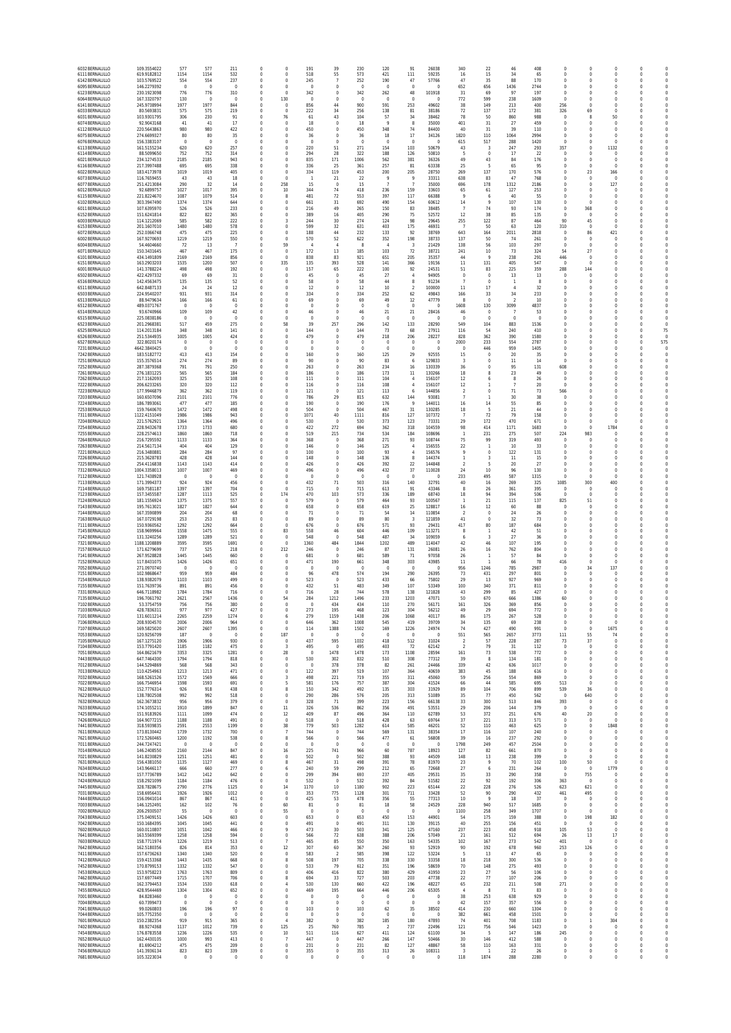| | | | | | | | | | | | | | | | | | | | | | | |
|---|---|---|---|---|---|---|---|---|---|---|---|---|---|---|---|---|---|---|---|---|---|---|
| 6032 | BERNALILLO | 109.3554022 | 577 | 577 | 211 | 0 | 0 | 191 | 39 | 230 | 120 | 91 | 26038 | 340 | 22 | 46 | 408 | 0 | 0 | 0 | 0 | 0 |
| 6111 | BERNALILLO | 619.9182812 | 1154 | 1154 | 532 | 0 | 0 | 518 | 55 | 573 | 421 | 111 | 59235 | 16 | 15 | 34 | 65 | 0 | 0 | 0 | 0 | 0 |
| 6142 | BERNALILLO | 103.5769522 | 554 | 554 | 237 | 0 | 0 | 245 | 7 | 252 | 190 | 47 | 57766 | 47 | 35 | 88 | 170 | 0 | 0 | 0 | 0 | 0 |
| 6095 | BERNALILLO | 146.2279392 | 0 | 0 | 0 | 0 | 0 | 0 | 0 | 0 | 0 | 0 | 0 | 652 | 656 | 1436 | 2744 | 0 | 0 | 0 | 0 | 0 |
| 6123 | BERNALILLO | 230.1923098 | 776 | 776 | 310 | 0 | 0 | 342 | 0 | 342 | 262 | 48 | 101918 | 31 | 69 | 97 | 197 | 0 | 0 | 0 | 0 | 0 |
| 6064 | BERNALILLO | 167.3320797 | 130 | 0 | 0 | 0 | 130 | 0 | 0 | 0 | 0 | 0 | 0 | 772 | 599 | 238 | 1609 | 0 | 0 | 0 | 0 | 0 |
| 6141 | BERNALILLO | 245.9738994 | 1977 | 1977 | 844 | 0 | 0 | 856 | 44 | 900 | 591 | 253 | 49602 | 38 | 149 | 213 | 400 | 256 | 0 | 0 | 0 | 0 |
| 6033 | BERNALILLO | 80.5693831 | 575 | 575 | 219 | 0 | 0 | 222 | 34 | 256 | 138 | 81 | 38186 | 72 | 137 | 172 | 381 | 326 | 69 | 0 | 0 | 0 |
| 6031 | BERNALILLO | 103.9301795 | 306 | 230 | 91 | 0 | 76 | 61 | 43 | 104 | 57 | 34 | 38462 | 78 | 50 | 860 | 988 | 0 | 8 | 50 | 0 | 0 |
| 6074 | BERNALILLO | 92.9043168 | 41 | 41 | 17 | 0 | 0 | 18 | 0 | 18 | 9 | 8 | 35000 | 401 | 31 | 27 | 459 | 0 | 0 | 0 | 0 | 0 |
| 6112 | BERNALILLO | 220.5643863 | 980 | 980 | 422 | 0 | 0 | 450 | 0 | 450 | 348 | 74 | 84400 | 40 | 31 | 39 | 110 | 0 | 0 | 0 | 0 | 0 |
| 6075 | BERNALILLO | 274.6699327 | 80 | 80 | 35 | 0 | 0 | 36 | 0 | 36 | 18 | 17 | 34126 | 1820 | 110 | 1064 | 2994 | 0 | 0 | 0 | 0 | 0 |
| 6076 | BERNALILLO | 156.3383107 | 0 | 0 | 0 | 0 | 0 | 0 | 0 | 0 | 0 | 0 | 0 | 615 | 517 | 288 | 1420 | 0 | 0 | 0 | 0 | 0 |
| 6113 | BERNALILLO | 161.5155234 | 620 | 620 | 257 | 0 | 0 | 220 | 51 | 271 | 154 | 103 | 50679 | 43 | 3 | 247 | 293 | 357 | 0 | 1132 | 0 | 0 |
| 6114 | BERNALILLO | 88.5099650 | 752 | 752 | 314 | 0 | 0 | 294 | 28 | 322 | 188 | 126 | 50810 | 5 | 0 | 17 | 22 | 0 | 0 | 0 | 0 | 0 |
| 6021 | BERNALILLO | 234.1274533 | 2185 | 2185 | 943 | 0 | 0 | 835 | 171 | 1006 | 562 | 381 | 36326 | 49 | 43 | 84 | 176 | 0 | 0 | 0 | 0 | 0 |
| 6116 | BERNALILLO | 217.3997488 | 695 | 695 | 338 | 0 | 0 | 336 | 25 | 361 | 257 | 81 | 63338 | 25 | 5 | 65 | 95 | 0 | 0 | 0 | 0 | 0 |
| 6022 | BERNALILLO | 183.4173978 | 1019 | 1019 | 405 | 0 | 0 | 334 | 119 | 453 | 200 | 205 | 28750 | 269 | 137 | 170 | 576 | 0 | 23 | 166 | 0 | 0 |
| 6073 | BERNALILLO | 116.7659455 | 43 | 43 | 18 | 0 | 0 | 1 | 21 | 22 | 9 | 9 | 33311 | 638 | 83 | 47 | 768 | 0 | 0 | 0 | 0 | 0 |
| 6077 | BERNALILLO | 251.4213084 | 290 | 32 | 14 | 0 | 258 | 15 | 0 | 15 | 7 | 7 | 35000 | 696 | 178 | 1312 | 2186 | 0 | 0 | 127 | 0 | 0 |
| 6012 | BERNALILLO | 92.6899757 | 1027 | 1017 | 395 | 0 | 10 | 344 | 74 | 418 | 236 | 159 | 33603 | 65 | 61 | 127 | 253 | 0 | 0 | 0 | 0 | 0 |
| 6115 | BERNALILLO | 221.8224670 | 1087 | 1079 | 514 | 0 | 8 | 481 | 72 | 553 | 397 | 117 | 66388 | 9 | 6 | 40 | 55 | 0 | 0 | 0 | 0 | 0 |
| 6102 | BERNALILLO | 303.3947490 | 1374 | 1374 | 644 | 0 | 0 | 661 | 31 | 692 | 490 | 154 | 60612 | 14 | 9 | 107 | 130 | 0 | 0 | 0 | 0 | 0 |
| 6011 | BERNALILLO | 107.6395970 | 526 | 526 | 233 | 0 | 0 | 216 | 49 | 265 | 150 | 83 | 38485 | 7 | 74 | 93 | 174 | 0 | 368 | 0 | 0 | 0 |
| 6152 | BERNALILLO | 151.6241814 | 822 | 822 | 365 | 0 | 0 | 389 | 16 | 405 | 290 | 75 | 52572 | 12 | 38 | 85 | 135 | 0 | 0 | 0 | 0 | 0 |
| 6003 | BERNALILLO | 114.1212069 | 585 | 582 | 222 | 0 | 3 | 244 | 30 | 274 | 124 | 98 | 29645 | 255 | 122 | 87 | 464 | 90 | 45 | 0 | 0 | 0 |
| 6153 | BERNALILLO | 201.1607010 | 1480 | 1480 | 578 | 0 | 0 | 599 | 32 | 631 | 403 | 175 | 46931 | 7 | 50 | 63 | 120 | 310 | 0 | 0 | 0 | 0 |
| 6072 | BERNALILLO | 252.0366748 | 475 | 475 | 225 | 0 | 0 | 188 | 44 | 232 | 133 | 92 | 38769 | 643 | 164 | 2011 | 2818 | 0 | 86 | 421 | 0 | 0 |
| 6002 | BERNALILLO | 167.9270693 | 1219 | 1219 | 550 | 0 | 0 | 570 | 52 | 622 | 352 | 198 | 38733 | 137 | 50 | 74 | 261 | 0 | 0 | 0 | 0 | 0 |
| 6004 | BERNALILLO | 54.4604660 | 72 | 13 | 7 | 0 | 59 | 4 | 4 | 8 | 4 | 3 | 21429 | 138 | 56 | 103 | 297 | 0 | 0 | 0 | 0 | 0 |
| 6071 | BERNALILLO | 150.3431645 | 467 | 467 | 175 | 0 | 0 | 172 | 13 | 185 | 103 | 72 | 38721 | 241 | 10 | 73 | 324 | 54 | 27 | 0 | 0 | 0 |
| 6101 | BERNALILLO | 434.1491809 | 2169 | 2169 | 856 | 0 | 0 | 838 | 83 | 921 | 651 | 205 | 35357 | 44 | 9 | 238 | 291 | 446 | 0 | 0 | 0 | 0 |
| 6151 | BERNALILLO | 163.2903203 | 1535 | 1200 | 507 | 0 | 335 | 135 | 393 | 528 | 141 | 366 | 19156 | 11 | 131 | 405 | 547 | 0 | 0 | 0 | 0 | 0 |
| 6001 | BERNALILLO | 141.3788224 | 498 | 498 | 192 | 0 | 0 | 157 | 65 | 222 | 100 | 92 | 24531 | 51 | 83 | 225 | 359 | 288 | 144 | 0 | 0 | 0 |
| 6502 | BERNALILLO | 422.4297332 | 69 | 69 | 31 | 0 | 0 | 45 | 0 | 45 | 27 | 4 | 94905 | 0 | 0 | 13 | 13 | 0 | 0 | 0 | 0 | 0 |
| 6516 | BERNALILLO | 142.4563475 | 135 | 135 | 52 | 0 | 0 | 58 | 0 | 58 | 44 | 8 | 91234 | 7 | 0 | 1 | 8 | 0 | 0 | 0 | 0 | 0 |
| 6511 | BERNALILLO | 642.8487133 | 24 | 24 | 12 | 0 | 0 | 12 | 0 | 12 | 10 | 2 | 100000 | 11 | 17 | 4 | 32 | 0 | 0 | 0 | 0 | 0 |
| 6503 | BERNALILLO | 224.9540207 | 931 | 931 | 314 | 0 | 0 | 334 | 0 | 334 | 252 | 62 | 49843 | 166 | 33 | 34 | 233 | 0 | 0 | 0 | 0 | 0 |
| 6513 | BERNALILLO | 88.9479634 | 166 | 166 | 61 | 0 | 0 | 69 | 0 | 69 | 49 | 12 | 47779 | 8 | 0 | 2 | 10 | 0 | 0 | 0 | 0 | 0 |
| 6512 | BERNALILLO | 489.0371767 | 0 | 0 | 0 | 0 | 0 | 0 | 0 | 0 | 0 | 0 | 0 | 1608 | 130 | 3099 | 4837 | 0 | 0 | 0 | 0 | 0 |
| 6514 | BERNALILLO | 93.6740966 | 109 | 109 | 42 | 0 | 0 | 46 | 0 | 46 | 21 | 21 | 28416 | 46 | 0 | 7 | 53 | 0 | 0 | 0 | 0 | 0 |
| 6515 | BERNALILLO | 225.0838186 | 0 | 0 | 0 | 0 | 0 | 0 | 0 | 0 | 0 | 0 | 0 | 0 | 0 | 0 | 0 | 0 | 0 | 0 | 0 | 0 |
| 6523 | BERNALILLO | 201.2968381 | 517 | 459 | 275 | 0 | 58 | 39 | 257 | 296 | 142 | 133 | 28290 | 549 | 104 | 883 | 1536 | 0 | 0 | 0 | 0 | 0 |
| 6525 | BERNALILLO | 114.2013184 | 348 | 348 | 141 | 0 | 0 | 144 | 0 | 144 | 73 | 68 | 27911 | 116 | 54 | 240 | 410 | 0 | 0 | 0 | 0 | 75 |
| 6526 | BERNALILLO | 251.5344935 | 1005 | 1005 | 424 | 0 | 0 | 479 | 0 | 479 | 218 | 206 | 28227 | 828 | 362 | 390 | 1580 | 0 | 0 | 0 | 0 | 0 |
| 6527 | BERNALILLO | 322.8020174 | 0 | 0 | 0 | 0 | 0 | 0 | 0 | 0 | 0 | 0 | 0 | 2000 | 233 | 554 | 2787 | 0 | 0 | 0 | 0 | 575 |
| 7231 | BERNALILLO | 4642.3840425 | 0 | 0 | 0 | 0 | 0 | 0 | 0 | 0 | 0 | 0 | 0 | 0 | 446 | 959 | 1405 | 0 | 0 | 0 | 0 | 0 |
| 7242 | BERNALILLO | 183.5182772 | 413 | 413 | 154 | 0 | 0 | 160 | 0 | 160 | 125 | 29 | 92555 | 15 | 0 | 20 | 35 | 0 | 0 | 0 | 0 | 0 |
| 7251 | BERNALILLO | 155.3576514 | 274 | 274 | 89 | 0 | 0 | 90 | 0 | 90 | 83 | 6 | 129833 | 3 | 0 | 11 | 14 | 0 | 0 | 0 | 0 | 0 |
| 7252 | BERNALILLO | 287.3879368 | 791 | 791 | 250 | 0 | 0 | 263 | 0 | 263 | 234 | 16 | 130339 | 36 | 0 | 95 | 131 | 608 | 0 | 0 | 0 | 0 |
| 7261 | BERNALILLO | 276.1831225 | 565 | 565 | 184 | 0 | 0 | 186 | 0 | 186 | 173 | 11 | 130266 | 18 | 8 | 23 | 49 | 0 | 0 | 0 | 0 | 0 |
| 7262 | BERNALILLO | 217.1162093 | 325 | 325 | 108 | 0 | 0 | 111 | 0 | 111 | 104 | 4 | 156107 | 12 | 6 | 8 | 26 | 0 | 0 | 0 | 0 | 0 |
| 7222 | BERNALILLO | 206.6233265 | 320 | 320 | 112 | 0 | 0 | 116 | 0 | 116 | 108 | 4 | 156107 | 12 | 1 | 7 | 20 | 0 | 0 | 0 | 0 | 0 |
| 7223 | BERNALILLO | 177.9946879 | 362 | 362 | 119 | 0 | 0 | 121 | 0 | 121 | 113 | 6 | 144856 | 2 | 0 | 71 | 73 | 566 | 0 | 0 | 0 | 0 |
| 7203 | BERNALILLO | 160.6507096 | 2101 | 2101 | 776 | 0 | 0 | 786 | 29 | 815 | 632 | 144 | 93081 | 7 | 1 | 30 | 38 | 0 | 0 | 0 | 0 | 0 |
| 7224 | BERNALILLO | 186.7893061 | 477 | 477 | 185 | 0 | 0 | 190 | 0 | 190 | 176 | 9 | 144011 | 16 | 14 | 55 | 85 | 0 | 0 | 0 | 0 | 0 |
| 7253 | BERNALILLO | 159.7640670 | 1472 | 1472 | 498 | 0 | 0 | 504 | 0 | 504 | 467 | 31 | 130285 | 18 | 5 | 21 | 44 | 0 | 0 | 0 | 0 | 0 |
| 7311 | BERNALILLO | 1122.4151049 | 1986 | 1986 | 943 | 0 | 0 | 1071 | 40 | 1111 | 816 | 127 | 107372 | 7 | 72 | 79 | 158 | 0 | 0 | 0 | 0 | 0 |
| 7204 | BERNALILLO | 221.5762921 | 1364 | 1364 | 496 | 0 | 0 | 530 | 0 | 530 | 373 | 123 | 73331 | 29 | 172 | 470 | 671 | 0 | 0 | 0 | 0 | 0 |
| 7254 | BERNALILLO | 228.9432678 | 1733 | 1733 | 680 | 0 | 0 | 422 | 272 | 694 | 362 | 318 | 104559 | 98 | 414 | 1171 | 1683 | 0 | 0 | 1784 | 0 | 0 |
| 7255 | BERNALILLO | 228.2574613 | 1860 | 1860 | 718 | 0 | 0 | 519 | 215 | 734 | 534 | 184 | 108696 | 1 | 231 | 275 | 507 | 224 | 983 | 0 | 0 | 0 |
| 7264 | BERNALILLO | 216.7295592 | 1133 | 1133 | 364 | 0 | 0 | 368 | 0 | 368 | 271 | 93 | 108744 | 75 | 99 | 319 | 493 | 0 | 0 | 0 | 0 | 0 |
| 7263 | BERNALILLO | 214.5617134 | 404 | 404 | 129 | 0 | 0 | 146 | 0 | 146 | 125 | 4 | 156655 | 22 | 1 | 10 | 33 | 0 | 0 | 0 | 0 | 0 |
| 7221 | BERNALILLO | 216.3480881 | 284 | 284 | 97 | 0 | 0 | 100 | 0 | 100 | 93 | 4 | 156576 | 9 | 0 | 122 | 131 | 0 | 0 | 0 | 0 | 0 |
| 7226 | BERNALILLO | 215.3628783 | 428 | 428 | 144 | 0 | 0 | 148 | 0 | 148 | 136 | 8 | 144374 | 1 | 3 | 11 | 15 | 0 | 0 | 0 | 0 | 0 |
| 7225 | BERNALILLO | 254.4116838 | 1143 | 1143 | 414 | 0 | 0 | 426 | 0 | 426 | 392 | 22 | 144848 | 2 | 5 | 20 | 27 | 0 | 0 | 0 | 0 | 0 |
| 7312 | BERNALILLO | 1004.3358013 | 1007 | 1007 | 469 | 0 | 0 | 496 | 0 | 496 | 432 | 37 | 110028 | 24 | 10 | 96 | 130 | 0 | 0 | 0 | 0 | 0 |
| 7112 | BERNALILLO | 121.7438928 | 0 | 0 | 0 | 0 | 0 | 0 | 0 | 0 | 0 | 0 | 0 | 233 | 495 | 587 | 1315 | 0 | 0 | 0 | 0 | 0 |
| 7113 | BERNALILLO | 171.3994373 | 924 | 924 | 456 | 0 | 0 | 432 | 71 | 503 | 316 | 140 | 32791 | 40 | 16 | 269 | 325 | 1085 | 300 | 400 | 0 | 0 |
| 7114 | BERNALILLO | 169.7581187 | 1397 | 1397 | 704 | 0 | 0 | 715 | 0 | 715 | 613 | 91 | 43346 | 8 | 26 | 361 | 395 | 0 | 0 | 0 | 0 | 0 |
| 7123 | BERNALILLO | 157.3455587 | 1287 | 1113 | 525 | 0 | 174 | 470 | 103 | 573 | 336 | 189 | 68740 | 18 | 94 | 394 | 506 | 0 | 0 | 0 | 0 | 0 |
| 7124 | BERNALILLO | 181.1556924 | 1375 | 1375 | 557 | 0 | 0 | 579 | 0 | 579 | 464 | 93 | 100567 | 1 | 21 | 115 | 137 | 825 | 51 | 0 | 0 | 0 |
| 7143 | BERNALILLO | 195.7613021 | 1827 | 1827 | 644 | 0 | 0 | 658 | 0 | 658 | 619 | 25 | 128817 | 16 | 12 | 60 | 88 | 0 | 0 | 0 | 0 | 0 |
| 7144 | BERNALILLO | 167.3590899 | 204 | 204 | 68 | 0 | 0 | 71 | 0 | 71 | 54 | 14 | 110854 | 2 | 0 | 24 | 26 | 0 | 0 | 0 | 0 | 0 |
| 7163 | BERNALILLO | 167.0729198 | 253 | 253 | 83 | 0 | 0 | 89 | 0 | 89 | 80 | 3 | 121859 | 41 | 0 | 32 | 73 | 0 | 0 | 0 | 0 | 0 |
| 7111 | BERNALILLO | 150.9360562 | 1292 | 1292 | 664 | 0 | 0 | 676 | 0 | 676 | 571 | 93 | 29431 | 417 | 80 | 187 | 684 | 0 | 0 | 0 | 0 | 0 |
| 7145 | BERNALILLO | 158.9699964 | 1558 | 1475 | 555 | 0 | 83 | 558 | 46 | 604 | 446 | 109 | 113271 | 8 | 1 | 42 | 51 | 0 | 0 | 0 | 0 | 0 |
| 7162 | BERNALILLO | 131.3240256 | 1289 | 1289 | 521 | 0 | 0 | 548 | 0 | 548 | 487 | 34 | 109059 | 6 | 3 | 27 | 36 | 0 | 0 | 0 | 0 | 0 |
| 7321 | BERNALILLO | 1188.1208889 | 3595 | 3595 | 1691 | 0 | 0 | 1360 | 484 | 1844 | 1202 | 489 | 114047 | 42 | 46 | 107 | 195 | 0 | 0 | 0 | 0 | 0 |
| 7157 | BERNALILLO | 171.6279699 | 737 | 525 | 218 | 0 | 212 | 246 | 0 | 246 | 87 | 131 | 26081 | 26 | 16 | 762 | 804 | 0 | 0 | 0 | 0 | 0 |
| 7141 | BERNALILLO | 267.9528828 | 1445 | 1445 | 660 | 0 | 0 | 681 | 0 | 681 | 589 | 71 | 97058 | 26 | 1 | 57 | 84 | 0 | 0 | 0 | 0 | 0 |
| 7152 | BERNALILLO | 117.8431075 | 1426 | 1426 | 651 | 0 | 0 | 471 | 190 | 661 | 348 | 303 | 43985 | 11 | 1 | 66 | 78 | 416 | 0 | 0 | 0 | 0 |
| 7052 | BERNALILLO | 271.0970740 | 0 | 0 | 0 | 0 | 0 | 0 | 0 | 0 | 0 | 0 | 0 | 956 | 1246 | 785 | 2987 | 0 | 34 | 137 | 0 | 0 |
| 7151 | BERNALILLO | 102.9868647 | 959 | 959 | 484 | 0 | 0 | 96 | 478 | 574 | 194 | 290 | 26395 | 73 | 431 | 297 | 801 | 0 | 0 | 0 | 0 | 0 |
| 7154 | BERNALILLO | 138.9382079 | 1103 | 1103 | 499 | 0 | 0 | 523 | 0 | 523 | 433 | 66 | 75802 | 29 | 13 | 927 | 969 | 0 | 0 | 0 | 0 | 0 |
| 7155 | BERNALILLO | 151.7639736 | 891 | 891 | 456 | 0 | 0 | 432 | 51 | 483 | 349 | 107 | 53349 | 100 | 340 | 371 | 811 | 0 | 0 | 0 | 0 | 0 |
| 7331 | BERNALILLO | 646.7118982 | 1784 | 1784 | 716 | 0 | 0 | 716 | 28 | 744 | 578 | 138 | 121828 | 43 | 299 | 85 | 427 | 0 | 0 | 0 | 0 | 0 |
| 7135 | BERNALILLO | 196.7061792 | 2621 | 2567 | 1436 | 0 | 54 | 284 | 1212 | 1496 | 233 | 1203 | 47071 | 50 | 670 | 666 | 1386 | 60 | 0 | 0 | 0 | 0 |
| 7102 | BERNALILLO | 53.3754759 | 756 | 756 | 380 | 0 | 0 | 0 | 434 | 434 | 110 | 270 | 56171 | 161 | 326 | 369 | 856 | 0 | 0 | 0 | 0 | 0 |
| 7103 | BERNALILLO | 428.7836311 | 977 | 977 | 427 | 0 | 0 | 273 | 195 | 468 | 123 | 304 | 56212 | 49 | 29 | 694 | 772 | 0 | 0 | 0 | 0 | 0 |
| 7101 | BERNALILLO | 131.6011214 | 2265 | 2259 | 1274 | 0 | 6 | 279 | 1159 | 1438 | 206 | 1068 | 40117 | 86 | 175 | 267 | 528 | 0 | 0 | 0 | 0 | 0 |
| 7106 | BERNALILLO | 208.9304570 | 2006 | 2006 | 964 | 0 | 0 | 646 | 362 | 1008 | 545 | 419 | 39709 | 34 | 135 | 69 | 238 | 0 | 0 | 0 | 0 | 0 |
| 7107 | BERNALILLO | 169.5825020 | 2607 | 2607 | 1395 | 0 | 0 | 114 | 1388 | 1502 | 169 | 1226 | 24974 | 74 | 427 | 490 | 991 | 0 | 0 | 1675 | 0 | 0 |
| 7023 | BERNALILLO | 120.9256709 | 187 | 0 | 0 | 0 | 187 | 0 | 0 | 0 | 0 | 0 | 0 | 551 | 565 | 2657 | 3773 | 111 | 55 | 74 | 0 | 0 |
| 7105 | BERNALILLO | 167.1275120 | 1906 | 1906 | 930 | 0 | 0 | 437 | 595 | 1032 | 418 | 512 | 31024 | 2 | 57 | 228 | 287 | 73 | 37 | 0 | 0 | 0 |
| 7104 | BERNALILLO | 153.7791420 | 1185 | 1182 | 475 | 0 | 3 | 495 | 0 | 495 | 403 | 72 | 62142 | 2 | 79 | 31 | 112 | 0 | 0 | 0 | 0 | 0 |
| 7051 | BERNALILLO | 164.8621679 | 3353 | 3325 | 1281 | 0 | 28 | 0 | 1478 | 1478 | 173 | 1108 | 28594 | 161 | 73 | 538 | 772 | 0 | 0 | 0 | 0 | 0 |
| 7443 | BERNALILLO | 647.7464300 | 1794 | 1794 | 818 | 0 | 0 | 530 | 302 | 832 | 510 | 308 | 77312 | 39 | 8 | 134 | 181 | 0 | 0 | 0 | 0 | 0 |
| 7012 | BERNALILLO | 144.5294869 | 568 | 568 | 343 | 0 | 0 | 0 | 378 | 378 | 82 | 261 | 24466 | 339 | 42 | 636 | 1017 | 0 | 0 | 0 | 0 | 0 |
| 7013 | BERNALILLO | 110.4254963 | 1213 | 1213 | 471 | 0 | 0 | 122 | 397 | 519 | 107 | 364 | 40659 | 383 | 45 | 188 | 616 | 0 | 0 | 0 | 0 | 0 |
| 7032 | BERNALILLO | 168.5261526 | 1572 | 1569 | 666 | 0 | 3 | 498 | 221 | 719 | 355 | 311 | 45060 | 59 | 256 | 554 | 869 | 0 | 0 | 0 | 0 | 0 |
| 7022 | BERNALILLO | 166.7546954 | 1598 | 1593 | 691 | 0 | 5 | 581 | 176 | 757 | 387 | 304 | 41524 | 66 | 44 | 585 | 695 | 513 | 0 | 0 | 0 | 0 |
| 7612 | BERNALILLO | 152.7776314 | 926 | 918 | 438 | 0 | 8 | 150 | 342 | 492 | 135 | 303 | 31929 | 89 | 104 | 706 | 899 | 539 | 36 | 0 | 0 | 0 |
| 7622 | BERNALILLO | 138.7802508 | 992 | 992 | 518 | 0 | 0 | 290 | 286 | 576 | 205 | 313 | 51089 | 35 | 77 | 450 | 562 | 0 | 640 | 0 | 0 | 0 |
| 7632 | BERNALILLO | 162.3673832 | 956 | 956 | 379 | 0 | 0 | 328 | 71 | 399 | 223 | 156 | 66138 | 33 | 300 | 513 | 846 | 393 | 0 | 0 | 0 | 0 |
| 7633 | BERNALILLO | 174.1055211 | 1910 | 1899 | 847 | 0 | 11 | 326 | 536 | 862 | 356 | 491 | 53551 | 29 | 206 | 144 | 379 | 0 | 0 | 0 | 0 | 0 |
| 7625 | BERNALILLO | 151.9183926 | 1111 | 1099 | 474 | 0 | 12 | 409 | 87 | 496 | 364 | 110 | 62789 | 53 | 372 | 251 | 676 | 40 | 20 | 0 | 0 | 0 |
| 7626 | BERNALILLO | 164.9077215 | 1188 | 1188 | 491 | 0 | 0 | 518 | 0 | 518 | 428 | 63 | 69764 | 37 | 221 | 313 | 571 | 0 | 0 | 0 | 0 | 0 |
| 7441 | BERNALILLO | 318.5939835 | 2591 | 2553 | 1199 | 0 | 38 | 779 | 503 | 1282 | 614 | 585 | 46201 | 52 | 110 | 463 | 625 | 0 | 0 | 1848 | 0 | 0 |
| 7631 | BERNALILLO | 173.8130442 | 1739 | 1732 | 700 | 0 | 7 | 744 | 0 | 744 | 569 | 131 | 38354 | 17 | 116 | 107 | 240 | 0 | 0 | 0 | 0 | 0 |
| 7621 | BERNALILLO | 172.5260465 | 1200 | 1192 | 538 | 0 | 8 | 566 | 0 | 566 | 477 | 61 | 56808 | 39 | 16 | 237 | 292 | 0 | 0 | 0 | 0 | 0 |
| 7011 | BERNALILLO | 244.7247421 | 0 | 0 | 0 | 0 | 0 | 0 | 0 | 0 | 0 | 0 | 0 | 1798 | 249 | 457 | 2504 | 0 | 0 | 0 | 0 | 0 |
| 7614 | BERNALILLO | 146.2408550 | 2160 | 2144 | 847 | 0 | 16 | 225 | 741 | 966 | 60 | 787 | 18923 | 127 | 82 | 661 | 870 | 0 | 0 | 0 | 0 | 0 |
| 7021 | BERNALILLO | 141.8230829 | 1251 | 1251 | 481 | 0 | 0 | 502 | 0 | 502 | 388 | 93 | 44509 | 148 | 13 | 238 | 399 | 0 | 0 | 0 | 0 | 0 |
| 7631 | BERNALILLO | 156.4381050 | 1135 | 1127 | 469 | 0 | 8 | 467 | 31 | 498 | 391 | 78 | 81970 | 23 | 9 | 70 | 102 | 100 | 50 | 0 | 0 | 0 |
| 7634 | BERNALILLO | 143.9646117 | 666 | 660 | 277 | 0 | 6 | 240 | 59 | 299 | 212 | 65 | 72668 | 27 | 6 | 231 | 264 | 0 | 0 | 1779 | 0 | 0 |
| 7627 | BERNALILLO | 157.7736789 | 1412 | 1412 | 642 | 0 | 0 | 299 | 394 | 693 | 237 | 405 | 29531 | 35 | 33 | 290 | 358 | 0 | 755 | 0 | 0 | 0 |
| 7424 | BERNALILLO | 158.2921099 | 1184 | 1184 | 476 | 0 | 0 | 532 | 0 | 532 | 392 | 84 | 51582 | 22 | 92 | 192 | 306 | 363 | 0 | 0 | 0 | 0 |
| 7445 | BERNALILLO | 328.7828675 | 2790 | 2776 | 1125 | 0 | 14 | 1170 | 10 | 1180 | 902 | 223 | 65144 | 22 | 228 | 276 | 526 | 623 | 621 | 0 | 0 | 0 |
| 7031 | BERNALILLO | 158.6956431 | 1926 | 1926 | 1012 | 0 | 0 | 353 | 775 | 1128 | 301 | 711 | 33428 | 52 | 90 | 290 | 432 | 461 | 495 | 0 | 0 | 0 |
| 7444 | BERNALILLO | 156.0941014 | 867 | 867 | 411 | 0 | 0 | 425 | 53 | 478 | 356 | 55 | 77313 | 10 | 9 | 18 | 37 | 0 | 0 | 0 | 0 | 0 |
| 7003 | BERNALILLO | 146.1252491 | 162 | 102 | 76 | 0 | 60 | 81 | 0 | 81 | 18 | 58 | 24529 | 228 | 940 | 517 | 1685 | 0 | 0 | 0 | 0 | 0 |
| 7002 | BERNALILLO | 206.2930507 | 55 | 0 | 0 | 0 | 55 | 0 | 0 | 0 | 0 | 0 | 0 | 1100 | 258 | 349 | 1707 | 0 | 0 | 0 | 0 | 0 |
| 7043 | BERNALILLO | 175.0409151 | 1426 | 1426 | 603 | 0 | 0 | 653 | 0 | 653 | 450 | 153 | 44901 | 54 | 175 | 159 | 388 | 0 | 198 | 182 | 0 | 0 |
| 7042 | BERNALILLO | 150.1684395 | 1045 | 1045 | 441 | 0 | 0 | 491 | 0 | 491 | 311 | 130 | 39115 | 40 | 255 | 156 | 451 | 0 | 0 | 0 | 0 | 0 |
| 7602 | BERNALILLO | 160.0110807 | 1051 | 1042 | 466 | 0 | 9 | 473 | 30 | 503 | 341 | 125 | 47160 | 237 | 223 | 458 | 918 | 105 | 53 | 0 | 0 | 0 |
| 7641 | BERNALILLO | 163.5569399 | 1258 | 1258 | 594 | 0 | 0 | 566 | 72 | 638 | 388 | 206 | 57049 | 21 | 161 | 512 | 694 | 26 | 13 | 17 | 0 | 0 |
| 7603 | BERNALILLO | 158.7711974 | 1226 | 1219 | 513 | 0 | 7 | 465 | 85 | 550 | 350 | 163 | 54335 | 102 | 167 | 273 | 542 | 401 | 0 | 0 | 0 | 0 |
| 7642 | BERNALILLO | 162.5180356 | 826 | 814 | 353 | 0 | 12 | 307 | 60 | 367 | 260 | 93 | 52919 | 90 | 192 | 678 | 960 | 253 | 126 | 0 | 0 | 0 |
| 7613 | BERNALILLO | 157.6736263 | 1340 | 1340 | 520 | 0 | 0 | 583 | 2 | 585 | 398 | 122 | 53224 | 5 | 13 | 47 | 65 | 0 | 0 | 0 | 0 | 0 |
| 7412 | BERNALILLO | 159.4153368 | 1443 | 1435 | 668 | 0 | 8 | 508 | 197 | 705 | 338 | 330 | 33358 | 18 | 218 | 300 | 536 | 0 | 0 | 0 | 0 | 0 |
| 7452 | BERNALILLO | 170.8799153 | 1332 | 1332 | 547 | 0 | 0 | 533 | 79 | 612 | 351 | 196 | 58659 | 70 | 148 | 275 | 493 | 0 | 0 | 0 | 0 | 0 |
| 7453 | BERNALILLO | 153.9758223 | 1763 | 1763 | 809 | 0 | 0 | 406 | 416 | 822 | 380 | 429 | 41950 | 23 | 27 | 56 | 106 | 0 | 0 | 0 | 0 | 0 |
| 7462 | BERNALILLO | 157.6977449 | 1715 | 1707 | 706 | 0 | 8 | 694 | 33 | 727 | 503 | 203 | 47738 | 22 | 77 | 107 | 206 | 0 | 0 | 0 | 0 | 0 |
| 7463 | BERNALILLO | 162.3794453 | 1534 | 1530 | 618 | 0 | 4 | 530 | 130 | 660 | 422 | 196 | 48227 | 65 | 232 | 211 | 508 | 271 | 0 | 0 | 0 | 0 |
| 7455 | BERNALILLO | 428.9544469 | 1304 | 1304 | 652 | 0 | 0 | 469 | 195 | 664 | 446 | 206 | 65305 | 4 | 8 | 71 | 83 | 0 | 0 | 0 | 0 | 0 |
| 7001 | BERNALILLO | 84.8283460 | 0 | 0 | 0 | 0 | 0 | 0 | 0 | 0 | 0 | 0 | 0 | 38 | 253 | 638 | 929 | 0 | 0 | 0 | 0 | 0 |
| 7004 | BERNALILLO | 60.7399473 | 0 | 0 | 0 | 0 | 0 | 0 | 0 | 0 | 0 | 0 | 0 | 42 | 157 | 357 | 556 | 0 | 0 | 0 | 0 | 0 |
| 7041 | BERNALILLO | 99.0260803 | 196 | 196 | 97 | 0 | 0 | 103 | 0 | 103 | 62 | 35 | 38502 | 414 | 230 | 660 | 1304 | 0 | 0 | 0 | 0 | 0 |
| 7044 | BERNALILLO | 105.7752350 | 0 | 0 | 0 | 0 | 0 | 0 | 0 | 0 | 0 | 0 | 0 | 382 | 661 | 458 | 1501 | 0 | 0 | 0 | 0 | 0 |
| 7601 | BERNALILLO | 150.2382354 | 919 | 915 | 365 | 0 | 4 | 382 | 0 | 382 | 185 | 180 | 47893 | 74 | 401 | 708 | 1183 | 0 | 1 | 304 | 0 | 0 |
| 7402 | BERNALILLO | 88.9274368 | 1137 | 1012 | 739 | 0 | 125 | 25 | 760 | 785 | 2 | 737 | 22496 | 121 | 756 | 546 | 1423 | 0 | 0 | 0 | 0 | 0 |
| 7451 | BERNALILLO | 176.8783558 | 1236 | 1226 | 535 | 0 | 10 | 511 | 116 | 627 | 411 | 124 | 61100 | 34 | 5 | 147 | 186 | 245 | 0 | 0 | 0 | 0 |
| 7652 | BERNALILLO | 162.4430105 | 1000 | 993 | 413 | 0 | 7 | 447 | 0 | 447 | 266 | 147 | 50466 | 30 | 146 | 412 | 588 | 0 | 0 | 0 | 0 | 0 |
| 7692 | BERNALILLO | 81.6904212 | 475 | 475 | 209 | 0 | 0 | 231 | 0 | 231 | 82 | 127 | 48867 | 58 | 110 | 163 | 331 | 0 | 0 | 0 | 0 | 0 |
| 7456 | BERNALILLO | 141.3936134 | 823 | 823 | 339 | 0 | 0 | 355 | 0 | 355 | 313 | 26 | 108311 | 3 | 1 | 22 | 26 | 0 | 0 | 0 | 0 | 0 |
| 7681 | BERNALILLO | 105.3223034 | 0 | 0 | 0 | 0 | 0 | 0 | 0 | 0 | 0 | 0 | 0 | 118 | 1874 | 288 | 2280 | 0 | 0 | 0 | 0 | 0 |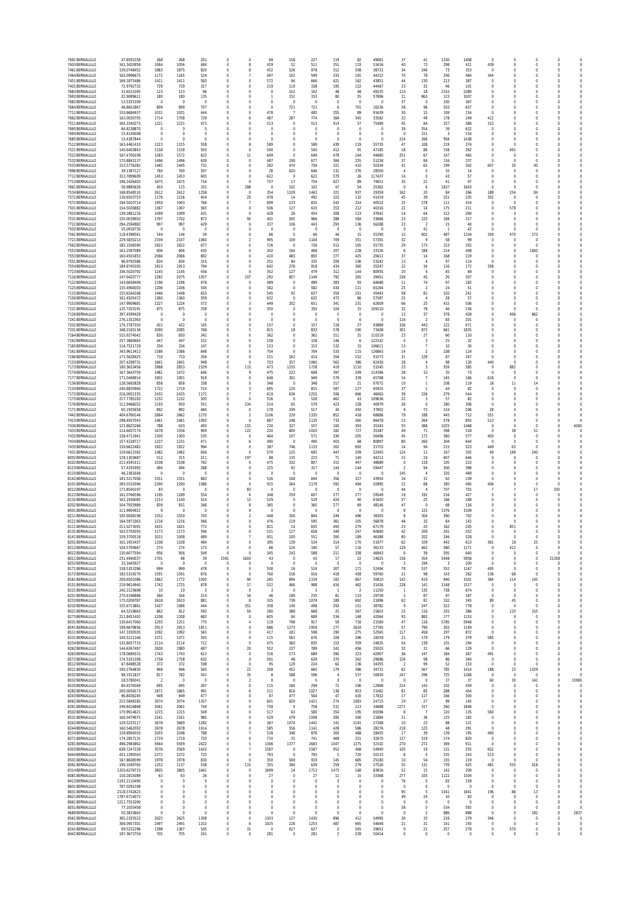| | | | | | | | | | | | | | | | | | | | | |
|---|---|---|---|---|---|---|---|---|---|---|---|---|---|---|---|---|---|---|---|---|
| 7691 BERNALILLO | 47.8591558 | 268 | 268 | 201 | 0 | 0 | 69 | 158 | 227 | 119 | 82 | 49061 | 37 | 41 | 1330 | 1408 | 0 | 0 | 0 | 0 | 0 |
| 7403 BERNALILLO | 161.3420958 | 1064 | 1056 | 484 | 0 | 8 | 459 | 52 | 511 | 351 | 133 | 51616 | 40 | 73 | 298 | 411 | 439 | 0 | 0 | 0 | 0 |
| 7461 BERNALILLO | 159.0748452 | 1883 | 1875 | 820 | 0 | 8 | 452 | 526 | 978 | 312 | 508 | 38721 | 34 | 246 | 73 | 353 | 0 | 0 | 0 | 0 | 0 |
| 7464 BERNALILLO | 163.0996675 | 1172 | 1165 | 524 | 0 | 7 | 497 | 102 | 599 | 333 | 191 | 44312 | 70 | 78 | 336 | 484 | 344 | 0 | 0 | 0 | 0 |
| 7451 BERNALILLO | 169.1875486 | 1411 | 1411 | 583 | 0 | 0 | 572 | 94 | 666 | 421 | 162 | 43851 | 44 | 130 | 213 | 387 | 0 | 0 | 0 | 0 | 0 |
| 7401 BERNALILLO | 72.9792732 | 729 | 729 | 317 | 0 | 0 | 219 | 119 | 338 | 195 | 122 | 44467 | 23 | 32 | 46 | 101 | 0 | 0 | 0 | 0 | 0 |
| 7683 BERNALILLO | 31.6521095 | 123 | 123 | 96 | 0 | 0 | 0 | 102 | 102 | 48 | 48 | 49235 | 110 | 18 | 2152 | 2280 | 0 | 0 | 0 | 0 | 0 |
| 7693 BERNALILLO | 32.9089611 | 180 | 180 | 135 | 0 | 0 | 1 | 152 | 153 | 80 | 55 | 57896 | 21 | 863 | 123 | 1007 | 0 | 0 | 0 | 0 | 0 |
| 7682 BERNALILLO | 13.5331509 | 0 | 0 | 0 | 0 | 0 | 0 | 0 | 0 | 0 | 0 | 0 | 37 | 0 | 330 | 367 | 0 | 0 | 0 | 0 | 0 |
| 7684 BERNALILLO | 46.8652867 | 899 | 899 | 707 | 0 | 0 | 0 | 721 | 721 | 6 | 701 | 16236 | 58 | 96 | 503 | 657 | 0 | 0 | 0 | 0 | 0 |
| 7711 BERNALILLO | 150.8684937 | 1031 | 1031 | 444 | 0 | 0 | 478 | 7 | 485 | 355 | 89 | 91639 | 30 | 15 | 109 | 154 | 0 | 0 | 0 | 0 | 0 |
| 7662 BERNALILLO | 163.0030705 | 1714 | 1708 | 729 | 0 | 6 | 487 | 287 | 774 | 384 | 345 | 33582 | 22 | 49 | 178 | 249 | 412 | 0 | 0 | 0 | 0 |
| 7511 BERNALILLO | 165.3340273 | 1221 | 1221 | 471 | 0 | 0 | 513 | 0 | 513 | 414 | 57 | 75489 | 45 | 84 | 257 | 386 | 313 | 0 | 0 | 0 | 0 |
| 7695 BERNALILLO | 84.8138870 | 0 | 0 | 0 | 0 | 0 | 0 | 0 | 0 | 0 | 0 | 0 | 39 | 554 | 39 | 632 | 0 | 0 | 0 | 0 | 0 |
| 7694 BERNALILLO | 15.4140008 | 0 | 0 | 0 | 0 | 0 | 0 | 0 | 0 | 0 | 0 | 0 | 0 | 151 | 3 | 154 | 0 | 0 | 0 | 0 | 0 |
| 7685 BERNALILLO | 15.4387844 | 0 | 0 | 0 | 0 | 0 | 0 | 0 | 0 | 0 | 0 | 0 | 214 | 266 | 958 | 1438 | 0 | 0 | 0 | 0 | 0 |
| 7512 BERNALILLO | 163.4461410 | 1323 | 1315 | 558 | 0 | 8 | 589 | 0 | 589 | 439 | 119 | 55735 | 47 | 108 | 219 | 374 | 0 | 0 | 0 | 0 | 0 |
| 7521 BERNALILLO | 145.6403843 | 1158 | 1158 | 503 | 0 | 0 | 540 | 0 | 540 | 412 | 91 | 47185 | 18 | 86 | 158 | 262 | 0 | 491 | 0 | 0 | 0 |
| 7522 BERNALILLO | 167.4700208 | 1583 | 1572 | 622 | 0 | 11 | 649 | 0 | 649 | 478 | 144 | 44680 | 251 | 67 | 147 | 465 | 0 | 0 | 0 | 0 | 0 |
| 7532 BERNALILLO | 170.8843137 | 1496 | 1496 | 639 | 0 | 0 | 487 | 190 | 677 | 384 | 255 | 51258 | 37 | 84 | 116 | 237 | 0 | 0 | 0 | 0 | 0 |
| 7533 BERNALILLO | 153.5776282 | 1445 | 1445 | 731 | 0 | 0 | 282 | 474 | 756 | 321 | 410 | 50334 | 41 | 62 | 199 | 302 | 607 | 30 | 40 | 0 | 0 |
| 7696 BERNALILLO | 39.1387127 | 760 | 760 | 507 | 0 | 0 | 26 | 620 | 646 | 131 | 376 | 28500 | 4 | 0 | 10 | 14 | 0 | 0 | 0 | 0 | 0 |
| 7712 BERNALILLO | 31.7899609 | 1453 | 1453 | 605 | 0 | 0 | 622 | 0 | 622 | 579 | 26 | 117437 | 14 | 0 | 43 | 57 | 0 | 0 | 0 | 0 | 0 |
| 7713 BERNALILLO | 196.2426402 | 1675 | 1675 | 716 | 0 | 0 | 737 | 17 | 754 | 627 | 89 | 74651 | 35 | 21 | 41 | 97 | 0 | 0 | 0 | 0 | 0 |
| 7661 BERNALILLO | 56.9885626 | 403 | 115 | 101 | 0 | 288 | 0 | 102 | 102 | 47 | 54 | 25362 | 0 | 6 | 1637 | 1643 | 0 | 0 | 0 | 0 | 0 |
| 7534 BERNALILLO | 168.8548510 | 2612 | 2612 | 1258 | 0 | 0 | 354 | 1109 | 1463 | 321 | 937 | 29359 | 162 | 20 | 84 | 266 | 189 | 154 | 84 | 0 | 0 |
| 7571 BERNALILLO | 130.6503753 | 1176 | 1156 | 454 | 0 | 20 | 478 | 14 | 492 | 322 | 132 | 41419 | 45 | 39 | 251 | 335 | 352 | 0 | 0 | 0 | 0 |
| 7572 BERNALILLO | 194.5003714 | 1950 | 1943 | 766 | 0 | 7 | 699 | 133 | 832 | 542 | 224 | 40522 | 25 | 278 | 111 | 414 | 0 | 0 | 0 | 0 | 0 |
| 7501 BERNALILLO | 154.5026882 | 1367 | 1367 | 565 | 0 | 0 | 506 | 127 | 633 | 353 | 212 | 40316 | 22 | 14 | 175 | 211 | 0 | 578 | 0 | 0 | 0 |
| 7503 BERNALILLO | 139.2861216 | 1099 | 1099 | 431 | 0 | 0 | 428 | 26 | 454 | 308 | 123 | 47642 | 14 | 64 | 212 | 290 | 0 | 0 | 0 | 0 | 0 |
| 7531 BERNALILLO | 155.0039902 | 1797 | 1702 | 872 | 0 | 95 | 401 | 565 | 966 | 288 | 584 | 33666 | 23 | 125 | 169 | 317 | 0 | 0 | 0 | 0 | 0 |
| 7722 BERNALILLO | 294.2594982 | 997 | 997 | 429 | 0 | 0 | 337 | 106 | 443 | 293 | 136 | 56288 | 23 | 2 | 15 | 40 | 0 | 0 | 0 | 0 | 0 |
| 7502 BERNALILLO | 55.0916730 | 0 | 0 | 0 | 0 | 0 | 0 | 0 | 0 | 0 | 0 | 0 | 0 | 41 | 1 | 42 | 0 | 0 | 0 | 0 | 0 |
| 7561 BERNALILLO | 118.4398561 | 144 | 144 | 59 | 0 | 0 | 66 | 0 | 66 | 44 | 15 | 55290 | 15 | 602 | 487 | 1104 | 359 | 470 | 173 | 0 | 0 |
| 7721 BERNALILLO | 229.5835213 | 2339 | 2337 | 1060 | 0 | 2 | 995 | 109 | 1104 | 709 | 351 | 57355 | 32 | 9 | 58 | 99 | 0 | 0 | 0 | 0 | 0 |
| 7562 BERNALILLO | 185.1506590 | 1822 | 1822 | 677 | 0 | 0 | 726 | 0 | 726 | 512 | 165 | 55735 | 29 | 173 | 153 | 355 | 0 | 0 | 0 | 0 | 0 |
| 7552 BERNALILLO | 161.2587089 | 906 | 906 | 435 | 0 | 0 | 302 | 164 | 466 | 207 | 228 | 33326 | 6 | 188 | 214 | 408 | 0 | 0 | 1600 | 0 | 0 |
| 7553 BERNALILLO | 160.4501853 | 2066 | 2066 | 802 | 0 | 0 | 410 | 483 | 893 | 377 | 425 | 20611 | 37 | 14 | 168 | 219 | 0 | 0 | 0 | 0 | 0 |
| 7551 BERNALILLO | 96.9792586 | 834 | 834 | 315 | 0 | 0 | 251 | 84 | 335 | 209 | 106 | 53242 | 13 | 4 | 97 | 114 | 0 | 0 | 0 | 0 | 0 |
| 7554 BERNALILLO | 184.8745505 | 1913 | 1913 | 794 | 0 | 0 | 642 | 276 | 918 | 434 | 360 | 35247 | 22 | 34 | 116 | 172 | 358 | 0 | 0 | 0 | 0 |
| 7723 BERNALILLO | 336.5020792 | 1145 | 1145 | 456 | 0 | 0 | 352 | 127 | 479 | 312 | 144 | 80935 | 20 | 4 | 45 | 69 | 0 | 0 | 0 | 0 | 0 |
| 7124 BERNALILLO | 147.9420777 | 2282 | 2075 | 1057 | 0 | 207 | 292 | 857 | 1149 | 792 | 265 | 39451 | 236 | 45 | 26 | 307 | 0 | 0 | 0 | 0 | 0 |
| 7122 BERNALILLO | 143.6658406 | 1196 | 1196 | 476 | 0 | 0 | 489 | 0 | 489 | 383 | 93 | 64688 | 11 | 74 | 97 | 182 | 0 | 0 | 0 | 0 | 0 |
| 7125 BERNALILLO | 155.4960003 | 1206 | 1206 | 545 | 0 | 0 | 582 | 0 | 582 | 434 | 111 | 65264 | 25 | 2 | 24 | 51 | 0 | 0 | 0 | 0 | 0 |
| 7115 BERNALILLO | 155.6164168 | 1446 | 1446 | 610 | 0 | 0 | 545 | 92 | 637 | 359 | 251 | 45443 | 58 | 81 | 102 | 241 | 0 | 0 | 0 | 0 | 0 |
| 7156 BERNALILLO | 161.4505472 | 1360 | 1360 | 559 | 0 | 0 | 632 | 0 | 632 | 473 | 86 | 57587 | 25 | 4 | 28 | 57 | 0 | 0 | 0 | 0 | 0 |
| 7153 BERNALILLO | 147.9909681 | 1227 | 1224 | 572 | 0 | 3 | 449 | 202 | 651 | 341 | 231 | 62609 | 66 | 25 | 415 | 506 | 0 | 0 | 0 | 0 | 0 |
| 7121 BERNALILLO | 125.7203191 | 875 | 875 | 339 | 0 | 0 | 350 | 0 | 350 | 324 | 15 | 109110 | 32 | 78 | 46 | 156 | 0 | 0 | 0 | 0 | 0 |
| 7126 BERNALILLO | 397.4599428 | 0 | 0 | 0 | 0 | 0 | 0 | 0 | 0 | 0 | 0 | 0 | 13 | 37 | 378 | 428 | 0 | 496 | 662 | 0 | 0 |
| 7241 BERNALILLO | 276.1352363 | 0 | 0 | 0 | 0 | 0 | 0 | 0 | 0 | 0 | 0 | 0 | 116 | 2 | 83 | 201 | 0 | 0 | 0 | 0 | 0 |
| 7202 BERNALILLO | 174.3787350 | 422 | 422 | 145 | 0 | 0 | 157 | 0 | 157 | 118 | 27 | 93869 | 106 | 443 | 122 | 671 | 0 | 0 | 0 | 0 | 0 |
| 7201 BERNALILLO | 348.2165136 | 2090 | 2085 | 768 | 0 | 5 | 815 | 18 | 833 | 578 | 190 | 73408 | 301 | 873 | 661 | 1835 | 0 | 0 | 0 | 0 | 0 |
| 7164 BERNALILLO | 51.9274042 | 830 | 830 | 342 | 0 | 0 | 362 | 0 | 362 | 311 | 31 | 110219 | 23 | 27 | 60 | 110 | 0 | 0 | 0 | 0 | 0 |
| 7162 BERNALILLO | 257.3860663 | 447 | 447 | 152 | 0 | 0 | 158 | 0 | 158 | 146 | 6 | 122142 | 4 | 3 | 25 | 32 | 0 | 0 | 0 | 0 | 0 |
| 7165 BERNALILLO | 114.7521729 | 334 | 334 | 147 | 0 | 0 | 153 | 0 | 153 | 132 | 15 | 106611 | 13 | 7 | 10 | 30 | 0 | 0 | 0 | 0 | 0 |
| 7161 BERNALILLO | 343.9613413 | 1586 | 1586 | 648 | 0 | 0 | 704 | 0 | 704 | 533 | 115 | 126863 | 14 | 2 | 108 | 124 | 0 | 0 | 0 | 0 | 0 |
| 7166 BERNALILLO | 171.5628425 | 710 | 710 | 356 | 0 | 0 | 151 | 263 | 414 | 204 | 152 | 91573 | 31 | 129 | 87 | 247 | 0 | 0 | 0 | 0 | 0 |
| 7133 BERNALILLO | 207.4298731 | 1841 | 1841 | 948 | 0 | 0 | 703 | 357 | 1060 | 562 | 386 | 62430 | 28 | 4 | 98 | 130 | 440 | 0 | 0 | 0 | 0 |
| 7173 BERNALILLO | 180.3613456 | 2968 | 2853 | 1529 | 0 | 115 | 473 | 1255 | 1728 | 419 | 1110 | 51545 | 23 | 3 | 559 | 585 | 0 | 882 | 0 | 0 | 0 |
| 7174 BERNALILLO | 167.3643759 | 1481 | 1472 | 646 | 0 | 9 | 475 | 223 | 698 | 397 | 249 | 114396 | 28 | 10 | 35 | 73 | 0 | 0 | 0 | 0 | 0 |
| 7177 BERNALILLO | 171.0448914 | 1901 | 1901 | 918 | 0 | 0 | 648 | 301 | 949 | 579 | 339 | 65768 | 14 | 7 | 145 | 166 | 618 | 0 | 0 | 0 | 0 |
| 7136 BERNALILLO | 128.5692828 | 858 | 858 | 338 | 0 | 0 | 348 | 0 | 348 | 317 | 21 | 97072 | 10 | 1 | 108 | 119 | 18 | 11 | 14 | 0 | 0 |
| 7134 BERNALILLO | 240.8850960 | 1722 | 1719 | 714 | 0 | 3 | 695 | 120 | 815 | 587 | 127 | 65925 | 37 | 1 | 44 | 82 | 0 | 0 | 0 | 0 | 0 |
| 7172 BERNALILLO | 216.0001335 | 2432 | 2425 | 1172 | 0 | 7 | 619 | 636 | 1255 | 506 | 666 | 46063 | 39 | 226 | 279 | 544 | 0 | 0 | 0 | 0 | 0 |
| 7175 BERNALILLO | 217.7785183 | 1232 | 1232 | 505 | 0 | 0 | 526 | 0 | 526 | 462 | 43 | 109636 | 22 | 3 | 57 | 82 | 0 | 0 | 0 | 0 | 0 |
| 7176 BERNALILLO | 111.9466052 | 1193 | 959 | 551 | 0 | 234 | 514 | 65 | 579 | 423 | 128 | 40979 | 26 | 0 | 280 | 306 | 0 | 0 | 0 | 0 | 0 |
| 7171 BERNALILLO | 65.1935658 | 892 | 892 | 484 | 0 | 0 | 178 | 339 | 517 | 34 | 450 | 37802 | 9 | 73 | 124 | 206 | 28 | 0 | 0 | 0 | 0 |
| 7442 BERNALILLO | 404.6760146 | 2864 | 2862 | 1270 | 0 | 2 | 1106 | 229 | 1335 | 852 | 418 | 68886 | 79 | 188 | 445 | 712 | 551 | 0 | 0 | 0 | 0 |
| 7423 BERNALILLO | 298.4937043 | 2461 | 2461 | 1093 | 0 | 0 | 887 | 248 | 1135 | 733 | 360 | 66478 | 13 | 264 | 578 | 855 | 513 | 0 | 0 | 0 | 0 |
| 7436 BERNALILLO | 123.8625266 | 788 | 633 | 493 | 0 | 155 | 230 | 327 | 557 | 100 | 393 | 35343 | 55 | 388 | 1025 | 1468 | 0 | 0 | 0 | 0 | 4065 |
| 7433 BERNALILLO | 114.6007174 | 1678 | 1556 | 909 | 0 | 122 | 220 | 800 | 1020 | 182 | 727 | 35387 | 49 | 71 | 398 | 518 | 0 | 38 | 51 | 0 | 0 |
| 7432 BERNALILLO | 158.4711941 | 1300 | 1300 | 535 | 0 | 0 | 464 | 107 | 571 | 330 | 205 | 56496 | 45 | 172 | 360 | 577 | 400 | 0 | 0 | 0 | 0 |
| 7434 BERNALILLO | 157.4228717 | 1237 | 1231 | 471 | 0 | 6 | 490 | 0 | 490 | 403 | 68 | 80897 | 80 | 260 | 304 | 644 | 0 | 0 | 0 | 0 | 0 |
| 7435 BERNALILLO | 159.6622482 | 1922 | 1922 | 994 | 0 | 0 | 387 | 746 | 1133 | 302 | 692 | 31703 | 14 | 94 | 215 | 323 | 449 | 63 | 0 | 0 | 0 |
| 7431 BERNALILLO | 159.6611562 | 1482 | 1482 | 656 | 0 | 0 | 570 | 125 | 695 | 447 | 209 | 52493 | 124 | 11 | 167 | 302 | 49 | 189 | 240 | 0 | 0 |
| 8002 BERNALILLO | 129.1303687 | 512 | 315 | 211 | 0 | 197 | 88 | 135 | 223 | 71 | 140 | 44211 | 15 | 24 | 607 | 646 | 0 | 0 | 0 | 0 | 0 |
| 8102 BERNALILLO | 211.4545311 | 1538 | 1538 | 762 | 0 | 0 | 475 | 332 | 807 | 315 | 447 | 48689 | 0 | 118 | 105 | 223 | 0 | 0 | 0 | 0 | 0 |
| 8123 BERNALILLO | 57.4291992 | 494 | 494 | 288 | 0 | 0 | 225 | 92 | 317 | 144 | 144 | 59447 | 2 | 94 | 300 | 396 | 0 | 0 | 0 | 0 | 0 |
| 8133 BERNALILLO | 46.2361648 | 0 | 0 | 0 | 0 | 0 | 0 | 0 | 0 | 0 | 0 | 0 | 145 | 4 | 320 | 469 | 0 | 0 | 0 | 0 | 0 |
| 8142 BERNALILLO | 181.5217006 | 1551 | 1551 | 683 | 0 | 0 | 526 | 168 | 694 | 356 | 327 | 43954 | 16 | 31 | 62 | 109 | 0 | 0 | 0 | 0 | 0 |
| 8101 BERNALILLO | 283.0152096 | 2290 | 2290 | 1086 | 0 | 0 | 915 | 264 | 1179 | 592 | 494 | 50995 | 22 | 88 | 385 | 495 | 406 | 0 | 0 | 0 | 0 |
| 8012 BERNALILLO | 171.8540197 | 83 | 0 | 0 | 0 | 83 | 0 | 0 | 0 | 0 | 0 | 0 | 44 | 4 | 707 | 755 | 7 | 7 | 17 | 335 | 0 |
| 8121 BERNALILLO | 161.0766596 | 1195 | 1189 | 554 | 0 | 6 | 348 | 259 | 607 | 277 | 277 | 59549 | 19 | 192 | 216 | 427 | 0 | 0 | 0 | 0 | 0 |
| 8132 BERNALILLO | 161.1936085 | 1153 | 1140 | 514 | 0 | 13 | 529 | 0 | 529 | 424 | 90 | 61650 | 57 | 25 | 166 | 248 | 0 | 0 | 0 | 0 | 0 |
| 8202 BERNALILLO | 104.7933989 | 839 | 831 | 346 | 0 | 8 | 365 | 0 | 365 | 277 | 69 | 48146 | 47 | 0 | 69 | 116 | 0 | 0 | 0 | 0 | 0 |
| 8001 BERNALILLO | 111.9904922 | 9 | 0 | 0 | 0 | 9 | 0 | 0 | 0 | 0 | 0 | 0 | 8 | 125 | 1376 | 1509 | 0 | 0 | 0 | 0 | 0 |
| 8211 BERNALILLO | 195.9008198 | 1552 | 1550 | 745 | 0 | 2 | 448 | 356 | 804 | 249 | 496 | 38355 | 8 | 304 | 390 | 702 | 0 | 0 | 0 | 0 | 0 |
| 8122 BERNALILLO | 164.5973363 | 1216 | 1216 | 566 | 0 | 0 | 476 | 119 | 595 | 361 | 205 | 56878 | 46 | 32 | 64 | 142 | 0 | 0 | 0 | 0 | 0 |
| 8111 BERNALILLO | 211.0273091 | 1631 | 1631 | 772 | 0 | 0 | 821 | 14 | 835 | 493 | 279 | 67179 | 23 | 20 | 162 | 205 | 0 | 851 | 0 | 0 | 0 |
| 8131 BERNALILLO | 163.5759293 | 1173 | 1173 | 596 | 0 | 0 | 531 | 127 | 658 | 349 | 247 | 60690 | 42 | 209 | 301 | 552 | 0 | 0 | 0 | 0 | 0 |
| 8141 BERNALILLO | 159.3700518 | 1015 | 1008 | 489 | 0 | 7 | 451 | 100 | 551 | 300 | 189 | 46388 | 80 | 202 | 246 | 528 | 0 | 0 | 0 | 0 | 0 |
| 8201 BERNALILLO | 161.1953437 | 1108 | 1108 | 484 | 0 | 0 | 395 | 139 | 534 | 314 | 170 | 51977 | 62 | 109 | 442 | 613 | 361 | 18 | 25 | 0 | 0 |
| 8212 BERNALILLO | 104.5793667 | 274 | 274 | 173 | 0 | 0 | 66 | 124 | 190 | 57 | 116 | 36133 | 129 | 462 | 580 | 1171 | 0 | 412 | 0 | 0 | 0 |
| 8022 BERNALILLO | 130.6077594 | 956 | 956 | 549 | 0 | 0 | 345 | 243 | 588 | 211 | 338 | 46943 | 6 | 39 | 595 | 640 | 0 | 0 | 0 | 0 | 0 |
| 8011 BERNALILLO | 231.4940037 | 1701 | 98 | 39 | 1591 | 1603 | 43 | 0 | 43 | 17 | 22 | 14625 | 156 | 354 | 5448 | 5958 | 0 | 0 | 0 | 21358 | 0 |
| 8252 BERNALILLO | 33.1645927 | 0 | 0 | 0 | 0 | 0 | 0 | 0 | 0 | 0 | 0 | 0 | 3 | 194 | 3 | 200 | 0 | 0 | 0 | 0 | 0 |
| 8171 BERNALILLO | 158.5353286 | 999 | 999 | 478 | 0 | 0 | 508 | 16 | 524 | 307 | 171 | 52494 | 78 | 537 | 552 | 1167 | 495 | 0 | 0 | 0 | 0 |
| 8172 BERNALILLO | 183.5319270 | 1591 | 1591 | 876 | 0 | 0 | 760 | 156 | 916 | 418 | 458 | 59760 | 21 | 98 | 143 | 262 | 136 | 68 | 0 | 0 | 0 |
| 8161 BERNALILLO | 209.6501086 | 1862 | 1772 | 1050 | 0 | 90 | 265 | 894 | 1159 | 183 | 867 | 30810 | 142 | 419 | 940 | 1501 | 384 | 114 | 145 | 0 | 0 |
| 8151 BERNALILLO | 219.9614940 | 1742 | 1725 | 878 | 0 | 17 | 522 | 466 | 988 | 416 | 462 | 31426 | 228 | 141 | 1148 | 1517 | 0 | 0 | 0 | 0 | 0 |
| 8221 BERNALILLO | 242.2123698 | 10 | 10 | 3 | 0 | 0 | 3 | 0 | 3 | 1 | 2 | 11250 | 1 | 135 | 738 | 874 | 0 | 0 | 0 | 0 | 0 |
| 8251 BERNALILLO | 270.4196886 | 360 | 344 | 214 | 0 | 16 | 46 | 189 | 235 | 81 | 133 | 29709 | 3 | 87 | 97 | 187 | 0 | 0 | 0 | 0 | 0 |
| 8233 BERNALILLO | 175.0208787 | 2618 | 2610 | 881 | 0 | 8 | 335 | 739 | 1074 | 189 | 692 | 31896 | 62 | 81 | 102 | 245 | 89 | 45 | 0 | 0 | 0 |
| 8232 BERNALILLO | 155.6713861 | 1437 | 1086 | 444 | 0 | 351 | 358 | 140 | 498 | 293 | 151 | 38782 | 9 | 247 | 522 | 778 | 0 | 0 | 0 | 0 | 0 |
| 8021 BERNALILLO | 64.5219663 | 862 | 812 | 592 | 0 | 50 | 280 | 388 | 668 | 25 | 567 | 15603 | 15 | 116 | 255 | 386 | 0 | 133 | 155 | 0 | 0 |
| 8273 BERNALILLO | 211.8451402 | 1208 | 1208 | 682 | 0 | 0 | 605 | 84 | 689 | 534 | 148 | 42064 | 93 | 883 | 177 | 1153 | 0 | 0 | 0 | 0 | 0 |
| 8031 BERNALILLO | 130.6417060 | 1255 | 1251 | 775 | 0 | 4 | 119 | 798 | 917 | 59 | 716 | 21569 | 47 | 116 | 5785 | 5948 | 0 | 0 | 0 | 0 | 0 |
| 8041 BERNALILLO | 199.6679856 | 2913 | 2913 | 1811 | 0 | 0 | 686 | 1273 | 1959 | 177 | 1634 | 27765 | 57 | 790 | 302 | 1149 | 0 | 0 | 0 | 0 | 0 |
| 8511 BERNALILLO | 147.3330505 | 1092 | 1092 | 565 | 0 | 0 | 417 | 181 | 598 | 290 | 275 | 52565 | 117 | 458 | 297 | 872 | 0 | 0 | 0 | 0 | 0 |
| 8231 BERNALILLO | 100.5121166 | 1371 | 1371 | 505 | 0 | 0 | 115 | 561 | 676 | 109 | 396 | 18559 | 21 | 179 | 179 | 379 | 585 | 0 | 0 | 0 | 0 |
| 8234 BERNALILLO | 132.8057715 | 2114 | 2114 | 712 | 0 | 0 | 475 | 360 | 835 | 153 | 559 | 24835 | 54 | 139 | 101 | 294 | 0 | 0 | 0 | 0 | 0 |
| 8262 BERNALILLO | 144.6267497 | 2000 | 1980 | 697 | 0 | 20 | 552 | 237 | 789 | 241 | 456 | 29203 | 32 | 31 | 66 | 129 | 0 | 0 | 0 | 0 | 0 |
| 8263 BERNALILLO | 178.0689315 | 1743 | 1743 | 613 | 0 | 0 | 516 | 173 | 689 | 390 | 223 | 42907 | 36 | 147 | 184 | 367 | 491 | 0 | 0 | 0 | 0 |
| 8272 BERNALILLO | 174.5331308 | 1758 | 1758 | 632 | 0 | 0 | 591 | 48 | 639 | 370 | 262 | 29686 | 156 | 98 | 86 | 340 | 0 | 0 | 0 | 0 | 0 |
| 8512 BERNALILLO | 67.8498528 | 372 | 372 | 198 | 0 | 0 | 95 | 129 | 224 | 62 | 136 | 34355 | 2 | 99 | 52 | 153 | 0 | 0 | 0 | 0 | 0 |
| 8521 BERNALILLO | 190.2764830 | 968 | 946 | 565 | 0 | 22 | 208 | 452 | 660 | 179 | 386 | 34731 | 62 | 567 | 785 | 1414 | 188 | 23 | 1329 | 0 | 0 |
| 8532 BERNALILLO | 98.3311837 | 817 | 782 | 541 | 0 | 35 | 8 | 588 | 596 | 4 | 537 | 16930 | 247 | 296 | 725 | 1268 | 0 | 0 | 0 | 0 | 0 |
| 8052 BERNALILLO | 18.5780041 | 2 | 0 | 0 | 0 | 2 | 0 | 0 | 0 | 0 | 0 | 0 | 0 | 0 | 37 | 37 | 60 | 30 | 142 | 0 | 15965 |
| 8533 BERNALILLO | 80.4576569 | 695 | 695 | 267 | 0 | 0 | 115 | 184 | 299 | 71 | 196 | 12968 | 214 | 143 | 102 | 459 | 0 | 0 | 0 | 0 | 0 |
| 8282 BERNALILLO | 200.0056573 | 1871 | 1865 | 991 | 0 | 6 | 211 | 816 | 1027 | 138 | 853 | 21062 | 81 | 85 | 288 | 454 | 0 | 0 | 0 | 0 | 0 |
| 8243 BERNALILLO | 96.8436245 | 949 | 949 | 477 | 0 | 0 | 87 | 477 | 564 | 47 | 430 | 17832 | 17 | 117 | 166 | 300 | 0 | 0 | 0 | 0 | 0 |
| 8062 BERNALILLO | 215.5848185 | 3074 | 3074 | 1357 | 0 | 0 | 601 | 820 | 1421 | 274 | 1083 | 24715 | 19 | 27 | 99 | 145 | 0 | 0 | 0 | 0 | 0 |
| 8261 BERNALILLO | 249.8416868 | 2061 | 2061 | 744 | 0 | 0 | 758 | 0 | 758 | 531 | 213 | 34888 | 1271 | 317 | 260 | 1848 | 0 | 0 | 0 | 0 | 0 |
| 8502 BERNALILLO | 170.9914621 | 1215 | 1215 | 549 | 0 | 0 | 517 | 63 | 580 | 354 | 195 | 65596 | 8 | 7 | 120 | 135 | 560 | 0 | 0 | 0 | 0 |
| 8531 BERNALILLO | 160.0479975 | 2161 | 2161 | 985 | 0 | 0 | 529 | 479 | 1008 | 395 | 590 | 21884 | 21 | 36 | 125 | 182 | 0 | 0 | 0 | 0 | 0 |
| 8242 BERNALILLO | 129.3233117 | 3678 | 3669 | 1282 | 0 | 9 | 367 | 1074 | 1441 | 141 | 1141 | 27268 | 10 | 23 | 88 | 121 | 0 | 0 | 0 | 0 | 0 |
| 8244 BERNALILLO | 160.5462002 | 2678 | 2678 | 1014 | 0 | 0 | 585 | 556 | 1141 | 428 | 586 | 28276 | 18 | 125 | 48 | 391 | 0 | 0 | 0 | 0 | 0 |
| 8534 BERNALILLO | 159.8994550 | 2055 | 2048 | 788 | 0 | 7 | 528 | 348 | 876 | 300 | 488 | 28455 | 17 | 39 | 139 | 195 | 490 | 0 | 0 | 0 | 0 |
| 8271 BERNALILLO | 174.2857131 | 1719 | 1719 | 720 | 0 | 0 | 710 | 31 | 741 | 469 | 251 | 32670 | 127 | 519 | 174 | 820 | 0 | 0 | 0 | 0 | 0 |
| 8281 BERNALILLO | 498.2983862 | 5944 | 5939 | 2422 | 0 | 5 | 1306 | 1377 | 2683 | 1047 | 1375 | 32102 | 270 | 272 | 369 | 911 | 0 | 0 | 0 | 0 | 0 |
| 8303 BERNALILLO | 638.7247228 | 3576 | 3569 | 1420 | 0 | 7 | 1587 | 0 | 1587 | 952 | 468 | 54940 | 105 | 19 | 131 | 255 | 652 | 0 | 0 | 0 | 0 |
| 8444 BERNALILLO | 431.1290563 | 2272 | 2272 | 725 | 0 | 0 | 793 | 0 | 793 | 5 | 720 | 50133 | 8 | 0 | 235 | 243 | 513 | 0 | 0 | 0 | 0 |
| 8501 BERNALILLO | 167.8608599 | 1978 | 1978 | 830 | 0 | 0 | 350 | 569 | 919 | 145 | 685 | 25180 | 10 | 54 | 155 | 219 | 0 | 0 | 0 | 0 | 0 |
| 8061 BERNALILLO | 199.1049765 | 1252 | 1137 | 538 | 0 | 115 | 355 | 284 | 639 | 259 | 279 | 37526 | 55 | 131 | 739 | 925 | 481 | 555 | 418 | 0 | 0 |
| 8314 BERNALILLO | 1320.6278715 | 3805 | 3805 | 1641 | 0 | 0 | 1699 | 14 | 1713 | 1473 | 168 | 83816 | 52 | 15 | 142 | 209 | 0 | 0 | 0 | 0 | 0 |
| 8081 BERNALILLO | 150.2815089 | 63 | 63 | 26 | 0 | 0 | 27 | 0 | 27 | 11 | 15 | 33368 | 277 | 105 | 1122 | 1504 | 0 | 0 | 0 | 0 | 0 |
| 8413 BERNALILLO | 1191.2110490 | 0 | 0 | 0 | 0 | 0 | 0 | 0 | 0 | 0 | 0 | 0 | 76 | 0 | 83 | 159 | 0 | 0 | 0 | 0 | 0 |
| 8601 BERNALILLO | 787.0291598 | 0 | 0 | 0 | 0 | 0 | 0 | 0 | 0 | 0 | 0 | 0 | 0 | 0 | 0 | 0 | 0 | 0 | 0 | 0 | 0 |
| 8631 BERNALILLO | 2118.3742623 | 0 | 0 | 0 | 0 | 0 | 0 | 0 | 0 | 0 | 0 | 0 | 95 | 5 | 1541 | 1641 | 196 | 86 | 13 | 0 | 0 |
| 8621 BERNALILLO | 1787.6714072 | 0 | 0 | 0 | 0 | 0 | 0 | 0 | 0 | 0 | 0 | 0 | 49 | 24 | 10 | 83 | 0 | 0 | 0 | 0 | 0 |
| 8661 BERNALILLO | 1211.7553290 | 0 | 0 | 0 | 0 | 0 | 0 | 0 | 0 | 0 | 0 | 0 | 0 | 0 | 0 | 0 | 0 | 0 | 0 | 0 | 0 |
| 8051 BERNALILLO | 77.1055458 | 0 | 0 | 0 | 0 | 0 | 0 | 0 | 0 | 0 | 0 | 0 | 58 | 0 | 534 | 592 | 0 | 0 | 0 | 0 | 0 |
| 9689 BERNALILLO | 50.3833663 | 0 | 0 | 0 | 0 | 0 | 0 | 0 | 0 | 0 | 0 | 0 | 0 | 2 | 886 | 888 | 0 | 0 | 182 | 0 | 2837 |
| 8561 BERNALILLO | 365.2325522 | 2625 | 2625 | 1308 | 0 | 0 | 1303 | 127 | 1430 | 896 | 412 | 54995 | 30 | 33 | 216 | 279 | 346 | 0 | 0 | 0 | 0 |
| 8553 BERNALILLO | 306.0957301 | 2497 | 2491 | 1152 | 0 | 6 | 1025 | 228 | 1253 | 487 | 665 | 54648 | 21 | 31 | 141 | 193 | 0 | 0 | 0 | 0 | 0 |
| 8241 BERNALILLO | 99.5232296 | 1398 | 1367 | 545 | 0 | 31 | 0 | 627 | 627 | 0 | 545 | 29651 | 0 | 21 | 257 | 278 | 0 | 570 | 0 | 0 | 0 |
| 8442 BERNALILLO | 197.3673704 | 705 | 705 | 241 | 0 | 0 | 281 | 0 | 281 | 2 | 239 | 50414 | 0 | 0 | 0 | 0 | 0 | 0 | 0 | 0 | 0 |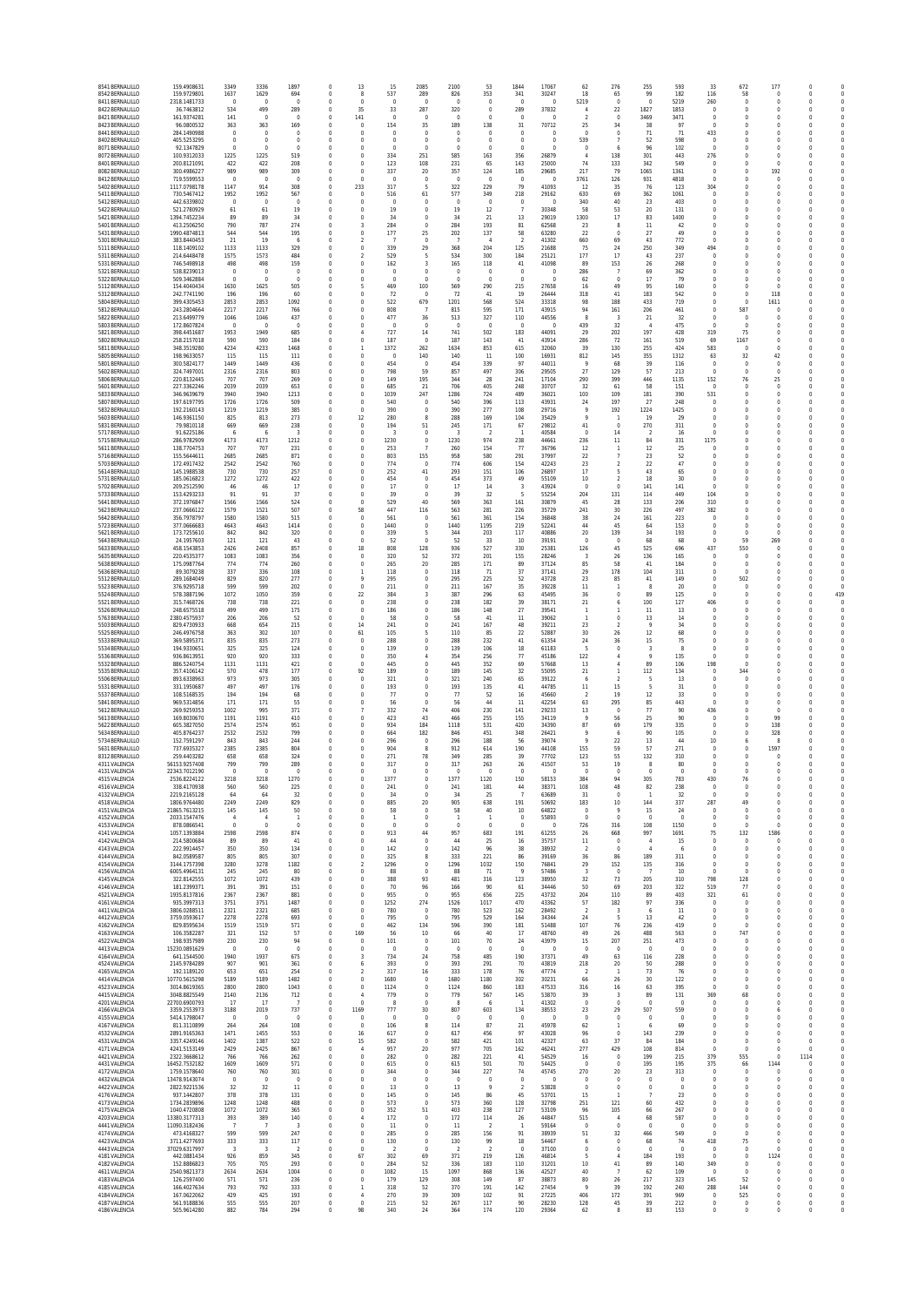| | | | | | | | | | | | | | | | | | | | | | | |
|---|---|---|---|---|---|---|---|---|---|---|---|---|---|---|---|---|---|---|---|---|---|---|
| 8541 | BERNALILLO | 159.4908631 | 3349 | 3336 | 1897 | 0 | 13 | 15 | 2085 | 2100 | 53 | 1844 | 17067 | 62 | 276 | 255 | 593 | 33 | 672 | 177 | 0 | 0 |
| 8542 | BERNALILLO | 159.9729801 | 1637 | 1629 | 694 | 0 | 8 | 537 | 289 | 826 | 353 | 341 | 30247 | 18 | 65 | 99 | 182 | 116 | 58 | 0 | 0 | 0 |
| 8411 | BERNALILLO | 2318.1481733 | 0 | 0 | 0 | 0 | 0 | 0 | 0 | 0 | 0 | 0 | 0 | 5219 | 0 | 0 | 5219 | 260 | 0 | 0 | 0 | 0 |
| 8422 | BERNALILLO | 36.7463812 | 534 | 499 | 289 | 0 | 35 | 33 | 287 | 320 | 0 | 289 | 37832 | 4 | 22 | 1827 | 1853 | 0 | 0 | 0 | 0 | 0 |
| 8421 | BERNALILLO | 161.9374281 | 141 | 0 | 0 | 0 | 141 | 0 | 0 | 0 | 0 | 0 | 0 | 2 | 0 | 3469 | 3471 | 0 | 0 | 0 | 0 | 0 |
| 8423 | BERNALILLO | 96.0800532 | 363 | 363 | 169 | 0 | 0 | 154 | 35 | 189 | 138 | 31 | 70712 | 25 | 34 | 38 | 97 | 0 | 0 | 0 | 0 | 0 |
| 8441 | BERNALILLO | 284.1490988 | 0 | 0 | 0 | 0 | 0 | 0 | 0 | 0 | 0 | 0 | 0 | 0 | 0 | 71 | 71 | 433 | 0 | 0 | 0 | 0 |
| 8402 | BERNALILLO | 405.5253295 | 0 | 0 | 0 | 0 | 0 | 0 | 0 | 0 | 0 | 0 | 0 | 539 | 7 | 52 | 598 | 0 | 0 | 0 | 0 | 0 |
| 8071 | BERNALILLO | 92.1347829 | 0 | 0 | 0 | 0 | 0 | 0 | 0 | 0 | 0 | 0 | 0 | 0 | 6 | 96 | 102 | 0 | 0 | 0 | 0 | 0 |
| 8072 | BERNALILLO | 100.9312033 | 1225 | 1225 | 519 | 0 | 0 | 334 | 251 | 585 | 163 | 356 | 26879 | 4 | 138 | 301 | 443 | 276 | 0 | 0 | 0 | 0 |
| 8401 | BERNALILLO | 200.8121091 | 422 | 422 | 208 | 0 | 0 | 123 | 108 | 231 | 65 | 143 | 25000 | 74 | 133 | 342 | 549 | 0 | 0 | 0 | 0 | 0 |
| 8082 | BERNALILLO | 300.4986227 | 989 | 989 | 309 | 0 | 0 | 337 | 20 | 357 | 124 | 185 | 29685 | 217 | 79 | 1065 | 1361 | 0 | 0 | 192 | 0 | 0 |
| 8412 | BERNALILLO | 719.5599553 | 0 | 0 | 0 | 0 | 0 | 0 | 0 | 0 | 0 | 0 | 0 | 3761 | 126 | 931 | 4818 | 0 | 0 | 0 | 0 | 0 |
| 5402 | BERNALILLO | 1117.0798178 | 1147 | 914 | 308 | 0 | 233 | 317 | 5 | 322 | 229 | 79 | 41093 | 12 | 35 | 76 | 123 | 304 | 0 | 0 | 0 | 0 |
| 5411 | BERNALILLO | 730.5467412 | 1952 | 1952 | 567 | 0 | 0 | 516 | 61 | 577 | 349 | 218 | 29162 | 630 | 69 | 362 | 1061 | 0 | 0 | 0 | 0 | 0 |
| 5412 | BERNALILLO | 442.6339802 | 0 | 0 | 0 | 0 | 0 | 0 | 0 | 0 | 0 | 0 | 0 | 340 | 40 | 23 | 403 | 0 | 0 | 0 | 0 | 0 |
| 5422 | BERNALILLO | 521.2780929 | 61 | 61 | 19 | 0 | 0 | 19 | 0 | 19 | 12 | 7 | 30348 | 58 | 53 | 20 | 131 | 0 | 0 | 0 | 0 | 0 |
| 5421 | BERNALILLO | 1394.7452234 | 89 | 89 | 34 | 0 | 0 | 34 | 0 | 34 | 21 | 13 | 29019 | 1300 | 17 | 83 | 1400 | 0 | 0 | 0 | 0 | 0 |
| 5401 | BERNALILLO | 413.2506250 | 790 | 787 | 274 | 0 | 3 | 284 | 0 | 284 | 193 | 81 | 62568 | 23 | 8 | 11 | 42 | 0 | 0 | 0 | 0 | 0 |
| 5431 | BERNALILLO | 1990.4874813 | 544 | 544 | 195 | 0 | 0 | 177 | 25 | 202 | 137 | 58 | 63280 | 22 | 0 | 27 | 49 | 0 | 0 | 0 | 0 | 0 |
| 5301 | BERNALILLO | 383.8440453 | 21 | 19 | 6 | 0 | 2 | 7 | 0 | 7 | 4 | 2 | 41302 | 660 | 69 | 43 | 772 | 0 | 0 | 0 | 0 | 0 |
| 5111 | BERNALILLO | 118.1409102 | 1133 | 1133 | 329 | 0 | 0 | 339 | 29 | 368 | 204 | 125 | 21688 | 75 | 24 | 250 | 349 | 494 | 0 | 0 | 0 | 0 |
| 5112 | BERNALILLO | 214.6448478 | 1575 | 1573 | 484 | 0 | 2 | 529 | 5 | 534 | 300 | 184 | 25121 | 177 | 17 | 43 | 237 | 0 | 0 | 0 | 0 | 0 |
| 5331 | BERNALILLO | 746.5498918 | 498 | 498 | 159 | 0 | 0 | 162 | 3 | 165 | 118 | 41 | 41098 | 89 | 153 | 26 | 268 | 0 | 0 | 0 | 0 | 0 |
| 5321 | BERNALILLO | 538.8239013 | 0 | 0 | 0 | 0 | 0 | 0 | 0 | 0 | 0 | 0 | 0 | 286 | 7 | 69 | 362 | 0 | 0 | 0 | 0 | 0 |
| 5322 | BERNALILLO | 509.3462884 | 0 | 0 | 0 | 0 | 0 | 0 | 0 | 0 | 0 | 0 | 0 | 62 | 0 | 17 | 79 | 0 | 0 | 0 | 0 | 0 |
| 5112 | BERNALILLO | 154.4040434 | 1630 | 1625 | 505 | 0 | 5 | 469 | 100 | 569 | 290 | 215 | 27658 | 16 | 49 | 95 | 160 | 0 | 0 | 0 | 0 | 0 |
| 5312 | BERNALILLO | 242.7741190 | 196 | 196 | 60 | 0 | 0 | 72 | 0 | 72 | 41 | 19 | 26444 | 318 | 41 | 183 | 542 | 0 | 0 | 118 | 0 | 0 |
| 5804 | BERNALILLO | 399.4305453 | 2853 | 2853 | 1092 | 0 | 0 | 522 | 679 | 1201 | 568 | 524 | 33318 | 98 | 188 | 433 | 719 | 0 | 0 | 1611 | 0 | 0 |
| 5812 | BERNALILLO | 243.2804664 | 2217 | 2217 | 766 | 0 | 0 | 808 | 7 | 815 | 595 | 171 | 43915 | 94 | 161 | 206 | 461 | 0 | 587 | 0 | 0 | 0 |
| 5822 | BERNALILLO | 213.6499779 | 1046 | 1046 | 437 | 0 | 0 | 477 | 36 | 513 | 327 | 110 | 44556 | 8 | 3 | 21 | 32 | 0 | 0 | 0 | 0 | 0 |
| 5803 | BERNALILLO | 172.8607824 | 0 | 0 | 0 | 0 | 0 | 0 | 0 | 0 | 0 | 0 | 0 | 439 | 32 | 4 | 475 | 0 | 0 | 0 | 0 | 0 |
| 5821 | BERNALILLO | 398.4451687 | 1953 | 1949 | 685 | 0 | 4 | 727 | 14 | 741 | 502 | 183 | 44091 | 29 | 202 | 197 | 428 | 319 | 75 | 0 | 0 | 0 |
| 5802 | BERNALILLO | 258.2157018 | 590 | 590 | 184 | 0 | 0 | 187 | 0 | 187 | 143 | 41 | 43914 | 286 | 72 | 161 | 519 | 69 | 1167 | 0 | 0 | 0 |
| 5811 | BERNALILLO | 348.3519280 | 4234 | 4233 | 1468 | 0 | 1 | 1372 | 262 | 1634 | 853 | 615 | 32060 | 39 | 130 | 255 | 424 | 583 | 0 | 0 | 0 | 0 |
| 5805 | BERNALILLO | 198.9633057 | 115 | 115 | 111 | 0 | 0 | 0 | 140 | 140 | 11 | 100 | 16931 | 812 | 145 | 355 | 1312 | 63 | 32 | 42 | 0 | 0 |
| 5801 | BERNALILLO | 300.5824177 | 1449 | 1449 | 436 | 0 | 0 | 454 | 0 | 454 | 339 | 97 | 44011 | 9 | 68 | 39 | 116 | 0 | 0 | 0 | 0 | 0 |
| 5602 | BERNALILLO | 324.7497001 | 2316 | 2316 | 803 | 0 | 0 | 798 | 59 | 857 | 497 | 306 | 29505 | 27 | 129 | 57 | 213 | 0 | 0 | 0 | 0 | 0 |
| 5806 | BERNALILLO | 220.8132445 | 707 | 707 | 269 | 0 | 0 | 149 | 195 | 344 | 28 | 274 | 17104 | 290 | 399 | 446 | 1135 | 152 | 76 | 25 | 0 | 0 |
| 5601 | BERNALILLO | 227.3362246 | 2039 | 2039 | 653 | 0 | 0 | 685 | 21 | 706 | 405 | 248 | 30707 | 32 | 61 | 58 | 151 | 0 | 0 | 0 | 0 | 0 |
| 5833 | BERNALILLO | 346.9639679 | 3940 | 3940 | 1213 | 0 | 0 | 1039 | 247 | 1286 | 724 | 489 | 36021 | 100 | 109 | 181 | 390 | 531 | 0 | 0 | 0 | 0 |
| 5807 | BERNALILLO | 197.6197795 | 1726 | 1726 | 509 | 0 | 0 | 540 | 0 | 540 | 396 | 113 | 43931 | 24 | 197 | 27 | 248 | 0 | 0 | 0 | 0 | 0 |
| 5832 | BERNALILLO | 192.2160143 | 1219 | 1219 | 385 | 0 | 0 | 390 | 0 | 390 | 277 | 108 | 29716 | 9 | 192 | 1224 | 1425 | 0 | 0 | 0 | 0 | 0 |
| 5603 | BERNALILLO | 146.9361150 | 825 | 813 | 273 | 0 | 12 | 280 | 8 | 288 | 169 | 104 | 35429 | 9 | 1 | 19 | 29 | 0 | 0 | 0 | 0 | 0 |
| 5831 | BERNALILLO | 79.9810118 | 669 | 669 | 228 | 0 | 0 | 194 | 51 | 245 | 171 | 67 | 29812 | 41 | 0 | 270 | 311 | 0 | 0 | 0 | 0 | 0 |
| 5717 | BERNALILLO | 91.6225186 | 6 | 6 | 3 | 0 | 0 | 3 | 0 | 3 | 2 | 1 | 40584 | 0 | 14 | 2 | 16 | 0 | 0 | 0 | 0 | 0 |
| 5715 | BERNALILLO | 286.9782909 | 4173 | 4173 | 1212 | 0 | 0 | 1230 | 0 | 1230 | 974 | 238 | 44661 | 236 | 11 | 84 | 331 | 1175 | 0 | 0 | 0 | 0 |
| 5611 | BERNALILLO | 138.7704753 | 707 | 707 | 231 | 0 | 0 | 253 | 7 | 260 | 154 | 77 | 36796 | 12 | 1 | 12 | 25 | 0 | 0 | 0 | 0 | 0 |
| 5716 | BERNALILLO | 155.5644611 | 2685 | 2685 | 871 | 0 | 0 | 803 | 155 | 958 | 580 | 291 | 37997 | 22 | 7 | 23 | 52 | 0 | 0 | 0 | 0 | 0 |
| 5703 | BERNALILLO | 172.4917432 | 2542 | 2542 | 760 | 0 | 0 | 774 | 0 | 774 | 606 | 154 | 42243 | 23 | 2 | 22 | 47 | 0 | 0 | 0 | 0 | 0 |
| 5614 | BERNALILLO | 145.1988538 | 730 | 730 | 257 | 0 | 0 | 252 | 41 | 293 | 151 | 106 | 26897 | 17 | 5 | 43 | 65 | 0 | 0 | 0 | 0 | 0 |
| 5731 | BERNALILLO | 185.0616823 | 1272 | 1272 | 422 | 0 | 0 | 454 | 0 | 454 | 373 | 49 | 55109 | 10 | 2 | 18 | 30 | 0 | 0 | 0 | 0 | 0 |
| 5702 | BERNALILLO | 209.2512590 | 46 | 46 | 17 | 0 | 0 | 17 | 0 | 17 | 14 | 3 | 43924 | 0 | 0 | 141 | 141 | 0 | 0 | 0 | 0 | 0 |
| 5733 | BERNALILLO | 153.4293233 | 91 | 91 | 37 | 0 | 0 | 39 | 0 | 39 | 32 | 5 | 55254 | 204 | 131 | 114 | 449 | 104 | 0 | 0 | 0 | 0 |
| 5641 | BERNALILLO | 372.1976847 | 1566 | 1566 | 524 | 0 | 0 | 529 | 40 | 569 | 363 | 161 | 30879 | 45 | 28 | 133 | 206 | 310 | 0 | 0 | 0 | 0 |
| 5623 | BERNALILLO | 237.0666122 | 1579 | 1521 | 507 | 0 | 58 | 447 | 116 | 563 | 281 | 226 | 35729 | 241 | 30 | 226 | 497 | 382 | 0 | 0 | 0 | 0 |
| 5642 | BERNALILLO | 356.7978797 | 1580 | 1580 | 515 | 0 | 0 | 561 | 0 | 561 | 361 | 154 | 36848 | 38 | 24 | 161 | 223 | 0 | 0 | 0 | 0 | 0 |
| 5723 | BERNALILLO | 377.0666683 | 4643 | 4643 | 1414 | 0 | 0 | 1440 | 0 | 1440 | 1195 | 219 | 52241 | 44 | 45 | 64 | 153 | 0 | 0 | 0 | 0 | 0 |
| 5621 | BERNALILLO | 173.7255610 | 842 | 842 | 320 | 0 | 0 | 339 | 5 | 344 | 203 | 117 | 40886 | 20 | 139 | 34 | 193 | 0 | 0 | 0 | 0 | 0 |
| 5624 | BERNALILLO | 24.1957603 | 121 | 121 | 43 | 0 | 0 | 52 | 0 | 52 | 33 | 10 | 39191 | 0 | 0 | 68 | 68 | 0 | 0 | 59 | 269 | 0 |
| 4581 | BERNALILLO | 458.1543853 | 2426 | 2408 | 857 | 0 | 18 | 808 | 128 | 936 | 527 | 330 | 25381 | 126 | 45 | 525 | 696 | 437 | 550 | 0 | 0 | 0 |
| 5635 | BERNALILLO | 220.4535377 | 1083 | 1083 | 356 | 0 | 0 | 320 | 52 | 372 | 201 | 155 | 28246 | 3 | 26 | 136 | 165 | 0 | 0 | 0 | 0 | 0 |
| 5638 | BERNALILLO | 175.0987764 | 774 | 774 | 260 | 0 | 0 | 265 | 20 | 285 | 171 | 89 | 37124 | 85 | 58 | 41 | 184 | 0 | 0 | 0 | 0 | 0 |
| 5636 | BERNALILLO | 89.3079238 | 337 | 336 | 108 | 0 | 1 | 118 | 0 | 118 | 71 | 37 | 37141 | 29 | 178 | 104 | 311 | 0 | 0 | 0 | 0 | 0 |
| 5512 | BERNALILLO | 289.1684049 | 829 | 820 | 277 | 0 | 9 | 295 | 0 | 295 | 225 | 52 | 43728 | 23 | 85 | 41 | 149 | 0 | 502 | 0 | 0 | 0 |
| 5523 | BERNALILLO | 376.9295718 | 599 | 599 | 202 | 0 | 0 | 211 | 0 | 211 | 167 | 35 | 39228 | 11 | 1 | 8 | 20 | 0 | 0 | 0 | 0 | 0 |
| 5524 | BERNALILLO | 578.3887196 | 1072 | 1050 | 359 | 0 | 22 | 384 | 3 | 387 | 296 | 63 | 45495 | 36 | 0 | 89 | 125 | 0 | 0 | 0 | 0 | 419 |
| 5521 | BERNALILLO | 315.7468726 | 738 | 738 | 221 | 0 | 0 | 238 | 0 | 238 | 182 | 39 | 38171 | 21 | 6 | 100 | 127 | 406 | 0 | 0 | 0 | 0 |
| 5526 | BERNALILLO | 248.6575518 | 499 | 499 | 175 | 0 | 0 | 186 | 0 | 186 | 148 | 27 | 39541 | 1 | 1 | 11 | 13 | 0 | 0 | 0 | 0 | 0 |
| 5763 | BERNALILLO | 2380.4575937 | 206 | 206 | 52 | 0 | 0 | 58 | 0 | 58 | 41 | 11 | 39062 | 1 | 0 | 13 | 14 | 0 | 0 | 0 | 0 | 0 |
| 5503 | BERNALILLO | 829.4730933 | 668 | 654 | 215 | 0 | 14 | 241 | 0 | 241 | 167 | 48 | 39211 | 23 | 2 | 9 | 34 | 0 | 0 | 0 | 0 | 0 |
| 5525 | BERNALILLO | 246.4976758 | 363 | 302 | 107 | 0 | 61 | 105 | 5 | 110 | 85 | 22 | 52887 | 30 | 26 | 12 | 68 | 0 | 0 | 0 | 0 | 0 |
| 5533 | BERNALILLO | 369.5895371 | 835 | 835 | 273 | 0 | 0 | 288 | 0 | 288 | 232 | 41 | 61354 | 24 | 36 | 15 | 75 | 0 | 0 | 0 | 0 | 0 |
| 5534 | BERNALILLO | 194.9330651 | 325 | 325 | 124 | 0 | 0 | 139 | 0 | 139 | 106 | 18 | 61183 | 5 | 0 | 3 | 8 | 0 | 0 | 0 | 0 | 0 |
| 5536 | BERNALILLO | 936.8613951 | 920 | 920 | 333 | 0 | 0 | 350 | 4 | 354 | 256 | 77 | 45186 | 122 | 4 | 9 | 135 | 0 | 0 | 0 | 0 | 0 |
| 5532 | BERNALILLO | 886.5240754 | 1131 | 1131 | 421 | 0 | 0 | 445 | 0 | 445 | 352 | 69 | 57668 | 13 | 4 | 89 | 106 | 198 | 0 | 0 | 0 | 0 |
| 5535 | BERNALILLO | 357.4106142 | 570 | 478 | 177 | 0 | 92 | 189 | 0 | 189 | 145 | 32 | 55095 | 21 | 1 | 112 | 134 | 0 | 344 | 0 | 0 | 0 |
| 5506 | BERNALILLO | 893.6338963 | 973 | 973 | 305 | 0 | 0 | 321 | 0 | 321 | 240 | 65 | 39122 | 6 | 2 | 5 | 13 | 0 | 0 | 0 | 0 | 0 |
| 5531 | BERNALILLO | 331.1950687 | 497 | 497 | 176 | 0 | 0 | 193 | 0 | 193 | 135 | 41 | 44785 | 11 | 15 | 5 | 31 | 0 | 0 | 0 | 0 | 0 |
| 5537 | BERNALILLO | 380.5168535 | 194 | 194 | 68 | 0 | 0 | 77 | 0 | 77 | 52 | 16 | 45660 | 2 | 19 | 12 | 33 | 0 | 0 | 0 | 0 | 0 |
| 5841 | BERNALILLO | 969.5314856 | 171 | 171 | 55 | 0 | 0 | 56 | 0 | 56 | 44 | 11 | 42254 | 63 | 295 | 85 | 443 | 0 | 0 | 0 | 0 | 0 |
| 5612 | BERNALILLO | 269.9259353 | 1002 | 995 | 371 | 0 | 7 | 332 | 74 | 406 | 230 | 141 | 29233 | 13 | 0 | 77 | 90 | 436 | 0 | 0 | 0 | 0 |
| 5613 | BERNALILLO | 169.8030670 | 1191 | 1191 | 410 | 0 | 0 | 423 | 43 | 466 | 255 | 155 | 34119 | 9 | 56 | 25 | 90 | 0 | 0 | 99 | 0 | 0 |
| 5622 | BERNALILLO | 605.3827050 | 2574 | 2574 | 951 | 0 | 0 | 934 | 184 | 1118 | 531 | 420 | 34390 | 87 | 69 | 179 | 335 | 0 | 0 | 138 | 0 | 0 |
| 5634 | BERNALILLO | 405.8764237 | 2532 | 2532 | 799 | 0 | 0 | 664 | 182 | 846 | 451 | 348 | 26421 | 9 | 6 | 90 | 105 | 0 | 0 | 328 | 0 | 0 |
| 5734 | BERNALILLO | 152.7591297 | 843 | 843 | 244 | 0 | 0 | 296 | 0 | 296 | 188 | 56 | 39074 | 9 | 22 | 13 | 44 | 10 | 6 | 8 | 0 | 0 |
| 5631 | BERNALILLO | 737.6935327 | 2385 | 2385 | 804 | 0 | 0 | 904 | 8 | 912 | 614 | 190 | 44108 | 155 | 59 | 57 | 271 | 0 | 0 | 1597 | 0 | 0 |
| 8312 | BERNALILLO | 259.4403282 | 658 | 658 | 324 | 0 | 0 | 271 | 78 | 349 | 285 | 39 | 77702 | 123 | 55 | 132 | 310 | 0 | 0 | 0 | 0 | 0 |
| 4311 | VALENCIA | 56153.9257408 | 799 | 799 | 289 | 0 | 0 | 317 | 0 | 317 | 263 | 26 | 41507 | 53 | 19 | 8 | 80 | 0 | 0 | 0 | 0 | 0 |
| 4131 | VALENCIA | 22343.7012190 | 0 | 0 | 0 | 0 | 0 | 0 | 0 | 0 | 0 | 0 | 0 | 0 | 0 | 0 | 0 | 0 | 0 | 0 | 0 | 0 |
| 4511 | VALENCIA | 2536.8224122 | 3218 | 3218 | 1270 | 0 | 0 | 1377 | 0 | 1377 | 1120 | 150 | 58153 | 384 | 94 | 305 | 783 | 430 | 76 | 0 | 0 | 0 |
| 4316 | VALENCIA | 338.4170938 | 560 | 560 | 225 | 0 | 0 | 241 | 0 | 241 | 181 | 44 | 38371 | 108 | 48 | 82 | 238 | 0 | 0 | 0 | 0 | 0 |
| 4132 | VALENCIA | 2219.2165128 | 64 | 64 | 32 | 0 | 0 | 34 | 0 | 34 | 25 | 7 | 63689 | 31 | 0 | 1 | 32 | 0 | 0 | 0 | 0 | 0 |
| 4518 | VALENCIA | 1806.9764480 | 2249 | 2249 | 829 | 0 | 0 | 885 | 20 | 905 | 638 | 191 | 50692 | 183 | 10 | 144 | 337 | 287 | 49 | 0 | 0 | 0 |
| 4151 | VALENCIA | 21865.7613215 | 145 | 145 | 50 | 0 | 0 | 58 | 0 | 58 | 40 | 10 | 64822 | 0 | 9 | 15 | 24 | 0 | 0 | 0 | 0 | 0 |
| 4152 | VALENCIA | 2033.1547476 | 4 | 4 | 1 | 0 | 0 | 1 | 0 | 1 | 1 | 0 | 55893 | 0 | 0 | 0 | 0 | 0 | 0 | 0 | 0 | 0 |
| 4153 | VALENCIA | 878.0866541 | 0 | 0 | 0 | 0 | 0 | 0 | 0 | 0 | 0 | 0 | 0 | 726 | 316 | 108 | 1150 | 0 | 0 | 0 | 0 | 0 |
| 4141 | VALENCIA | 1057.1393884 | 2598 | 2598 | 874 | 0 | 0 | 913 | 44 | 957 | 683 | 191 | 61255 | 26 | 668 | 997 | 1691 | 75 | 132 | 1586 | 0 | 0 |
| 4142 | VALENCIA | 214.5806684 | 89 | 89 | 41 | 0 | 0 | 44 | 0 | 44 | 25 | 16 | 35757 | 11 | 0 | 4 | 15 | 0 | 0 | 0 | 0 | 0 |
| 4143 | VALENCIA | 222.9914457 | 350 | 350 | 134 | 0 | 0 | 142 | 0 | 142 | 96 | 38 | 38932 | 2 | 0 | 4 | 6 | 0 | 0 | 0 | 0 | 0 |
| 4144 | VALENCIA | 842.0589587 | 805 | 805 | 307 | 0 | 0 | 325 | 8 | 333 | 221 | 86 | 39169 | 36 | 86 | 189 | 311 | 0 | 0 | 0 | 0 | 0 |
| 4154 | VALENCIA | 3144.1757398 | 3280 | 3278 | 1182 | 0 | 2 | 1296 | 0 | 1296 | 1032 | 150 | 76841 | 29 | 152 | 135 | 316 | 0 | 0 | 0 | 0 | 0 |
| 4156 | VALENCIA | 6005.4964131 | 245 | 245 | 80 | 0 | 0 | 88 | 0 | 88 | 71 | 9 | 57486 | 3 | 0 | 7 | 10 | 0 | 0 | 0 | 0 | 0 |
| 4145 | VALENCIA | 322.8142555 | 1072 | 1072 | 439 | 0 | 0 | 388 | 93 | 481 | 316 | 123 | 38950 | 32 | 73 | 205 | 310 | 798 | 128 | 0 | 0 | 0 |
| 4146 | VALENCIA | 181.2399371 | 391 | 391 | 151 | 0 | 0 | 70 | 96 | 166 | 90 | 61 | 34446 | 50 | 69 | 203 | 322 | 519 | 77 | 0 | 0 | 0 |
| 4521 | VALENCIA | 1935.8137816 | 2367 | 2367 | 881 | 0 | 0 | 955 | 0 | 955 | 656 | 225 | 43732 | 204 | 110 | 89 | 403 | 321 | 61 | 0 | 0 | 0 |
| 4161 | VALENCIA | 935.3997313 | 3751 | 3751 | 1487 | 0 | 0 | 1252 | 274 | 1526 | 1017 | 470 | 43362 | 57 | 182 | 97 | 336 | 0 | 0 | 0 | 0 | 0 |
| 4411 | VALENCIA | 3806.0288511 | 2321 | 2321 | 685 | 0 | 0 | 780 | 0 | 780 | 523 | 162 | 28492 | 2 | 3 | 6 | 11 | 0 | 0 | 0 | 0 | 0 |
| 4412 | VALENCIA | 3759.0593617 | 2278 | 2278 | 693 | 0 | 0 | 795 | 0 | 795 | 529 | 164 | 34344 | 24 | 5 | 13 | 42 | 0 | 0 | 0 | 0 | 0 |
| 4162 | VALENCIA | 829.8595634 | 1519 | 1519 | 571 | 0 | 0 | 462 | 134 | 596 | 390 | 181 | 51488 | 107 | 76 | 236 | 419 | 0 | 0 | 0 | 0 | 0 |
| 4163 | VALENCIA | 106.3582287 | 321 | 152 | 57 | 0 | 169 | 56 | 10 | 66 | 40 | 17 | 48760 | 49 | 26 | 488 | 563 | 0 | 0 | 747 | 0 | 0 |
| 4522 | VALENCIA | 198.9357989 | 230 | 230 | 94 | 0 | 0 | 101 | 0 | 101 | 70 | 24 | 43979 | 15 | 207 | 251 | 473 | 0 | 0 | 0 | 0 | 0 |
| 4523 | VALENCIA | 15230.0891629 | 0 | 0 | 0 | 0 | 0 | 0 | 0 | 0 | 0 | 0 | 0 | 0 | 0 | 0 | 0 | 0 | 0 | 0 | 0 | 0 |
| 4164 | VALENCIA | 641.1544500 | 1940 | 1937 | 675 | 0 | 3 | 734 | 24 | 758 | 485 | 190 | 37371 | 49 | 63 | 116 | 228 | 0 | 0 | 0 | 0 | 0 |
| 4524 | VALENCIA | 2145.9784289 | 907 | 901 | 361 | 0 | 6 | 393 | 0 | 393 | 291 | 70 | 43819 | 218 | 20 | 50 | 288 | 0 | 0 | 0 | 0 | 0 |
| 4165 | VALENCIA | 192.1189120 | 653 | 651 | 254 | 0 | 2 | 317 | 16 | 333 | 178 | 76 | 47774 | 2 | 1 | 73 | 76 | 0 | 0 | 0 | 0 | 0 |
| 4414 | VALENCIA | 10770.5615298 | 5189 | 5189 | 1482 | 0 | 0 | 1680 | 0 | 1680 | 1180 | 302 | 30231 | 66 | 26 | 30 | 122 | 0 | 0 | 0 | 0 | 0 |
| 4523 | VALENCIA | 3014.8619365 | 2800 | 2800 | 1043 | 0 | 0 | 1124 | 0 | 1124 | 860 | 183 | 47533 | 316 | 16 | 63 | 395 | 0 | 0 | 0 | 0 | 0 |
| 4415 | VALENCIA | 3048.8825549 | 2140 | 2136 | 712 | 0 | 4 | 779 | 0 | 779 | 567 | 145 | 53870 | 39 | 3 | 89 | 131 | 369 | 68 | 0 | 0 | 0 |
| 4201 | VALENCIA | 22700.6900793 | 17 | 17 | 7 | 0 | 0 | 8 | 0 | 8 | 6 | 1 | 41302 | 0 | 0 | 0 | 0 | 0 | 0 | 0 | 0 | 0 |
| 4166 | VALENCIA | 3359.2553973 | 3188 | 2019 | 737 | 0 | 1169 | 777 | 30 | 807 | 603 | 134 | 38553 | 23 | 29 | 507 | 559 | 0 | 0 | 0 | 0 | 0 |
| 4155 | VALENCIA | 5414.1798047 | 0 | 0 | 0 | 0 | 0 | 0 | 0 | 0 | 0 | 0 | 0 | 0 | 0 | 0 | 0 | 0 | 0 | 0 | 0 | 0 |
| 4167 | VALENCIA | 811.3110899 | 264 | 264 | 108 | 0 | 0 | 106 | 8 | 114 | 87 | 21 | 45978 | 62 | 1 | 6 | 69 | 0 | 0 | 0 | 0 | 0 |
| 4532 | VALENCIA | 2891.9165363 | 1471 | 1455 | 553 | 0 | 16 | 617 | 0 | 617 | 456 | 97 | 43028 | 96 | 0 | 143 | 239 | 0 | 0 | 0 | 0 | 0 |
| 4531 | VALENCIA | 3357.4249146 | 1402 | 1387 | 522 | 0 | 15 | 582 | 0 | 582 | 421 | 101 | 42327 | 63 | 37 | 84 | 184 | 0 | 0 | 0 | 0 | 0 |
| 4171 | VALENCIA | 4241.5153149 | 2429 | 2425 | 867 | 0 | 4 | 957 | 20 | 977 | 705 | 162 | 46241 | 277 | 429 | 108 | 814 | 0 | 0 | 0 | 0 | 0 |
| 4421 | VALENCIA | 2322.3668612 | 766 | 766 | 262 | 0 | 0 | 282 | 0 | 282 | 221 | 41 | 54529 | 16 | 0 | 199 | 215 | 379 | 555 | 0 | 1114 | 0 |
| 4431 | VALENCIA | 16452.7532182 | 1609 | 1609 | 571 | 0 | 0 | 615 | 0 | 615 | 501 | 70 | 54425 | 0 | 0 | 195 | 195 | 375 | 66 | 1144 | 0 | 0 |
| 4172 | VALENCIA | 1759.1578640 | 760 | 760 | 301 | 0 | 0 | 344 | 0 | 344 | 227 | 74 | 45745 | 270 | 20 | 23 | 313 | 0 | 0 | 0 | 0 | 0 |
| 4432 | VALENCIA | 13478.9143074 | 0 | 0 | 0 | 0 | 0 | 0 | 0 | 0 | 0 | 0 | 0 | 0 | 0 | 0 | 0 | 0 | 0 | 0 | 0 | 0 |
| 4422 | VALENCIA | 2822.9221536 | 32 | 32 | 11 | 0 | 0 | 13 | 0 | 13 | 9 | 2 | 53828 | 0 | 0 | 0 | 0 | 0 | 0 | 0 | 0 | 0 |
| 4176 | VALENCIA | 937.1442807 | 378 | 378 | 131 | 0 | 0 | 145 | 0 | 145 | 86 | 45 | 53701 | 15 | 1 | 7 | 23 | 0 | 0 | 0 | 0 | 0 |
| 4173 | VALENCIA | 1734.2839896 | 1248 | 1248 | 488 | 0 | 0 | 573 | 0 | 573 | 360 | 128 | 32798 | 251 | 121 | 60 | 432 | 0 | 0 | 0 | 0 | 0 |
| 4175 | VALENCIA | 1040.4720808 | 1072 | 1072 | 365 | 0 | 0 | 352 | 51 | 403 | 238 | 127 | 53109 | 96 | 105 | 66 | 267 | 0 | 0 | 0 | 0 | 0 |
| 4203 | VALENCIA | 13380.3177313 | 393 | 389 | 140 | 0 | 4 | 172 | 0 | 172 | 114 | 26 | 44847 | 515 | 4 | 68 | 587 | 0 | 0 | 0 | 0 | 0 |
| 4441 | VALENCIA | 11090.3182436 | 7 | 7 | 3 | 0 | 0 | 11 | 0 | 11 | 2 | 1 | 59164 | 0 | 0 | 0 | 0 | 0 | 0 | 0 | 0 | 0 |
| 4174 | VALENCIA | 473.4168327 | 599 | 599 | 247 | 0 | 0 | 285 | 0 | 285 | 156 | 91 | 38939 | 51 | 32 | 466 | 549 | 0 | 0 | 0 | 0 | 0 |
| 4423 | VALENCIA | 3711.4277693 | 333 | 333 | 117 | 0 | 0 | 130 | 0 | 130 | 99 | 18 | 54467 | 6 | 0 | 68 | 74 | 418 | 75 | 0 | 0 | 0 |
| 4443 | VALENCIA | 37029.6317997 | 3 | 3 | 2 | 0 | 0 | 2 | 0 | 2 | 2 | 0 | 37100 | 0 | 0 | 0 | 0 | 0 | 0 | 0 | 0 | 0 |
| 4181 | VALENCIA | 442.0881434 | 926 | 859 | 345 | 0 | 67 | 302 | 69 | 371 | 219 | 126 | 46814 | 5 | 4 | 184 | 193 | 0 | 0 | 1124 | 0 | 0 |
| 4182 | VALENCIA | 152.8886823 | 705 | 705 | 293 | 0 | 0 | 284 | 52 | 336 | 183 | 110 | 31201 | 10 | 41 | 89 | 140 | 349 | 0 | 0 | 0 | 0 |
| 4611 | VALENCIA | 2540.9821373 | 2634 | 2634 | 1004 | 0 | 0 | 1082 | 15 | 1097 | 868 | 136 | 42527 | 40 | 7 | 62 | 109 | 0 | 0 | 0 | 0 | 0 |
| 4183 | VALENCIA | 126.2597400 | 571 | 571 | 236 | 0 | 0 | 179 | 129 | 308 | 149 | 87 | 38873 | 80 | 26 | 217 | 323 | 145 | 52 | 0 | 0 | 0 |
| 4185 | VALENCIA | 166.4027634 | 793 | 792 | 333 | 0 | 1 | 318 | 52 | 370 | 191 | 142 | 27454 | 9 | 39 | 192 | 240 | 288 | 144 | 0 | 0 | 0 |
| 4184 | VALENCIA | 167.0622062 | 429 | 425 | 193 | 0 | 4 | 270 | 39 | 309 | 102 | 91 | 27225 | 406 | 172 | 391 | 969 | 0 | 525 | 0 | 0 | 0 |
| 4187 | VALENCIA | 561.9188836 | 555 | 555 | 207 | 0 | 0 | 215 | 52 | 267 | 117 | 90 | 28230 | 128 | 45 | 39 | 212 | 0 | 0 | 0 | 0 | 0 |
| 4186 | VALENCIA | 505.9614280 | 882 | 784 | 294 | 0 | 98 | 340 | 24 | 364 | 174 | 120 | 29364 | 62 | 8 | 83 | 153 | 0 | 0 | 0 | 0 | 0 |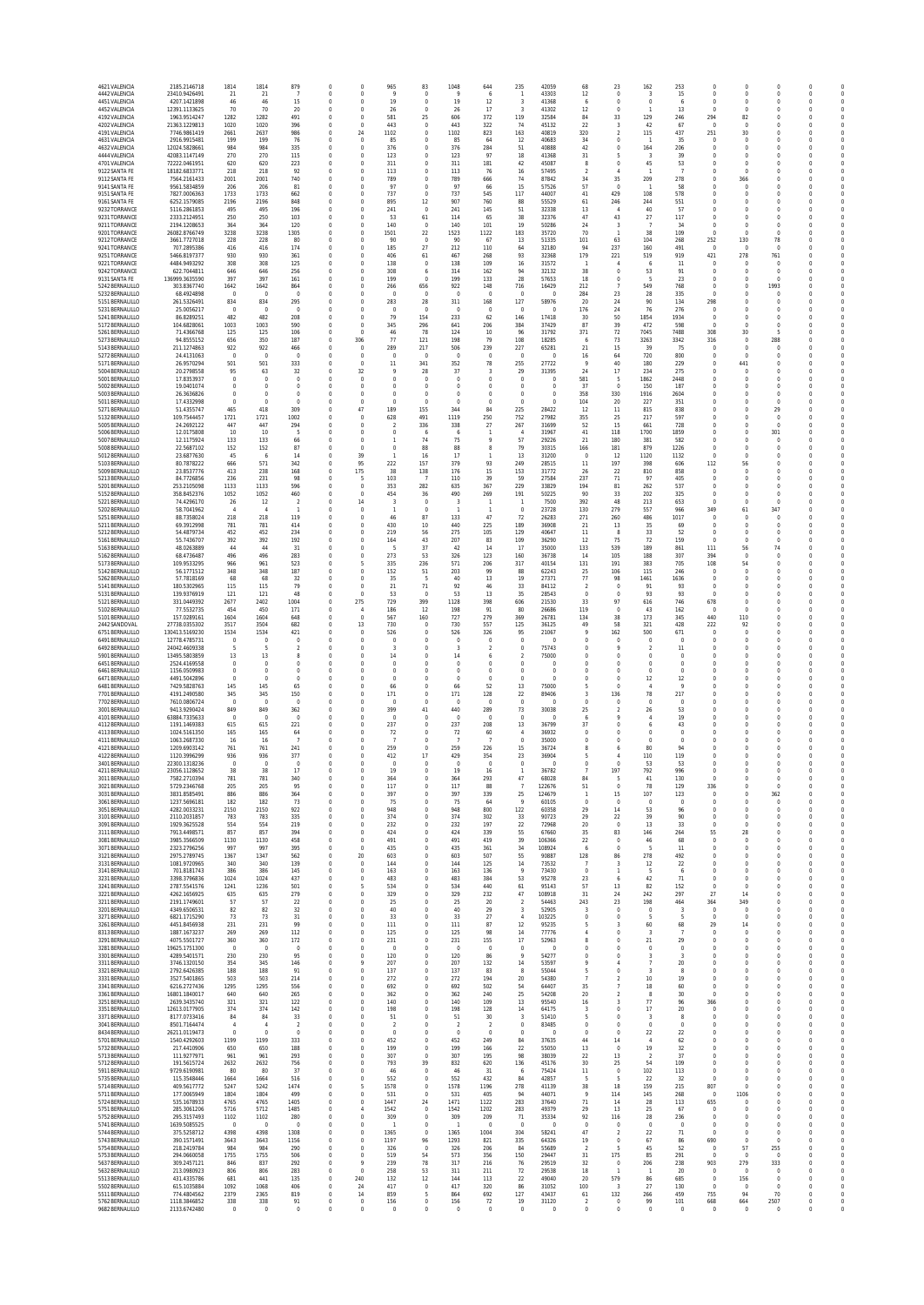| | | | | | | | | | | | | | | | | | | | | | |
|---|---|---|---|---|---|---|---|---|---|---|---|---|---|---|---|---|---|---|---|---|---|
| 4621 VALENCIA | 2185.2146718 | 1814 | 1814 | 879 | 0 | 0 | 965 | 83 | 1048 | 644 | 235 | 42059 | 68 | 23 | 162 | 253 | 0 | 0 | 0 | 0 | 0 |
| 4442 VALENCIA | 2341.9426491 | 21 | 21 | 7 | 0 | 0 | 9 | 0 | 9 | 6 | 1 | 43303 | 12 | 0 | 3 | 15 | 0 | 0 | 0 | 0 | 0 |
| 4451 VALENCIA | 4207.1421898 | 46 | 46 | 15 | 0 | 0 | 19 | 0 | 19 | 12 | 3 | 41368 | 6 | 0 | 0 | 6 | 0 | 0 | 0 | 0 | 0 |
| 4452 VALENCIA | 12391.1133625 | 70 | 70 | 20 | 0 | 0 | 26 | 0 | 26 | 17 | 3 | 41302 | 12 | 0 | 1 | 13 | 0 | 0 | 0 | 0 | 0 |
| 4192 VALENCIA | 1963.9514247 | 1282 | 1282 | 491 | 0 | 0 | 581 | 25 | 606 | 372 | 119 | 32584 | 84 | 33 | 129 | 246 | 294 | 82 | 0 | 0 | 0 |
| 4202 VALENCIA | 21363.1229813 | 1020 | 1020 | 396 | 0 | 0 | 443 | 0 | 443 | 322 | 74 | 45132 | 22 | 3 | 42 | 67 | 0 | 0 | 0 | 0 | 0 |
| 4191 VALENCIA | 7746.9861419 | 2661 | 2637 | 986 | 0 | 24 | 1102 | 0 | 1102 | 823 | 163 | 40819 | 320 | 2 | 115 | 437 | 251 | 30 | 0 | 0 | 0 |
| 4631 VALENCIA | 2916.9915481 | 199 | 199 | 76 | 0 | 0 | 85 | 0 | 85 | 64 | 12 | 40683 | 34 | 0 | 1 | 35 | 0 | 0 | 0 | 0 | 0 |
| 4632 VALENCIA | 12024.5828661 | 984 | 984 | 335 | 0 | 0 | 376 | 0 | 376 | 284 | 51 | 40888 | 42 | 0 | 164 | 206 | 0 | 0 | 0 | 0 | 0 |
| 4444 VALENCIA | 42083.1147149 | 270 | 270 | 115 | 0 | 0 | 123 | 0 | 123 | 97 | 18 | 41368 | 31 | 5 | 3 | 39 | 0 | 0 | 0 | 0 | 0 |
| 4701 VALENCIA | 72222.0461951 | 620 | 620 | 223 | 0 | 0 | 311 | 0 | 311 | 181 | 42 | 45087 | 8 | 0 | 45 | 53 | 0 | 0 | 0 | 0 | 0 |
| 9122 SANTA FE | 18182.6833771 | 218 | 218 | 92 | 0 | 0 | 113 | 0 | 113 | 76 | 16 | 57495 | 2 | 4 | 1 | 7 | 0 | 0 | 0 | 0 | 0 |
| 9112 SANTA FE | 7564.2161433 | 2001 | 2001 | 740 | 0 | 0 | 789 | 0 | 789 | 666 | 74 | 87842 | 34 | 35 | 209 | 278 | 0 | 366 | 0 | 0 | 0 |
| 9141 SANTA FE | 9561.5834859 | 206 | 206 | 81 | 0 | 0 | 97 | 0 | 97 | 66 | 15 | 57526 | 57 | 0 | 1 | 58 | 0 | 0 | 0 | 0 | 0 |
| 9151 SANTA FE | 7827.0006363 | 1733 | 1733 | 662 | 0 | 0 | 737 | 0 | 737 | 545 | 117 | 44007 | 41 | 429 | 108 | 578 | 0 | 0 | 0 | 0 | 0 |
| 9161 SANTA FE | 6252.1579085 | 2196 | 2196 | 848 | 0 | 0 | 895 | 12 | 907 | 760 | 88 | 55529 | 61 | 246 | 244 | 551 | 0 | 0 | 0 | 0 | 0 |
| 9232 TORRANCE | 5116.2861853 | 495 | 495 | 196 | 0 | 0 | 241 | 0 | 241 | 145 | 51 | 32338 | 13 | 4 | 40 | 57 | 0 | 0 | 0 | 0 | 0 |
| 9231 TORRANCE | 2333.2124951 | 250 | 250 | 103 | 0 | 0 | 53 | 61 | 114 | 65 | 38 | 32376 | 47 | 43 | 27 | 117 | 0 | 0 | 0 | 0 | 0 |
| 9211 TORRANCE | 2194.1208653 | 364 | 364 | 120 | 0 | 0 | 140 | 0 | 140 | 101 | 19 | 50286 | 24 | 3 | 7 | 34 | 0 | 0 | 0 | 0 | 0 |
| 9201 TORRANCE | 26082.8766749 | 3238 | 3238 | 1305 | 0 | 0 | 1501 | 22 | 1523 | 1122 | 183 | 35720 | 70 | 1 | 38 | 109 | 0 | 0 | 0 | 0 | 0 |
| 9212 TORRANCE | 3661.7727018 | 228 | 228 | 80 | 0 | 0 | 90 | 0 | 90 | 67 | 13 | 51335 | 101 | 63 | 104 | 268 | 252 | 130 | 78 | 0 | 0 |
| 9241 TORRANCE | 707.2895386 | 416 | 416 | 174 | 0 | 0 | 185 | 27 | 212 | 110 | 64 | 32180 | 94 | 237 | 160 | 491 | 0 | 0 | 0 | 0 | 0 |
| 9251 TORRANCE | 5466.8197377 | 930 | 930 | 361 | 0 | 0 | 406 | 61 | 467 | 268 | 93 | 32368 | 179 | 221 | 519 | 919 | 421 | 278 | 761 | 0 | 0 |
| 9221 TORRANCE | 4484.9493292 | 308 | 308 | 125 | 0 | 0 | 138 | 0 | 138 | 109 | 16 | 31572 | 1 | 4 | 6 | 11 | 0 | 0 | 0 | 0 | 0 |
| 9242 TORRANCE | 622.7044811 | 646 | 646 | 256 | 0 | 0 | 308 | 6 | 314 | 162 | 94 | 32132 | 38 | 0 | 53 | 91 | 0 | 0 | 0 | 0 | 0 |
| 9131 SANTA FE | 136999.3635590 | 397 | 397 | 161 | 0 | 0 | 199 | 0 | 199 | 133 | 28 | 57653 | 18 | 0 | 5 | 23 | 0 | 0 | 0 | 0 | 0 |
| 5242 BERNALILLO | 303.8367740 | 1642 | 1642 | 864 | 0 | 0 | 266 | 656 | 922 | 148 | 716 | 16429 | 212 | 7 | 549 | 768 | 0 | 1993 | 0 | 0 | 0 |
| 5232 BERNALILLO | 68.4924898 | 0 | 0 | 0 | 0 | 0 | 0 | 0 | 0 | 0 | 0 | 0 | 284 | 23 | 28 | 335 | 0 | 0 | 0 | 0 | 0 |
| 5151 BERNALILLO | 261.5326491 | 834 | 834 | 295 | 0 | 0 | 283 | 28 | 311 | 168 | 127 | 58976 | 20 | 24 | 90 | 134 | 298 | 0 | 0 | 0 | 0 |
| 5231 BERNALILLO | 25.0056217 | 0 | 0 | 0 | 0 | 0 | 0 | 0 | 0 | 0 | 0 | 0 | 176 | 24 | 76 | 276 | 0 | 0 | 0 | 0 | 0 |
| 5241 BERNALILLO | 86.8289251 | 482 | 482 | 208 | 0 | 0 | 79 | 154 | 233 | 62 | 146 | 17418 | 30 | 50 | 1854 | 1934 | 0 | 0 | 0 | 0 | 0 |
| 5172 BERNALILLO | 104.6828061 | 1003 | 1003 | 590 | 0 | 0 | 345 | 296 | 641 | 206 | 384 | 37429 | 87 | 39 | 472 | 598 | 0 | 0 | 0 | 0 | 0 |
| 5261 BERNALILLO | 71.4366768 | 125 | 125 | 106 | 0 | 0 | 46 | 78 | 124 | 10 | 96 | 31792 | 371 | 72 | 7045 | 7488 | 308 | 30 | 5 | 0 | 0 |
| 5273 BERNALILLO | 94.8555152 | 656 | 350 | 187 | 0 | 306 | 77 | 121 | 198 | 79 | 108 | 18285 | 6 | 73 | 3263 | 3342 | 316 | 0 | 288 | 0 | 0 |
| 5143 BERNALILLO | 211.1274863 | 922 | 922 | 466 | 0 | 0 | 289 | 217 | 506 | 239 | 227 | 65281 | 21 | 15 | 39 | 75 | 0 | 0 | 0 | 0 | 0 |
| 5272 BERNALILLO | 24.4131063 | 0 | 0 | 0 | 0 | 0 | 0 | 0 | 0 | 0 | 0 | 0 | 16 | 64 | 720 | 800 | 0 | 0 | 0 | 0 | 0 |
| 5171 BERNALILLO | 26.9570294 | 501 | 501 | 333 | 0 | 0 | 11 | 341 | 352 | 78 | 255 | 27722 | 9 | 40 | 180 | 229 | 0 | 441 | 0 | 0 | 0 |
| 5004 BERNALILLO | 20.2798558 | 95 | 63 | 32 | 0 | 32 | 9 | 28 | 37 | 3 | 29 | 31395 | 24 | 17 | 234 | 275 | 0 | 0 | 0 | 0 | 0 |
| 5001 BERNALILLO | 17.8353937 | 0 | 0 | 0 | 0 | 0 | 0 | 0 | 0 | 0 | 0 | 0 | 581 | 5 | 1862 | 2448 | 0 | 0 | 0 | 0 | 0 |
| 5002 BERNALILLO | 19.0401074 | 0 | 0 | 0 | 0 | 0 | 0 | 0 | 0 | 0 | 0 | 0 | 37 | 0 | 150 | 187 | 0 | 0 | 0 | 0 | 0 |
| 5003 BERNALILLO | 26.3636826 | 0 | 0 | 0 | 0 | 0 | 0 | 0 | 0 | 0 | 0 | 0 | 358 | 330 | 1916 | 2604 | 0 | 0 | 0 | 0 | 0 |
| 5011 BERNALILLO | 17.4332998 | 0 | 0 | 0 | 0 | 0 | 0 | 0 | 0 | 0 | 0 | 0 | 104 | 20 | 227 | 351 | 0 | 0 | 0 | 0 | 0 |
| 5271 BERNALILLO | 51.4355747 | 465 | 418 | 309 | 0 | 47 | 189 | 155 | 344 | 84 | 225 | 28422 | 12 | 11 | 815 | 838 | 0 | 29 | 0 | 0 | 0 |
| 5132 BERNALILLO | 109.7544457 | 1721 | 1721 | 1002 | 0 | 0 | 628 | 491 | 1119 | 250 | 752 | 27982 | 355 | 25 | 217 | 597 | 0 | 0 | 0 | 0 | 0 |
| 5005 BERNALILLO | 24.2692122 | 447 | 447 | 294 | 0 | 0 | 2 | 336 | 338 | 27 | 267 | 31699 | 52 | 15 | 661 | 728 | 0 | 0 | 0 | 0 | 0 |
| 5006 BERNALILLO | 12.0175808 | 10 | 10 | 5 | 0 | 0 | 0 | 6 | 6 | 1 | 4 | 31967 | 41 | 118 | 1700 | 1859 | 0 | 301 | 0 | 0 | 0 |
| 5007 BERNALILLO | 12.1175924 | 133 | 133 | 66 | 0 | 0 | 1 | 74 | 75 | 9 | 57 | 29226 | 21 | 180 | 381 | 582 | 0 | 0 | 0 | 0 | 0 |
| 5008 BERNALILLO | 22.5687102 | 152 | 152 | 87 | 0 | 0 | 0 | 88 | 88 | 8 | 79 | 30315 | 166 | 181 | 879 | 1226 | 0 | 0 | 0 | 0 | 0 |
| 5012 BERNALILLO | 23.6877630 | 45 | 6 | 14 | 0 | 39 | 1 | 16 | 17 | 1 | 13 | 31200 | 0 | 12 | 1120 | 1132 | 0 | 0 | 0 | 0 | 0 |
| 5013 BERNALILLO | 80.7878222 | 666 | 571 | 342 | 0 | 95 | 222 | 157 | 379 | 93 | 249 | 31455 | 11 | 197 | 398 | 606 | 112 | 56 | 0 | 0 | 0 |
| 5009 BERNALILLO | 23.8537776 | 413 | 238 | 168 | 0 | 175 | 38 | 138 | 176 | 15 | 153 | 31772 | 26 | 22 | 810 | 858 | 0 | 0 | 0 | 0 | 0 |
| 5213 BERNALILLO | 84.7726856 | 236 | 231 | 98 | 0 | 5 | 103 | 7 | 110 | 39 | 59 | 27584 | 237 | 71 | 97 | 405 | 0 | 0 | 0 | 0 | 0 |
| 5201 BERNALILLO | 253.2105098 | 1133 | 1133 | 596 | 0 | 0 | 353 | 282 | 635 | 367 | 229 | 33829 | 194 | 81 | 262 | 537 | 0 | 0 | 0 | 0 | 0 |
| 5152 BERNALILLO | 358.8452376 | 1052 | 1052 | 460 | 0 | 0 | 454 | 36 | 490 | 269 | 191 | 50225 | 90 | 33 | 202 | 325 | 0 | 0 | 0 | 0 | 0 |
| 5221 BERNALILLO | 74.4296170 | 26 | 12 | 2 | 0 | 14 | 3 | 0 | 3 | 1 | 1 | 7500 | 392 | 48 | 213 | 653 | 0 | 0 | 0 | 0 | 0 |
| 5202 BERNALILLO | 58.7041962 | 4 | 4 | 1 | 0 | 0 | 1 | 0 | 1 | 1 | 0 | 23728 | 130 | 279 | 557 | 966 | 349 | 61 | 347 | 0 | 0 |
| 5251 BERNALILLO | 88.7358024 | 218 | 218 | 119 | 0 | 0 | 46 | 87 | 133 | 47 | 72 | 26283 | 271 | 260 | 486 | 1017 | 0 | 0 | 0 | 0 | 0 |
| 5211 BERNALILLO | 69.3912998 | 781 | 781 | 414 | 0 | 0 | 430 | 10 | 440 | 225 | 189 | 36908 | 21 | 13 | 35 | 69 | 0 | 0 | 0 | 0 | 0 |
| 5212 BERNALILLO | 54.4879734 | 452 | 452 | 234 | 0 | 0 | 219 | 56 | 275 | 105 | 129 | 40647 | 11 | 8 | 33 | 52 | 0 | 0 | 0 | 0 | 0 |
| 5161 BERNALILLO | 55.7436707 | 392 | 392 | 192 | 0 | 0 | 164 | 43 | 207 | 83 | 109 | 36290 | 12 | 75 | 72 | 159 | 0 | 0 | 0 | 0 | 0 |
| 5163 BERNALILLO | 48.0263889 | 44 | 44 | 31 | 0 | 0 | 5 | 37 | 42 | 14 | 17 | 35000 | 133 | 539 | 189 | 861 | 111 | 56 | 74 | 0 | 0 |
| 5162 BERNALILLO | 68.4736487 | 496 | 496 | 283 | 0 | 0 | 273 | 53 | 326 | 123 | 160 | 36738 | 14 | 105 | 188 | 307 | 394 | 0 | 0 | 0 | 0 |
| 5173 BERNALILLO | 109.9533295 | 966 | 961 | 523 | 0 | 5 | 335 | 236 | 571 | 206 | 317 | 40154 | 131 | 191 | 383 | 705 | 108 | 54 | 0 | 0 | 0 |
| 5142 BERNALILLO | 56.1771512 | 348 | 348 | 187 | 0 | 0 | 152 | 51 | 203 | 99 | 88 | 62243 | 25 | 106 | 115 | 246 | 0 | 0 | 0 | 0 | 0 |
| 5262 BERNALILLO | 57.7818169 | 68 | 68 | 32 | 0 | 0 | 35 | 5 | 40 | 13 | 19 | 27371 | 77 | 98 | 1461 | 1636 | 0 | 0 | 0 | 0 | 0 |
| 5141 BERNALILLO | 180.5302965 | 115 | 115 | 79 | 0 | 0 | 21 | 71 | 92 | 46 | 33 | 84112 | 2 | 0 | 91 | 93 | 0 | 0 | 0 | 0 | 0 |
| 5131 BERNALILLO | 139.9376919 | 121 | 121 | 48 | 0 | 0 | 53 | 0 | 53 | 13 | 35 | 28543 | 0 | 0 | 93 | 93 | 0 | 0 | 0 | 0 | 0 |
| 5121 BERNALILLO | 331.0449392 | 2677 | 2402 | 1004 | 0 | 275 | 729 | 399 | 1128 | 398 | 606 | 21530 | 33 | 97 | 616 | 746 | 678 | 0 | 0 | 0 | 0 |
| 5102 BERNALILLO | 77.5532735 | 454 | 450 | 171 | 0 | 4 | 186 | 12 | 198 | 91 | 80 | 26686 | 119 | 0 | 43 | 162 | 0 | 0 | 0 | 0 | 0 |
| 5101 BERNALILLO | 157.0289161 | 1604 | 1604 | 648 | 0 | 0 | 567 | 160 | 727 | 279 | 369 | 26781 | 134 | 38 | 173 | 345 | 440 | 110 | 0 | 0 | 0 |
| 2442 SANDOVAL | 27738.0355302 | 3517 | 3504 | 682 | 0 | 13 | 730 | 0 | 730 | 557 | 125 | 36125 | 49 | 58 | 321 | 428 | 222 | 92 | 0 | 0 | 0 |
| 6751 BERNALILLO | 13043.5169230 | 1534 | 1534 | 421 | 0 | 0 | 526 | 0 | 526 | 326 | 95 | 21067 | 9 | 162 | 500 | 671 | 0 | 0 | 0 | 0 | 0 |
| 6491 BERNALILLO | 12778.4785731 | 0 | 0 | 0 | 0 | 0 | 0 | 0 | 0 | 0 | 0 | 0 | 0 | 0 | 0 | 0 | 0 | 0 | 0 | 0 | 0 |
| 6492 BERNALILLO | 24042.4609338 | 5 | 5 | 2 | 0 | 0 | 3 | 0 | 3 | 2 | 0 | 75743 | 0 | 9 | 2 | 11 | 0 | 0 | 0 | 0 | 0 |
| 5901 BERNALILLO | 13495.5803859 | 13 | 13 | 8 | 0 | 0 | 14 | 0 | 14 | 6 | 2 | 75000 | 0 | 0 | 0 | 0 | 0 | 0 | 0 | 0 | 0 |
| 6451 BERNALILLO | 2524.4169558 | 0 | 0 | 0 | 0 | 0 | 0 | 0 | 0 | 0 | 0 | 0 | 0 | 0 | 0 | 0 | 0 | 0 | 0 | 0 | 0 |
| 6461 BERNALILLO | 1156.0509983 | 0 | 0 | 0 | 0 | 0 | 0 | 0 | 0 | 0 | 0 | 0 | 0 | 0 | 0 | 0 | 0 | 0 | 0 | 0 | 0 |
| 6471 BERNALILLO | 4491.5042896 | 0 | 0 | 0 | 0 | 0 | 0 | 0 | 0 | 0 | 0 | 0 | 0 | 0 | 12 | 12 | 0 | 0 | 0 | 0 | 0 |
| 6481 BERNALILLO | 7429.5828763 | 145 | 145 | 65 | 0 | 0 | 66 | 0 | 66 | 52 | 13 | 75000 | 5 | 0 | 4 | 9 | 0 | 0 | 0 | 0 | 0 |
| 7701 BERNALILLO | 4191.2490580 | 345 | 345 | 150 | 0 | 0 | 171 | 0 | 171 | 128 | 22 | 89406 | 3 | 136 | 78 | 217 | 0 | 0 | 0 | 0 | 0 |
| 7702 BERNALILLO | 7610.0806724 | 0 | 0 | 0 | 0 | 0 | 0 | 0 | 0 | 0 | 0 | 0 | 0 | 0 | 0 | 0 | 0 | 0 | 0 | 0 | 0 |
| 3001 BERNALILLO | 9413.9290424 | 849 | 849 | 362 | 0 | 0 | 399 | 41 | 440 | 289 | 73 | 30038 | 25 | 2 | 26 | 53 | 0 | 0 | 0 | 0 | 0 |
| 4101 BERNALILLO | 63884.7335633 | 0 | 0 | 0 | 0 | 0 | 0 | 0 | 0 | 0 | 0 | 0 | 6 | 9 | 4 | 19 | 0 | 0 | 0 | 0 | 0 |
| 4112 BERNALILLO | 1191.1469383 | 615 | 615 | 221 | 0 | 0 | 237 | 0 | 237 | 208 | 13 | 36799 | 37 | 0 | 6 | 43 | 0 | 0 | 0 | 0 | 0 |
| 4113 BERNALILLO | 1024.5161350 | 165 | 165 | 64 | 0 | 0 | 72 | 0 | 72 | 60 | 4 | 36932 | 0 | 0 | 0 | 0 | 0 | 0 | 0 | 0 | 0 |
| 4111 BERNALILLO | 1063.2687330 | 16 | 16 | 7 | 0 | 0 | 7 | 0 | 7 | 7 | 0 | 35000 | 0 | 0 | 0 | 0 | 0 | 0 | 0 | 0 | 0 |
| 4121 BERNALILLO | 1209.6903142 | 761 | 761 | 241 | 0 | 0 | 259 | 0 | 259 | 226 | 15 | 36724 | 8 | 6 | 80 | 94 | 0 | 0 | 0 | 0 | 0 |
| 4122 BERNALILLO | 1120.3996299 | 936 | 936 | 377 | 0 | 0 | 412 | 17 | 429 | 354 | 23 | 36904 | 5 | 4 | 110 | 119 | 0 | 0 | 0 | 0 | 0 |
| 3401 BERNALILLO | 22300.1318236 | 0 | 0 | 0 | 0 | 0 | 0 | 0 | 0 | 0 | 0 | 0 | 0 | 0 | 53 | 53 | 0 | 0 | 0 | 0 | 0 |
| 4211 BERNALILLO | 23056.1128652 | 38 | 38 | 17 | 0 | 0 | 19 | 0 | 19 | 16 | 1 | 36782 | 7 | 197 | 792 | 996 | 0 | 0 | 0 | 0 | 0 |
| 3011 BERNALILLO | 7582.2710394 | 781 | 781 | 340 | 0 | 0 | 364 | 0 | 364 | 293 | 47 | 68028 | 84 | 5 | 41 | 130 | 0 | 0 | 0 | 0 | 0 |
| 3021 BERNALILLO | 5729.2346768 | 205 | 205 | 95 | 0 | 0 | 117 | 0 | 117 | 88 | 7 | 122676 | 51 | 0 | 78 | 129 | 336 | 0 | 0 | 0 | 0 |
| 3031 BERNALILLO | 3831.8585491 | 886 | 886 | 364 | 0 | 0 | 397 | 0 | 397 | 339 | 25 | 124679 | 1 | 15 | 107 | 123 | 0 | 362 | 0 | 0 | 0 |
| 3061 BERNALILLO | 1237.5696181 | 182 | 182 | 73 | 0 | 0 | 75 | 0 | 75 | 64 | 9 | 60105 | 0 | 0 | 0 | 0 | 0 | 0 | 0 | 0 | 0 |
| 3051 BERNALILLO | 4282.0033231 | 2150 | 2150 | 922 | 0 | 0 | 948 | 0 | 948 | 800 | 122 | 60358 | 29 | 14 | 53 | 96 | 0 | 0 | 0 | 0 | 0 |
| 3101 BERNALILLO | 2110.2031857 | 783 | 783 | 335 | 0 | 0 | 374 | 0 | 374 | 302 | 33 | 90723 | 29 | 22 | 39 | 90 | 0 | 0 | 0 | 0 | 0 |
| 3091 BERNALILLO | 1929.5625528 | 554 | 554 | 219 | 0 | 0 | 232 | 0 | 232 | 197 | 22 | 72968 | 20 | 0 | 13 | 33 | 0 | 0 | 0 | 0 | 0 |
| 3111 BERNALILLO | 7913.4498571 | 857 | 857 | 394 | 0 | 0 | 424 | 0 | 424 | 339 | 55 | 67660 | 35 | 83 | 146 | 264 | 55 | 28 | 0 | 0 | 0 |
| 3081 BERNALILLO | 3985.3566509 | 1130 | 1130 | 458 | 0 | 0 | 491 | 0 | 491 | 419 | 39 | 106366 | 22 | 0 | 46 | 68 | 0 | 0 | 0 | 0 | 0 |
| 3071 BERNALILLO | 2323.2796256 | 997 | 997 | 395 | 0 | 0 | 435 | 0 | 435 | 361 | 34 | 108924 | 6 | 0 | 5 | 11 | 0 | 0 | 0 | 0 | 0 |
| 3121 BERNALILLO | 2975.2789745 | 1367 | 1347 | 562 | 0 | 20 | 603 | 0 | 603 | 507 | 55 | 90887 | 128 | 86 | 278 | 492 | 0 | 0 | 0 | 0 | 0 |
| 3131 BERNALILLO | 1081.9720965 | 340 | 340 | 139 | 0 | 0 | 144 | 0 | 144 | 125 | 14 | 73532 | 7 | 3 | 12 | 22 | 0 | 0 | 0 | 0 | 0 |
| 3141 BERNALILLO | 701.8181743 | 386 | 386 | 145 | 0 | 0 | 163 | 0 | 163 | 136 | 9 | 73430 | 0 | 1 | 5 | 6 | 0 | 0 | 0 | 0 | 0 |
| 3231 BERNALILLO | 3398.3796836 | 1024 | 1024 | 437 | 0 | 0 | 483 | 0 | 483 | 384 | 53 | 95278 | 23 | 6 | 42 | 71 | 0 | 0 | 0 | 0 | 0 |
| 3241 BERNALILLO | 2787.5541576 | 1241 | 1236 | 501 | 0 | 5 | 534 | 0 | 534 | 440 | 61 | 95143 | 57 | 13 | 82 | 152 | 0 | 0 | 0 | 0 | 0 |
| 3221 BERNALILLO | 4262.1656925 | 635 | 635 | 279 | 0 | 0 | 329 | 0 | 329 | 232 | 47 | 108918 | 31 | 24 | 242 | 297 | 27 | 14 | 0 | 0 | 0 |
| 3211 BERNALILLO | 2191.1749601 | 57 | 57 | 22 | 0 | 0 | 25 | 0 | 25 | 20 | 2 | 54463 | 243 | 23 | 198 | 464 | 364 | 349 | 0 | 0 | 0 |
| 3201 BERNALILLO | 4349.6506531 | 82 | 82 | 32 | 0 | 0 | 40 | 0 | 40 | 29 | 3 | 52905 | 3 | 0 | 0 | 3 | 0 | 0 | 0 | 0 | 0 |
| 3271 BERNALILLO | 6821.1715290 | 73 | 73 | 31 | 0 | 0 | 33 | 0 | 33 | 27 | 4 | 103225 | 0 | 0 | 5 | 5 | 0 | 0 | 0 | 0 | 0 |
| 3261 BERNALILLO | 4451.8456938 | 231 | 231 | 99 | 0 | 0 | 111 | 0 | 111 | 87 | 12 | 95235 | 5 | 3 | 60 | 68 | 29 | 14 | 0 | 0 | 0 |
| 8313 BERNALILLO | 1887.1673237 | 269 | 269 | 112 | 0 | 0 | 125 | 0 | 125 | 98 | 14 | 77776 | 4 | 0 | 3 | 7 | 0 | 0 | 0 | 0 | 0 |
| 3291 BERNALILLO | 4075.5501727 | 360 | 360 | 172 | 0 | 0 | 231 | 0 | 231 | 155 | 17 | 52963 | 8 | 0 | 21 | 29 | 0 | 0 | 0 | 0 | 0 |
| 3281 BERNALILLO | 19625.1751300 | 0 | 0 | 0 | 0 | 0 | 0 | 0 | 0 | 0 | 0 | 0 | 0 | 0 | 0 | 0 | 0 | 0 | 0 | 0 | 0 |
| 3301 BERNALILLO | 4289.5401571 | 230 | 230 | 95 | 0 | 0 | 120 | 0 | 120 | 86 | 9 | 54277 | 0 | 0 | 3 | 3 | 0 | 0 | 0 | 0 | 0 |
| 3311 BERNALILLO | 3746.1320150 | 354 | 345 | 146 | 0 | 9 | 207 | 0 | 207 | 132 | 14 | 53597 | 9 | 4 | 7 | 20 | 0 | 0 | 0 | 0 | 0 |
| 3321 BERNALILLO | 2792.6426385 | 188 | 188 | 91 | 0 | 0 | 137 | 0 | 137 | 83 | 8 | 55044 | 5 | 0 | 3 | 8 | 0 | 0 | 0 | 0 | 0 |
| 3331 BERNALILLO | 3527.5401865 | 503 | 503 | 214 | 0 | 0 | 272 | 0 | 272 | 194 | 20 | 54380 | 7 | 2 | 10 | 19 | 0 | 0 | 0 | 0 | 0 |
| 3341 BERNALILLO | 6216.2727436 | 1295 | 1295 | 556 | 0 | 0 | 692 | 0 | 692 | 502 | 54 | 64407 | 35 | 7 | 18 | 60 | 0 | 0 | 0 | 0 | 0 |
| 3361 BERNALILLO | 16801.1840017 | 640 | 640 | 265 | 0 | 0 | 362 | 0 | 362 | 240 | 25 | 54208 | 20 | 2 | 8 | 30 | 0 | 0 | 0 | 0 | 0 |
| 3251 BERNALILLO | 2639.3435740 | 321 | 321 | 122 | 0 | 0 | 140 | 0 | 140 | 109 | 13 | 95540 | 16 | 3 | 77 | 96 | 366 | 0 | 0 | 0 | 0 |
| 3351 BERNALILLO | 12613.0177905 | 374 | 374 | 142 | 0 | 0 | 198 | 0 | 198 | 128 | 14 | 64175 | 3 | 0 | 17 | 20 | 0 | 0 | 0 | 0 | 0 |
| 3371 BERNALILLO | 8177.0733416 | 84 | 84 | 33 | 0 | 0 | 51 | 0 | 51 | 30 | 3 | 51410 | 5 | 0 | 3 | 8 | 0 | 0 | 0 | 0 | 0 |
| 3041 BERNALILLO | 8501.7164474 | 4 | 4 | 2 | 0 | 0 | 2 | 0 | 2 | 2 | 0 | 83485 | 0 | 0 | 0 | 0 | 0 | 0 | 0 | 0 | 0 |
| 8434 BERNALILLO | 26211.0119473 | 0 | 0 | 0 | 0 | 0 | 0 | 0 | 0 | 0 | 0 | 0 | 0 | 0 | 22 | 22 | 0 | 0 | 0 | 0 | 0 |
| 5701 BERNALILLO | 1540.4292603 | 1199 | 1199 | 333 | 0 | 0 | 452 | 0 | 452 | 249 | 84 | 37635 | 44 | 14 | 4 | 62 | 0 | 0 | 0 | 0 | 0 |
| 5732 BERNALILLO | 217.4410906 | 650 | 650 | 188 | 0 | 0 | 199 | 0 | 199 | 166 | 22 | 55050 | 13 | 0 | 19 | 32 | 0 | 0 | 0 | 0 | 0 |
| 5713 BERNALILLO | 111.9277971 | 961 | 961 | 293 | 0 | 0 | 307 | 0 | 307 | 195 | 98 | 38039 | 22 | 13 | 2 | 37 | 0 | 0 | 0 | 0 | 0 |
| 5712 BERNALILLO | 191.5615724 | 2632 | 2632 | 756 | 0 | 0 | 793 | 39 | 832 | 620 | 136 | 45176 | 30 | 25 | 54 | 109 | 0 | 0 | 0 | 0 | 0 |
| 5911 BERNALILLO | 9729.6190981 | 80 | 80 | 37 | 0 | 0 | 46 | 0 | 46 | 31 | 6 | 75424 | 11 | 0 | 102 | 113 | 0 | 0 | 0 | 0 | 0 |
| 5735 BERNALILLO | 115.3548446 | 1664 | 1664 | 516 | 0 | 0 | 552 | 0 | 552 | 432 | 84 | 42857 | 5 | 5 | 22 | 32 | 0 | 0 | 0 | 0 | 0 |
| 5714 BERNALILLO | 409.5617772 | 5247 | 5242 | 1474 | 0 | 5 | 1578 | 0 | 1578 | 1196 | 278 | 41139 | 38 | 18 | 159 | 215 | 807 | 1106 | 0 | 0 | 0 |
| 5724 BERNALILLO | 535.1678933 | 4765 | 4765 | 1405 | 0 | 0 | 1447 | 24 | 1471 | 1122 | 283 | 37640 | 71 | 14 | 28 | 113 | 655 | 0 | 0 | 0 | 0 |
| 5751 BERNALILLO | 285.3061206 | 5716 | 5712 | 1485 | 0 | 4 | 1542 | 0 | 1542 | 1202 | 283 | 49379 | 29 | 13 | 25 | 67 | 0 | 0 | 0 | 0 | 0 |
| 5752 BERNALILLO | 295.3157493 | 1102 | 1102 | 280 | 0 | 0 | 309 | 0 | 309 | 209 | 71 | 35334 | 92 | 116 | 28 | 236 | 0 | 0 | 0 | 0 | 0 |
| 5741 BERNALILLO | 1639.5085525 | 0 | 0 | 0 | 0 | 0 | 1 | 0 | 1 | 0 | 0 | 0 | 0 | 0 | 0 | 0 | 0 | 0 | 0 | 0 | 0 |
| 5744 BERNALILLO | 375.5258712 | 4398 | 4398 | 1308 | 0 | 0 | 1365 | 0 | 1365 | 1004 | 304 | 58241 | 47 | 2 | 22 | 71 | 0 | 0 | 0 | 0 | 0 |
| 5743 BERNALILLO | 390.1571491 | 3643 | 3643 | 1156 | 0 | 0 | 1197 | 96 | 1293 | 821 | 335 | 64326 | 19 | 0 | 67 | 86 | 690 | 0 | 0 | 0 | 0 |
| 5754 BERNALILLO | 218.2419784 | 984 | 984 | 290 | 0 | 0 | 326 | 0 | 326 | 206 | 84 | 55689 | 2 | 5 | 45 | 52 | 0 | 57 | 255 | 0 | 0 |
| 5753 BERNALILLO | 294.0660058 | 1755 | 1755 | 506 | 0 | 0 | 519 | 54 | 573 | 356 | 150 | 29447 | 31 | 175 | 85 | 291 | 0 | 0 | 0 | 0 | 0 |
| 5637 BERNALILLO | 309.2457121 | 846 | 837 | 292 | 0 | 9 | 239 | 78 | 317 | 216 | 76 | 29519 | 32 | 0 | 206 | 238 | 903 | 279 | 333 | 0 | 0 |
| 5632 BERNALILLO | 213.0980923 | 806 | 806 | 283 | 0 | 0 | 258 | 53 | 311 | 211 | 72 | 29538 | 18 | 1 | 1 | 20 | 0 | 0 | 0 | 0 | 0 |
| 5513 BERNALILLO | 431.4335786 | 681 | 441 | 135 | 0 | 240 | 132 | 12 | 144 | 113 | 22 | 49040 | 20 | 579 | 86 | 685 | 0 | 156 | 0 | 0 | 0 |
| 5502 BERNALILLO | 615.1035884 | 1092 | 1068 | 406 | 0 | 24 | 417 | 0 | 417 | 320 | 86 | 31052 | 100 | 3 | 27 | 130 | 0 | 0 | 0 | 0 | 0 |
| 5511 BERNALILLO | 774.4804562 | 2379 | 2365 | 819 | 0 | 14 | 859 | 5 | 864 | 692 | 127 | 43437 | 61 | 132 | 266 | 459 | 755 | 94 | 70 | 0 | 0 |
| 5762 BERNALILLO | 1118.3846852 | 338 | 338 | 91 | 0 | 0 | 156 | 0 | 156 | 72 | 19 | 31120 | 2 | 0 | 99 | 101 | 668 | 664 | 2507 | 0 | 0 |
| 9682 BERNALILLO | 2133.6742480 | 0 | 0 | 0 | 0 | 0 | 0 | 0 | 0 | 0 | 0 | 0 | 0 | 0 | 0 | 0 | 0 | 0 | 0 | 0 | 0 |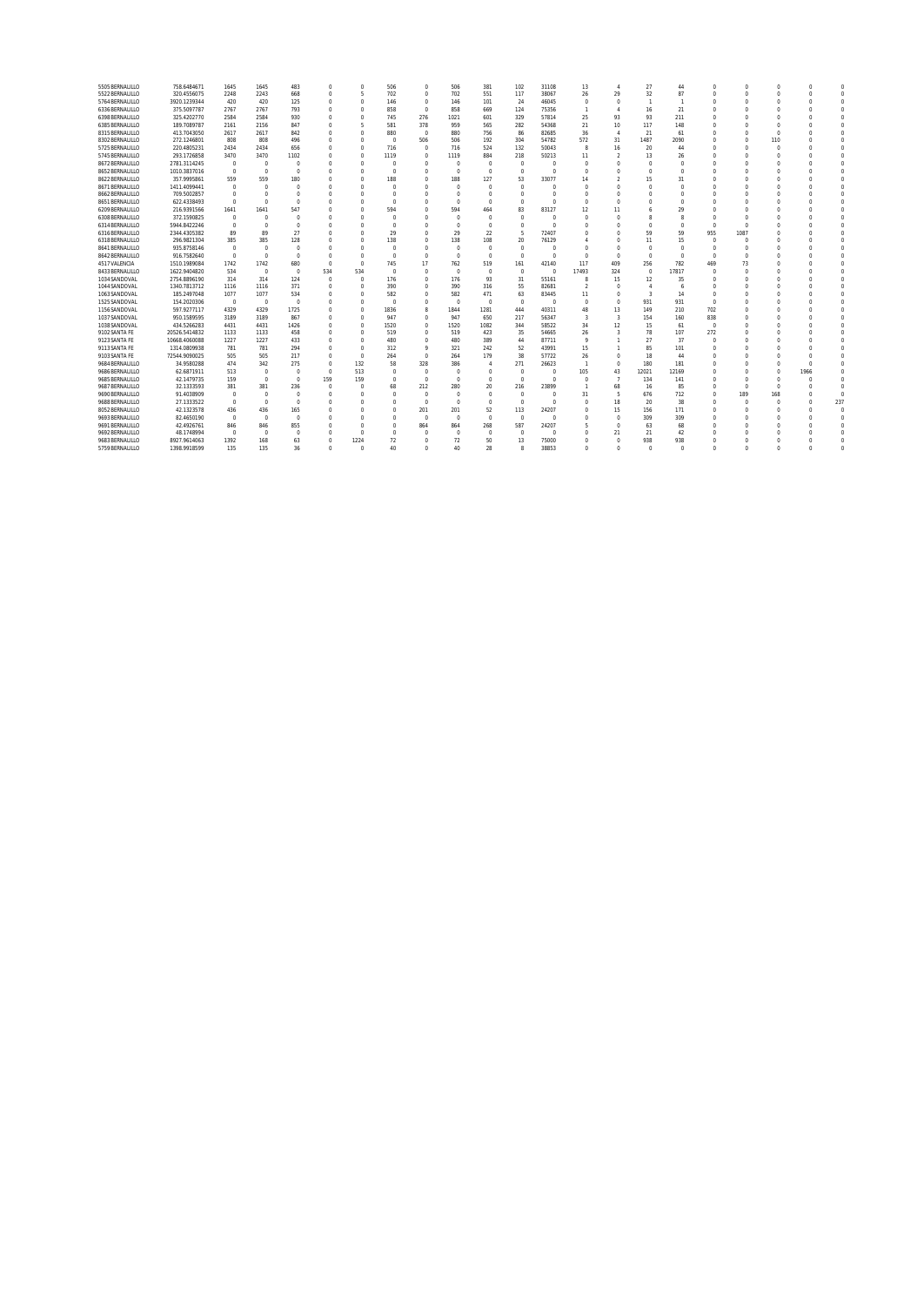| | | | | | | | | | | | | | | | | | | | | | |
|---|---|---|---|---|---|---|---|---|---|---|---|---|---|---|---|---|---|---|---|---|---|
| 5505 BERNALILLO | 758.6484671 | 1645 | 1645 | 483 | 0 | 0 | 506 | 0 | 506 | 381 | 102 | 31108 | 13 | 4 | 27 | 44 | 0 | 0 | 0 | 0 | 0 |
| 5522 BERNALILLO | 320.4556075 | 2248 | 2243 | 668 | 0 | 5 | 702 | 0 | 702 | 551 | 117 | 38067 | 26 | 29 | 32 | 87 | 0 | 0 | 0 | 0 | 0 |
| 5764 BERNALILLO | 3920.1239344 | 420 | 420 | 125 | 0 | 0 | 146 | 0 | 146 | 101 | 24 | 46045 | 0 | 0 | 1 | 1 | 0 | 0 | 0 | 0 | 0 |
| 6336 BERNALILLO | 375.5097787 | 2767 | 2767 | 793 | 0 | 0 | 858 | 0 | 858 | 669 | 124 | 75356 | 1 | 4 | 16 | 21 | 0 | 0 | 0 | 0 | 0 |
| 6398 BERNALILLO | 325.4202770 | 2584 | 2584 | 930 | 0 | 0 | 745 | 276 | 1021 | 601 | 329 | 57814 | 25 | 93 | 93 | 211 | 0 | 0 | 0 | 0 | 0 |
| 6385 BERNALILLO | 189.7089787 | 2161 | 2156 | 847 | 0 | 5 | 581 | 378 | 959 | 565 | 282 | 54368 | 21 | 10 | 117 | 148 | 0 | 0 | 0 | 0 | 0 |
| 8315 BERNALILLO | 413.7043050 | 2617 | 2617 | 842 | 0 | 0 | 880 | 0 | 880 | 756 | 86 | 82685 | 36 | 4 | 21 | 61 | 0 | 0 | 0 | 0 | 0 |
| 8302 BERNALILLO | 272.1246801 | 808 | 808 | 496 | 0 | 0 | 0 | 506 | 506 | 192 | 304 | 54782 | 572 | 31 | 1487 | 2090 | 0 | 0 | 110 | 0 | 0 |
| 5725 BERNALILLO | 220.4805231 | 2434 | 2434 | 656 | 0 | 0 | 716 | 0 | 716 | 524 | 132 | 50043 | 8 | 16 | 20 | 44 | 0 | 0 | 0 | 0 | 0 |
| 5745 BERNALILLO | 293.1726858 | 3470 | 3470 | 1102 | 0 | 0 | 1119 | 0 | 1119 | 884 | 218 | 50213 | 11 | 2 | 13 | 26 | 0 | 0 | 0 | 0 | 0 |
| 8672 BERNALILLO | 2781.3114245 | 0 | 0 | 0 | 0 | 0 | 0 | 0 | 0 | 0 | 0 | 0 | 0 | 0 | 0 | 0 | 0 | 0 | 0 | 0 | 0 |
| 8652 BERNALILLO | 1010.3837016 | 0 | 0 | 0 | 0 | 0 | 0 | 0 | 0 | 0 | 0 | 0 | 0 | 0 | 0 | 0 | 0 | 0 | 0 | 0 | 0 |
| 8622 BERNALILLO | 357.9995861 | 559 | 559 | 180 | 0 | 0 | 188 | 0 | 188 | 127 | 53 | 33077 | 14 | 2 | 15 | 31 | 0 | 0 | 0 | 0 | 0 |
| 8671 BERNALILLO | 1411.4099441 | 0 | 0 | 0 | 0 | 0 | 0 | 0 | 0 | 0 | 0 | 0 | 0 | 0 | 0 | 0 | 0 | 0 | 0 | 0 | 0 |
| 8662 BERNALILLO | 709.5002857 | 0 | 0 | 0 | 0 | 0 | 0 | 0 | 0 | 0 | 0 | 0 | 0 | 0 | 0 | 0 | 0 | 0 | 0 | 0 | 0 |
| 8651 BERNALILLO | 622.4338493 | 0 | 0 | 0 | 0 | 0 | 0 | 0 | 0 | 0 | 0 | 0 | 0 | 0 | 0 | 0 | 0 | 0 | 0 | 0 | 0 |
| 6209 BERNALILLO | 216.9391566 | 1641 | 1641 | 547 | 0 | 0 | 594 | 0 | 594 | 464 | 83 | 83127 | 12 | 11 | 6 | 29 | 0 | 0 | 0 | 0 | 0 |
| 6308 BERNALILLO | 372.1590825 | 0 | 0 | 0 | 0 | 0 | 0 | 0 | 0 | 0 | 0 | 0 | 0 | 0 | 8 | 8 | 0 | 0 | 0 | 0 | 0 |
| 6314 BERNALILLO | 5944.8422246 | 0 | 0 | 0 | 0 | 0 | 0 | 0 | 0 | 0 | 0 | 0 | 0 | 0 | 0 | 0 | 0 | 0 | 0 | 0 | 0 |
| 6316 BERNALILLO | 2344.4305382 | 89 | 89 | 27 | 0 | 0 | 29 | 0 | 29 | 22 | 5 | 72407 | 0 | 0 | 59 | 59 | 955 | 1087 | 0 | 0 | 0 |
| 6318 BERNALILLO | 296.9821304 | 385 | 385 | 128 | 0 | 0 | 138 | 0 | 138 | 108 | 20 | 76129 | 4 | 0 | 11 | 15 | 0 | 0 | 0 | 0 | 0 |
| 8641 BERNALILLO | 935.8758146 | 0 | 0 | 0 | 0 | 0 | 0 | 0 | 0 | 0 | 0 | 0 | 0 | 0 | 0 | 0 | 0 | 0 | 0 | 0 | 0 |
| 8642 BERNALILLO | 916.7582640 | 0 | 0 | 0 | 0 | 0 | 0 | 0 | 0 | 0 | 0 | 0 | 0 | 0 | 0 | 0 | 0 | 0 | 0 | 0 | 0 |
| 4517 VALENCIA | 1510.1989084 | 1742 | 1742 | 680 | 0 | 0 | 745 | 17 | 762 | 519 | 161 | 42140 | 117 | 409 | 256 | 782 | 469 | 73 | 0 | 0 | 0 |
| 8433 BERNALILLO | 1622.9404820 | 534 | 0 | 0 | 534 | 534 | 0 | 0 | 0 | 0 | 0 | 0 | 17493 | 324 | 0 | 17817 | 0 | 0 | 0 | 0 | 0 |
| 1034 SANDOVAL | 2754.8896190 | 314 | 314 | 124 | 0 | 0 | 176 | 0 | 176 | 93 | 31 | 55161 | 8 | 15 | 12 | 35 | 0 | 0 | 0 | 0 | 0 |
| 1044 SANDOVAL | 1340.7813712 | 1116 | 1116 | 371 | 0 | 0 | 390 | 0 | 390 | 316 | 55 | 82681 | 2 | 0 | 4 | 6 | 0 | 0 | 0 | 0 | 0 |
| 1063 SANDOVAL | 185.2497048 | 1077 | 1077 | 534 | 0 | 0 | 582 | 0 | 582 | 471 | 63 | 83445 | 11 | 0 | 3 | 14 | 0 | 0 | 0 | 0 | 0 |
| 1525 SANDOVAL | 154.2020306 | 0 | 0 | 0 | 0 | 0 | 0 | 0 | 0 | 0 | 0 | 0 | 0 | 0 | 931 | 931 | 0 | 0 | 0 | 0 | 0 |
| 1156 SANDOVAL | 597.9277117 | 4329 | 4329 | 1725 | 0 | 0 | 1836 | 8 | 1844 | 1281 | 444 | 40311 | 48 | 13 | 149 | 210 | 702 | 0 | 0 | 0 | 0 |
| 1037 SANDOVAL | 950.1589595 | 3189 | 3189 | 867 | 0 | 0 | 947 | 0 | 947 | 650 | 217 | 56347 | 3 | 3 | 154 | 160 | 838 | 0 | 0 | 0 | 0 |
| 1038 SANDOVAL | 434.5266283 | 4431 | 4431 | 1426 | 0 | 0 | 1520 | 0 | 1520 | 1082 | 344 | 58522 | 34 | 12 | 15 | 61 | 0 | 0 | 0 | 0 | 0 |
| 9102 SANTA FE | 20526.5414832 | 1133 | 1133 | 458 | 0 | 0 | 519 | 0 | 519 | 423 | 35 | 54665 | 26 | 3 | 78 | 107 | 272 | 0 | 0 | 0 | 0 |
| 9123 SANTA FE | 10668.4060088 | 1227 | 1227 | 433 | 0 | 0 | 480 | 0 | 480 | 389 | 44 | 87711 | 9 | 1 | 27 | 37 | 0 | 0 | 0 | 0 | 0 |
| 9113 SANTA FE | 1314.0809938 | 781 | 781 | 294 | 0 | 0 | 312 | 9 | 321 | 242 | 52 | 43991 | 15 | 1 | 85 | 101 | 0 | 0 | 0 | 0 | 0 |
| 9103 SANTA FE | 72544.9090025 | 505 | 505 | 217 | 0 | 0 | 264 | 0 | 264 | 179 | 38 | 57722 | 26 | 0 | 18 | 44 | 0 | 0 | 0 | 0 | 0 |
| 9684 BERNALILLO | 34.9580288 | 474 | 342 | 275 | 0 | 132 | 58 | 328 | 386 | 4 | 271 | 26623 | 1 | 0 | 180 | 181 | 0 | 0 | 0 | 0 | 0 |
| 9686 BERNALILLO | 62.6871911 | 513 | 0 | 0 | 0 | 513 | 0 | 0 | 0 | 0 | 0 | 0 | 105 | 43 | 12021 | 12169 | 0 | 0 | 0 | 1966 | 0 |
| 9685 BERNALILLO | 42.1479735 | 159 | 0 | 0 | 159 | 159 | 0 | 0 | 0 | 0 | 0 | 0 | 0 | 7 | 134 | 141 | 0 | 0 | 0 | 0 | 0 |
| 9687 BERNALILLO | 32.1333593 | 381 | 381 | 236 | 0 | 0 | 68 | 212 | 280 | 20 | 216 | 23899 | 1 | 68 | 16 | 85 | 0 | 0 | 0 | 0 | 0 |
| 9690 BERNALILLO | 91.4038909 | 0 | 0 | 0 | 0 | 0 | 0 | 0 | 0 | 0 | 0 | 0 | 31 | 5 | 676 | 712 | 0 | 189 | 168 | 0 | 0 |
| 9688 BERNALILLO | 27.1333522 | 0 | 0 | 0 | 0 | 0 | 0 | 0 | 0 | 0 | 0 | 0 | 0 | 18 | 20 | 38 | 0 | 0 | 0 | 0 | 237 |
| 8052 BERNALILLO | 42.1323578 | 436 | 436 | 165 | 0 | 0 | 0 | 201 | 201 | 52 | 113 | 24207 | 0 | 15 | 156 | 171 | 0 | 0 | 0 | 0 | 0 |
| 9693 BERNALILLO | 82.4650190 | 0 | 0 | 0 | 0 | 0 | 0 | 0 | 0 | 0 | 0 | 0 | 0 | 0 | 309 | 309 | 0 | 0 | 0 | 0 | 0 |
| 9691 BERNALILLO | 42.4926761 | 846 | 846 | 855 | 0 | 0 | 0 | 864 | 864 | 268 | 587 | 24207 | 5 | 0 | 63 | 68 | 0 | 0 | 0 | 0 | 0 |
| 9692 BERNALILLO | 48.1748994 | 0 | 0 | 0 | 0 | 0 | 0 | 0 | 0 | 0 | 0 | 0 | 0 | 21 | 21 | 42 | 0 | 0 | 0 | 0 | 0 |
| 9683 BERNALILLO | 8927.9614063 | 1392 | 168 | 63 | 0 | 1224 | 72 | 0 | 72 | 50 | 13 | 75000 | 0 | 0 | 938 | 938 | 0 | 0 | 0 | 0 | 0 |
| 5759 BERNALILLO | 1398.9918599 | 135 | 135 | 36 | 0 | 0 | 40 | 0 | 40 | 28 | 8 | 38853 | 0 | 0 | 0 | 0 | 0 | 0 | 0 | 0 | 0 |